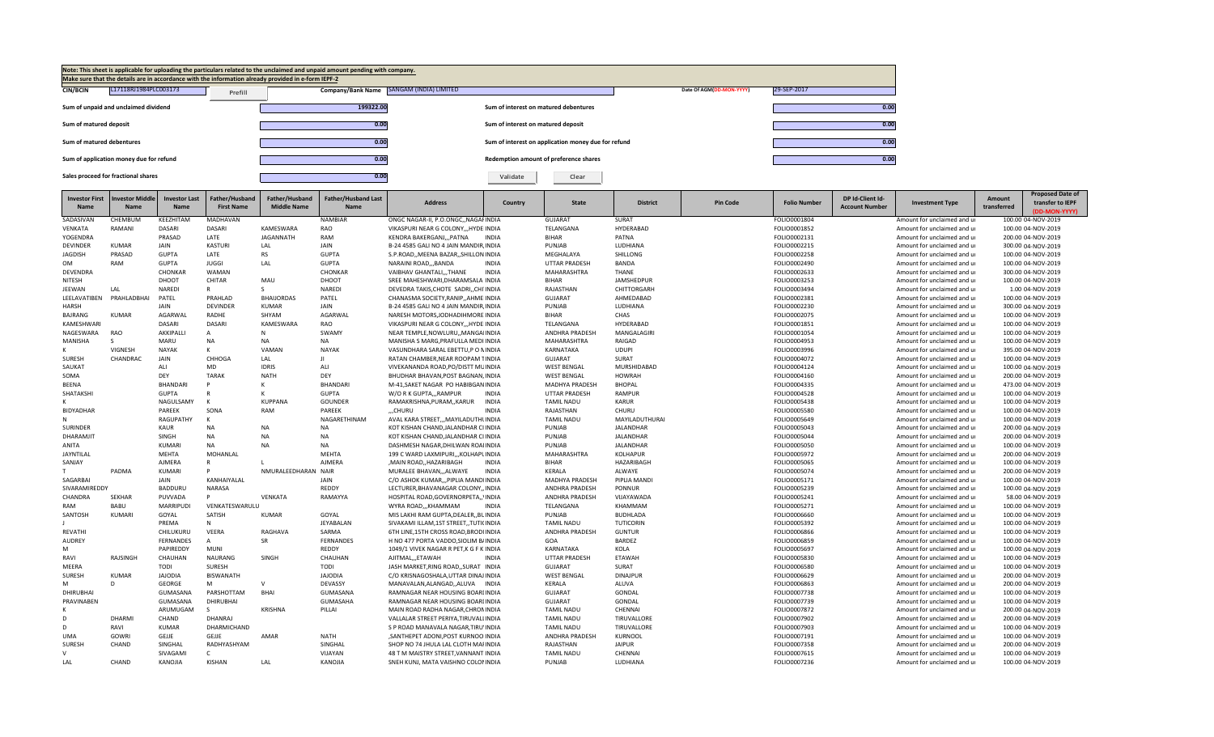Note: This sheet is applicable for uploading the particulars related to the unclaimed and unpaid amount pending with company.

Make sure that the details are in accordance with the information already provided in e-form IEPF-2

| CIN/BCIN | L17118RJ1984PLC003173 | Prefill | Company/Bank Name | SANGAM (INDIA) LIMITED | Date Of AGM(DD-MON-YYYY) | 29-SEP-2017 |
|---|---|---|---|---|---|---|

| | | | |
|---|---|---|---|
| Sum of unpaid and unclaimed dividend | 199322.00 | Sum of interest on matured debentures | 0.00 |
| Sum of matured deposit | 0.00 | Sum of interest on matured deposit | 0.00 |
| Sum of matured debentures | 0.00 | Sum of interest on application money due for refund | 0.00 |
| Sum of application money due for refund | 0.00 | Redemption amount of preference shares | 0.00 |
| Sales proceed for fractional shares | 0.00 | | |

Validate | Clear

| Investor First Name | Investor Middle Name | Investor Last Name | Father/Husband First Name | Father/Husband Middle Name | Father/Husband Last Name | Address | Country | State | District | Pin Code | Folio Number | DP Id-Client Id-Account Number | Investment Type | Amount transferred | Proposed Date of transfer to IEPF (DD-MON-YYYY) |
|---|---|---|---|---|---|---|---|---|---|---|---|---|---|---|---|
| SADASIVAN | CHEMBUM | KEEZHITAM | MADHAVAN | | NAMBIAR | ONGC NAGAR-II, P.O.ONGC,,NAGAI INDIA | | GUJARAT | SURAT | | FOLIO0001804 | | Amount for unclaimed and ui | 100.00 | 04-NOV-2019 |
| VENKATA | RAMANI | DASARI | DASARI | KAMESWARA | RAO | VIKASPURI NEAR G COLONY,,,HYDE INDIA | | TELANGANA | HYDERABAD | | FOLIO0001852 | | Amount for unclaimed and ui | 100.00 | 04-NOV-2019 |
| YOGENDRA | | PRASAD | LATE | JAGANNATH | RAM | KENDRA BAKERGANJ,,,PATNA | INDIA | BIHAR | PATNA | | FOLIO0002131 | | Amount for unclaimed and ui | 200.00 | 04-NOV-2019 |
| DEVINDER | KUMAR | JAIN | KASTURI | LAL | JAIN | B-24 4585 GALI NO 4 JAIN MANDIR, INDIA | | PUNJAB | LUDHIANA | | FOLIO0002215 | | Amount for unclaimed and ui | 300.00 | 04-NOV-2019 |
| JAGDISH | PRASAD | GUPTA | LATE | RS | GUPTA | S.P.ROAD,,MEENA BAZAR,,SHILLON INDIA | | MEGHALAYA | SHILLONG | | FOLIO0002258 | | Amount for unclaimed and ui | 100.00 | 04-NOV-2019 |
| OM | RAM | GUPTA | JUGGI | LAL | GUPTA | NARAINI ROAD,,,BANDA | INDIA | UTTAR PRADESH | BANDA | | FOLIO0002490 | | Amount for unclaimed and ui | 100.00 | 04-NOV-2019 |
| DEVENDRA | | CHONKAR | WAMAN | | CHONKAR | VAIBHAV GHANTALI,,,THANE | INDIA | MAHARASHTRA | THANE | | FOLIO0002633 | | Amount for unclaimed and ui | 300.00 | 04-NOV-2019 |
| NITESH | | DHOOT | CHITAR | MAU | DHOOT | SREE MAHESHWARI,DHARAMSALA INDIA | | BIHAR | JAMSHEDPUR | | FOLIO0003253 | | Amount for unclaimed and ui | 100.00 | 04-NOV-2019 |
| JEEWAN | LAL | NAREDI | R | S | NAREDI | DEVEDRA TAKIS,CHOTE SADRI,,CHI INDIA | | RAJASTHAN | CHITTORGARH | | FOLIO0003494 | | Amount for unclaimed and ui | 1.00 | 04-NOV-2019 |
| LEELAVATIBEN | PRAHLADBHAI | PATEL | PRAHLAD | BHAIJORDAS | PATEL | CHANASMA SOCIETY,RANIP,,AHME INDIA | | GUJARAT | AHMEDABAD | | FOLIO0002381 | | Amount for unclaimed and ui | 100.00 | 04-NOV-2019 |
| HARSH | | JAIN | DEVINDER | KUMAR | JAIN | B-24 4585 GALI NO 4 JAIN MANDIR, INDIA | | PUNJAB | LUDHIANA | | FOLIO0002230 | | Amount for unclaimed and ui | 300.00 | 04-NOV-2019 |
| BAJRANG | KUMAR | AGARWAL | RADHE | SHYAM | AGARWAL | NARESH MOTORS,JODHADIHMORE INDIA | | BIHAR | CHAS | | FOLIO0002075 | | Amount for unclaimed and ui | 100.00 | 04-NOV-2019 |
| KAMESHWARI | | DASARI | DASARI | KAMESWARA | RAO | VIKASPURI NEAR G COLONY,,,HYDE INDIA | | TELANGANA | HYDERABAD | | FOLIO0001851 | | Amount for unclaimed and ui | 100.00 | 04-NOV-2019 |
| NAGESWARA | RAO | AKKIPALLI | A | N | SWAMY | NEAR TEMPLE,NOWLURU,,MANGAI INDIA | | ANDHRA PRADESH | MANGALAGIRI | | FOLIO0001054 | | Amount for unclaimed and ui | 100.00 | 04-NOV-2019 |
| MANISHA | S | MARU | NA | NA | NA | MANISHA S MARG,PRAFULLA MEDI INDIA | | MAHARASHTRA | RAIGAD | | FOLIO0004953 | | Amount for unclaimed and ui | 100.00 | 04-NOV-2019 |
| K | VIGNESH | NAYAK | K | VAMAN | NAYAK | VASUNDHARA SARAL EBETTU,P O N INDIA | | KARNATAKA | UDUPI | | FOLIO0003996 | | Amount for unclaimed and ui | 395.00 | 04-NOV-2019 |
| SURESH | CHANDRAC | JAIN | CHHOGA | LAL | JI | RATAN CHAMBER,NEAR ROOPAM 1 INDIA | | GUJARAT | SURAT | | FOLIO0004072 | | Amount for unclaimed and ui | 100.00 | 04-NOV-2019 |
| SAUKAT | | ALI | MD | IDRIS | ALI | VIVEKANANDA ROAD,PO/DISTT MU INDIA | | WEST BENGAL | MURSHIDABAD | | FOLIO0004124 | | Amount for unclaimed and ui | 100.00 | 04-NOV-2019 |
| SOMA | | DEY | TARAK | NATH | DEY | BHUDHAR BHAVAN,POST BAGNAN, INDIA | | WEST BENGAL | HOWRAH | | FOLIO0004160 | | Amount for unclaimed and ui | 200.00 | 04-NOV-2019 |
| BEENA | | BHANDARI | P | K | BHANDARI | M-41,SAKET NAGAR PO HABIBGAN INDIA | | MADHYA PRADESH | BHOPAL | | FOLIO0004335 | | Amount for unclaimed and ui | 473.00 | 04-NOV-2019 |
| SHATAKSHI | | GUPTA | R | K | GUPTA | W/O R K GUPTA,,,RAMPUR | INDIA | UTTAR PRADESH | RAMPUR | | FOLIO0004528 | | Amount for unclaimed and ui | 100.00 | 04-NOV-2019 |
| K | | NAGULSAMY | K | KUPPANA | GOUNDER | RAMAKRISHNA,PURAM,,KARUR | INDIA | TAMIL NADU | KARUR | | FOLIO0005438 | | Amount for unclaimed and ui | 100.00 | 04-NOV-2019 |
| BIDYADHAR | | PAREEK | SONA | RAM | PAREEK | ,,,CHURU | INDIA | RAJASTHAN | CHURU | | FOLIO0005580 | | Amount for unclaimed and ui | 100.00 | 04-NOV-2019 |
| N | | RAGUPATHY | K | | NAGARETHINAM | AVAL KARA STREET,,,MAYILADUTHU INDIA | | TAMIL NADU | MAYILADUTHURAI | | FOLIO0005649 | | Amount for unclaimed and ui | 100.00 | 04-NOV-2019 |
| SURINDER | | KAUR | NA | NA | NA | KOT KISHAN CHAND,JALANDHAR CI INDIA | | PUNJAB | JALANDHAR | | FOLIO0005043 | | Amount for unclaimed and ui | 200.00 | 04-NOV-2019 |
| DHARAMJIT | | SINGH | NA | NA | NA | KOT KISHAN CHAND,JALANDHAR CI INDIA | | PUNJAB | JALANDHAR | | FOLIO0005044 | | Amount for unclaimed and ui | 200.00 | 04-NOV-2019 |
| ANITA | | KUMARI | NA | NA | NA | DASHMESH NAGAR,DHILWAN ROAI INDIA | | PUNJAB | JALANDHAR | | FOLIO0005050 | | Amount for unclaimed and ui | 100.00 | 04-NOV-2019 |
| JAYNTILAL | | MEHTA | MOHANLAL | | MEHTA | 199 C WARD LAXMIPURI,,,KOLHAPU INDIA | | MAHARASHTRA | KOLHAPUR | | FOLIO0005972 | | Amount for unclaimed and ui | 200.00 | 04-NOV-2019 |
| SANJAY | | AJMERA | R | L | AJMERA | ,MAIN ROAD,,HAZARIBAGH | INDIA | BIHAR | HAZARIBAGH | | FOLIO0005065 | | Amount for unclaimed and ui | 100.00 | 04-NOV-2019 |
| T | PADMA | KUMARI | P | NMURALEEDHARAN | NAIR | MURALEE BHAVAN,,,ALWAYE | INDIA | KERALA | ALWAYE | | FOLIO0005074 | | Amount for unclaimed and ui | 200.00 | 04-NOV-2019 |
| SAGARBAI | | JAIN | KANHAIYALAL | | JAIN | C/O ASHOK KUMAR,,,PIPLIA MANDI INDIA | | MADHYA PRADESH | PIPLIA MANDI | | FOLIO0005171 | | Amount for unclaimed and ui | 100.00 | 04-NOV-2019 |
| SIVARAMIREDDY | | BADDURU | NARASA | | REDDY | LECTURER,BHAVANAGAR COLONY,,INDIA | | ANDHRA PRADESH | PONNUR | | FOLIO0005239 | | Amount for unclaimed and ui | 100.00 | 04-NOV-2019 |
| CHANDRA | SEKHAR | PUVVADA | P | VENKATA | RAMAYYA | HOSPITAL ROAD,GOVERNORPETA,,INDIA | | ANDHRA PRADESH | VIJAYAWADA | | FOLIO0005241 | | Amount for unclaimed and ui | 58.00 | 04-NOV-2019 |
| RAM | BABU | MARRIPUDI | VENKATESWARULU | | | WYRA ROAD,,,KHAMMAM | INDIA | TELANGANA | KHAMMAM | | FOLIO0005271 | | Amount for unclaimed and ui | 100.00 | 04-NOV-2019 |
| SANTOSH | KUMARI | GOYAL | SATISH | KUMAR | GOYAL | MIS LAKHI RAM GUPTA,DEALER,,BL INDIA | | PUNJAB | BUDHLADA | | FOLIO0006660 | | Amount for unclaimed and ui | 100.00 | 04-NOV-2019 |
| J | | PREMA | N | | JEYABALAN | SIVAKAMI ILLAM,1ST STREET,,TUTI( INDIA | | TAMIL NADU | TUTICORIN | | FOLIO0005392 | | Amount for unclaimed and ui | 100.00 | 04-NOV-2019 |
| REVATHI | | CHILUKURU | VEERA | RAGHAVA | SARMA | 6TH LINE,15TH CROSS ROAD,BRODI INDIA | | ANDHRA PRADESH | GUNTUR | | FOLIO0006866 | | Amount for unclaimed and ui | 100.00 | 04-NOV-2019 |
| AUDREY | | FERNANDES | A | SR | FERNANDES | H NO 477 PORTA VADDO,SIOLIM B/ INDIA | | GOA | BARDEZ | | FOLIO0006859 | | Amount for unclaimed and ui | 100.00 | 04-NOV-2019 |
| M | | PAPIREDDY | MUNI | | REDDY | 1049/1 VIVEK NAGAR R PET,K G F K INDIA | | KARNATAKA | KOLA | | FOLIO0005697 | | Amount for unclaimed and ui | 100.00 | 04-NOV-2019 |
| RAVI | RAJSINGH | CHAUHAN | NAURANG | SINGH | CHAUHAN | AJITMAL,,,ETAWAH | INDIA | UTTAR PRADESH | ETAWAH | | FOLIO0005830 | | Amount for unclaimed and ui | 100.00 | 04-NOV-2019 |
| MEERA | | TODI | SURESH | | TODI | JASH MARKET,RING ROAD,,SURAT | INDIA | GUJARAT | SURAT | | FOLIO0006580 | | Amount for unclaimed and ui | 100.00 | 04-NOV-2019 |
| SURESH | KUMAR | JAJODIA | BISWANATH | | JAJODIA | C/O KRISNAGOSHALA,UTTAR DINAJ INDIA | | WEST BENGAL | DINAJPUR | | FOLIO0006629 | | Amount for unclaimed and ui | 200.00 | 04-NOV-2019 |
| M | D | GEORGE | M | V | DEVASSY | MANAVALAN,ALANGAD,,ALUVA | INDIA | KERALA | ALUVA | | FOLIO0006863 | | Amount for unclaimed and ui | 200.00 | 04-NOV-2019 |
| DHIRUBHAI | | GUMASANA | PARSHOTTAM | BHAI | GUMASANA | RAMNAGAR NEAR HOUSING BOARI INDIA | | GUJARAT | GONDAL | | FOLIO0007738 | | Amount for unclaimed and ui | 100.00 | 04-NOV-2019 |
| PRAVINABEN | | GUMASANA | DHIRUBHAI | | GUMASAHA | RAMNAGAR NEAR HOUSING BOARI INDIA | | GUJARAT | GONDAL | | FOLIO0007739 | | Amount for unclaimed and ui | 100.00 | 04-NOV-2019 |
| K | | ARUMUGAM | S | KRISHNA | PILLAI | MAIN ROAD RADHA NAGAR,CHROI INDIA | | TAMIL NADU | CHENNAI | | FOLIO0007872 | | Amount for unclaimed and ui | 200.00 | 04-NOV-2019 |
| D | DHARMI | CHAND | DHANRAJ | | | VALLALAR STREET PERIYA,TIRUVALI INDIA | | TAMIL NADU | TIRUVALLORE | | FOLIO0007902 | | Amount for unclaimed and ui | 200.00 | 04-NOV-2019 |
| D | RAVI | KUMAR | DHARMICHAND | | | S P ROAD MANAVALA NAGAR,TIRU INDIA | | TAMIL NADU | TIRUVALLORE | | FOLIO0007903 | | Amount for unclaimed and ui | 100.00 | 04-NOV-2019 |
| UMA | GOWRI | GEJJE | GEJJE | AMAR | NATH | ,SANTHEPET ADONI,POST KURNOO INDIA | | ANDHRA PRADESH | KURNOOL | | FOLIO0007191 | | Amount for unclaimed and ui | 100.00 | 04-NOV-2019 |
| SURESH | CHAND | SINGHAL | RADHYASHYAM | | SINGHAL | SHOP NO 74 JHULA LAL CLOTH MAI INDIA | | RAJASTHAN | JAIPUR | | FOLIO0007358 | | Amount for unclaimed and ui | 200.00 | 04-NOV-2019 |
| V | | SIVAGAMI | C | | VIJAYAN | 48 T M MAISTRY STREET,VANNANT INDIA | | TAMIL NADU | CHENNAI | | FOLIO0007615 | | Amount for unclaimed and ui | 100.00 | 04-NOV-2019 |
| LAL | CHAND | KANOJIA | KISHAN | LAL | KANOJIA | SNEH KUNJ, MATA VAISHNO COLOI INDIA | | PUNJAB | LUDHIANA | | FOLIO0007236 | | Amount for unclaimed and ui | 100.00 | 04-NOV-2019 |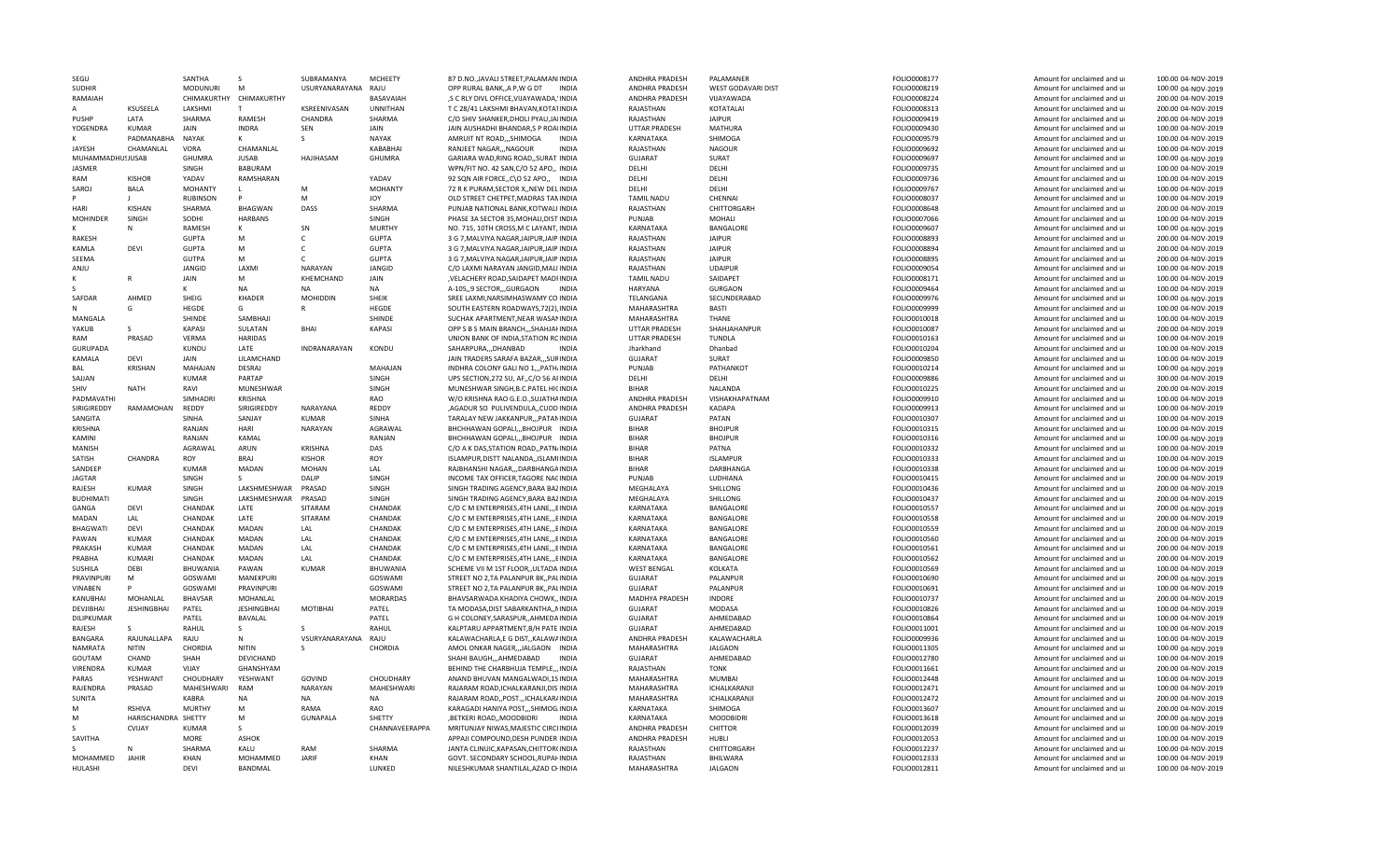| | | | | | | | | | | | | | |
|---|---|---|---|---|---|---|---|---|---|---|---|---|---|
| SEGU | | SANTHA | S | SUBRAMANYA | MCHEETY | 87 D.NO.,JAVALI STREET,PALAMANI INDIA | | ANDHRA PRADESH | PALAMANER | FOLIO0008177 | Amount for unclaimed and ui | 100.00 | 04-NOV-2019 |
| SUDHIR | | MODUNURI | M | USURYANARAYANA | RAJU | OPP RURAL BANK,,A P,W G DT | INDIA | ANDHRA PRADESH | WEST GODAVARI DIST | FOLIO0008219 | Amount for unclaimed and ui | 100.00 | 04-NOV-2019 |
| RAMAIAH | | CHIMAKURTHY | CHIMAKURTHY | | BASAVAIAH | ,S C RLY DIVL OFFICE,VIJAYAWADA,' INDIA | | ANDHRA PRADESH | VIJAYAWADA | FOLIO0008224 | Amount for unclaimed and ui | 200.00 | 04-NOV-2019 |
| A | KSUSEELA | LAKSHMI | T | KSREENIVASAN | UNNITHAN | T C 28/41 LAKSHMI BHAVAN,KOTAI INDIA | | RAJASTHAN | KOTATALAI | FOLIO0008313 | Amount for unclaimed and ui | 200.00 | 04-NOV-2019 |
| PUSHP | LATA | SHARMA | RAMESH | CHANDRA | SHARMA | C/O SHIV SHANKER,DHOLI PYAU,JAI INDIA | | RAJASTHAN | JAIPUR | FOLIO0009419 | Amount for unclaimed and ui | 200.00 | 04-NOV-2019 |
| YOGENDRA | KUMAR | JAIN | INDRA | SEN | JAIN | JAIN AUSHADHI BHANDAR,S P ROAI INDIA | | UTTAR PRADESH | MATHURA | FOLIO0009430 | Amount for unclaimed and ui | 100.00 | 04-NOV-2019 |
| K | PADMANABHA | NAYAK | K | S | NAYAK | AMRUIT NT ROAD,,,SHIMOGA | INDIA | KARNATAKA | SHIMOGA | FOLIO0009579 | Amount for unclaimed and ui | 100.00 | 04-NOV-2019 |
| JAYESH | CHAMANLAL | VORA | CHAMANLAL | | KABABHAI | RANJEET NAGAR,,,NAGOUR | INDIA | RAJASTHAN | NAGOUR | FOLIO0009692 | Amount for unclaimed and ui | 100.00 | 04-NOV-2019 |
| MUHAMMADHU: JUSAB | | GHUMRA | JUSAB | HAJIHASAM | GHUMRA | GARIARA WAD,RING ROAD,,SURAT INDIA | | GUJARAT | SURAT | FOLIO0009697 | Amount for unclaimed and ui | 100.00 | 04-NOV-2019 |
| JASMER | | SINGH | BABURAM | | | WPN/FIT NO. 42 SAN,C/O 52 APO,, INDIA | | DELHI | DELHI | FOLIO0009735 | Amount for unclaimed and ui | 100.00 | 04-NOV-2019 |
| RAM | KISHOR | YADAV | RAMSHARAN | | YADAV | 92 SQN AIR FORCE,,C\O 52 APO,, | INDIA | DELHI | DELHI | FOLIO0009736 | Amount for unclaimed and ui | 100.00 | 04-NOV-2019 |
| SAROJ | BALA | MOHANTY | L | M | MOHANTY | 72 R K PURAM,SECTOR X,,NEW DEL INDIA | | DELHI | DELHI | FOLIO0009767 | Amount for unclaimed and ui | 100.00 | 04-NOV-2019 |
| P | J | RUBINSON | P | M | JOY | OLD STREET CHETPET,MADRAS TAI INDIA | | TAMIL NADU | CHENNAI | FOLIO0008037 | Amount for unclaimed and ui | 100.00 | 04-NOV-2019 |
| HARI | KISHAN | SHARMA | BHAGWAN | DASS | SHARMA | PUNJAB NATIONAL BANK,KOTWALI INDIA | | RAJASTHAN | CHITTORGARH | FOLIO0008648 | Amount for unclaimed and ui | 200.00 | 04-NOV-2019 |
| MOHINDER | SINGH | SODHI | HARBANS | | SINGH | PHASE 3A SECTOR 35,MOHALI,DIST INDIA | | PUNJAB | MOHALI | FOLIO0007066 | Amount for unclaimed and ui | 100.00 | 04-NOV-2019 |
| K | N | RAMESH | K | SN | MURTHY | NO. 715, 10TH CROSS,M C LAYANT, INDIA | | KARNATAKA | BANGALORE | FOLIO0009607 | Amount for unclaimed and ui | 100.00 | 04-NOV-2019 |
| RAKESH | | GUPTA | M | C | GUPTA | 3 G 7,MALVIYA NAGAR,JAIPUR,JAIP INDIA | | RAJASTHAN | JAIPUR | FOLIO0008893 | Amount for unclaimed and ui | 200.00 | 04-NOV-2019 |
| KAMLA | DEVI | GUPTA | M | C | GUPTA | 3 G 7,MALVIYA NAGAR,JAIPUR,JAIP INDIA | | RAJASTHAN | JAIPUR | FOLIO0008894 | Amount for unclaimed and ui | 200.00 | 04-NOV-2019 |
| SEEMA | | GUTPA | M | C | GUPTA | 3 G 7,MALVIYA NAGAR,JAIPUR,JAIP INDIA | | RAJASTHAN | JAIPUR | FOLIO0008895 | Amount for unclaimed and ui | 200.00 | 04-NOV-2019 |
| ANJU | | JANGID | LAXMI | NARAYAN | JANGID | C/O LAXMI NARAYAN JANGID,MALI INDIA | | RAJASTHAN | UDAIPUR | FOLIO0009054 | Amount for unclaimed and ui | 100.00 | 04-NOV-2019 |
| K | R | JAIN | M | KHEMCHAND | JAIN | ,VELACHERY ROAD,SAIDAPET MADI INDIA | | TAMIL NADU | SAIDAPET | FOLIO0008171 | Amount for unclaimed and ui | 100.00 | 04-NOV-2019 |
| S | | K | NA | NA | NA | A-105,,9 SECTOR,,,GURGAON | INDIA | HARYANA | GURGAON | FOLIO0009464 | Amount for unclaimed and ui | 100.00 | 04-NOV-2019 |
| SAFDAR | AHMED | SHEIG | KHADER | MOHIDDIN | SHEIK | SREE LAXMI,NARSIMHASWAMY CO INDIA | | TELANGANA | SECUNDERABAD | FOLIO0009976 | Amount for unclaimed and ui | 100.00 | 04-NOV-2019 |
| N | G | HEGDE | G | R | HEGDE | SOUTH EASTERN ROADWAYS,72(2), INDIA | | MAHARASHTRA | BASTI | FOLIO0009999 | Amount for unclaimed and ui | 100.00 | 04-NOV-2019 |
| MANGALA | | SHINDE | SAMBHAJI | | SHINDE | SUCHAK APARTMENT,NEAR WASAI INDIA | | MAHARASHTRA | THANE | FOLIO0010018 | Amount for unclaimed and ui | 100.00 | 04-NOV-2019 |
| YAKUB | S | KAPASI | SULATAN | BHAI | KAPASI | OPP S B S MAIN BRANCH,,,SHAHJAI INDIA | | UTTAR PRADESH | SHAHJAHANPUR | FOLIO0010087 | Amount for unclaimed and ui | 200.00 | 04-NOV-2019 |
| RAM | PRASAD | VERMA | HARIDAS | | | UNION BANK OF INDIA,STATION RC INDIA | | UTTAR PRADESH | TUNDLA | FOLIO0010163 | Amount for unclaimed and ui | 100.00 | 04-NOV-2019 |
| GURUPADA | | KUNDU | LATE | INDRANARAYAN | KONDU | SAHARPURA,,,DHANBAD | INDIA | Jharkhand | Dhanbad | FOLIO0010204 | Amount for unclaimed and ui | 100.00 | 04-NOV-2019 |
| KAMALA | DEVI | JAIN | LILAMCHAND | | | JAIN TRADERS SARAFA BAZAR,,,SUF INDIA | | GUJARAT | SURAT | FOLIO0009850 | Amount for unclaimed and ui | 100.00 | 04-NOV-2019 |
| BAL | KRISHAN | MAHAJAN | DESRAJ | | MAHAJAN | INDHRA COLONY GALI NO 1,,,PATH, INDIA | | PUNJAB | PATHANKOT | FOLIO0010214 | Amount for unclaimed and ui | 100.00 | 04-NOV-2019 |
| SAJJAN | | KUMAR | PARTAP | | SINGH | UPS SECTION,272 SU, AF,,C/O 56 AI INDIA | | DELHI | DELHI | FOLIO0009886 | Amount for unclaimed and ui | 300.00 | 04-NOV-2019 |
| SHIV | NATH | RAVI | MUNESHWAR | | SINGH | MUNESHWAR SINGH,B.C.PATEL HIC INDIA | | BIHAR | NALANDA | FOLIO0010225 | Amount for unclaimed and ui | 200.00 | 04-NOV-2019 |
| PADMAVATHI | | SIMHADRI | KRISHNA | | RAO | W/O KRISHNA RAO G.E.O.,SUJATHA INDIA | | ANDHRA PRADESH | VISHAKHAPATNAM | FOLIO0009910 | Amount for unclaimed and ui | 100.00 | 04-NOV-2019 |
| SIRIGIREDDY | RAMAMOHAN | REDDY | SIRIGIREDDY | NARAYANA | REDDY | ,AGADUR SO PULIVENDULA,,CUDD INDIA | | ANDHRA PRADESH | KADAPA | FOLIO0009913 | Amount for unclaimed and ui | 100.00 | 04-NOV-2019 |
| SANGITA | | SINHA | SANJAY | KUMAR | SINHA | TARALAY NEW JAKKANPUR,,,PATAI INDIA | | GUJARAT | PATAN | FOLIO0010307 | Amount for unclaimed and ui | 100.00 | 04-NOV-2019 |
| KRISHNA | | RANJAN | HARI | NARAYAN | AGRAWAL | BHCHHAWAN GOPALI,,,BHOJPUR | INDIA | BIHAR | BHOJPUR | FOLIO0010315 | Amount for unclaimed and ui | 100.00 | 04-NOV-2019 |
| KAMINI | | RANJAN | KAMAL | | RANJAN | BHCHHAWAN GOPALI,,,BHOJPUR | INDIA | BIHAR | BHOJPUR | FOLIO0010316 | Amount for unclaimed and ui | 100.00 | 04-NOV-2019 |
| MANISH | | AGRAWAL | ARUN | KRISHNA | DAS | C/O A K DAS,STATION ROAD,,PATN INDIA | | BIHAR | PATNA | FOLIO0010332 | Amount for unclaimed and ui | 100.00 | 04-NOV-2019 |
| SATISH | CHANDRA | ROY | BRAJ | KISHOR | ROY | ISLAMPUR,DISTT NALANDA,,ISLAMI INDIA | | BIHAR | ISLAMPUR | FOLIO0010333 | Amount for unclaimed and ui | 100.00 | 04-NOV-2019 |
| SANDEEP | | KUMAR | MADAN | MOHAN | LAL | RAJBHANSHI NAGAR,,,DARBHANGA INDIA | | BIHAR | DARBHANGA | FOLIO0010338 | Amount for unclaimed and ui | 100.00 | 04-NOV-2019 |
| JAGTAR | | SINGH | S | DALIP | SINGH | INCOME TAX OFFICER,TAGORE NAC INDIA | | PUNJAB | LUDHIANA | FOLIO0010415 | Amount for unclaimed and ui | 200.00 | 04-NOV-2019 |
| RAJESH | KUMAR | SINGH | LAKSHMESHWAR | PRASAD | SINGH | SINGH TRADING AGENCY,BARA BAZ INDIA | | MEGHALAYA | SHILLONG | FOLIO0010436 | Amount for unclaimed and ui | 200.00 | 04-NOV-2019 |
| BUDHIMATI | | SINGH | LAKSHMESHWAR | PRASAD | SINGH | SINGH TRADING AGENCY,BARA BAZ INDIA | | MEGHALAYA | SHILLONG | FOLIO0010437 | Amount for unclaimed and ui | 200.00 | 04-NOV-2019 |
| GANGA | DEVI | CHANDAK | LATE | SITARAM | CHANDAK | C/O C M ENTERPRISES,4TH LANE,,,E INDIA | | KARNATAKA | BANGALORE | FOLIO0010557 | Amount for unclaimed and ui | 200.00 | 04-NOV-2019 |
| MADAN | LAL | CHANDAK | LATE | SITARAM | CHANDAK | C/O C M ENTERPRISES,4TH LANE,,,E INDIA | | KARNATAKA | BANGALORE | FOLIO0010558 | Amount for unclaimed and ui | 200.00 | 04-NOV-2019 |
| BHAGWATI | DEVI | CHANDAK | MADAN | LAL | CHANDAK | C/O C M ENTERPRISES,4TH LANE,,,E INDIA | | KARNATAKA | BANGALORE | FOLIO0010559 | Amount for unclaimed and ui | 200.00 | 04-NOV-2019 |
| PAWAN | KUMAR | CHANDAK | MADAN | LAL | CHANDAK | C/O C M ENTERPRISES,4TH LANE,,,E INDIA | | KARNATAKA | BANGALORE | FOLIO0010560 | Amount for unclaimed and ui | 200.00 | 04-NOV-2019 |
| PRAKASH | KUMAR | CHANDAK | MADAN | LAL | CHANDAK | C/O C M ENTERPRISES,4TH LANE,,,E INDIA | | KARNATAKA | BANGALORE | FOLIO0010561 | Amount for unclaimed and ui | 200.00 | 04-NOV-2019 |
| PRABHA | KUMARI | CHANDAK | MADAN | LAL | CHANDAK | C/O C M ENTERPRISES,4TH LANE,,,E INDIA | | KARNATAKA | BANGALORE | FOLIO0010562 | Amount for unclaimed and ui | 200.00 | 04-NOV-2019 |
| SUSHILA | DEBI | BHUWANIA | PAWAN | KUMAR | BHUWANIA | SCHEME VII M 1ST FLOOR,,ULTADA INDIA | | WEST BENGAL | KOLKATA | FOLIO0010569 | Amount for unclaimed and ui | 100.00 | 04-NOV-2019 |
| PRAVINPURI | M | GOSWAMI | MANEKPURI | | GOSWAMI | STREET NO 2,TA PALANPUR BK,,PAL INDIA | | GUJARAT | PALANPUR | FOLIO0010690 | Amount for unclaimed and ui | 200.00 | 04-NOV-2019 |
| VINABEN | P | GOSWAMI | PRAVINPURI | | GOSWAMI | STREET NO 2,TA PALANPUR BK,,PAL INDIA | | GUJARAT | PALANPUR | FOLIO0010691 | Amount for unclaimed and ui | 100.00 | 04-NOV-2019 |
| KANUBHAI | MOHANLAL | BHAVSAR | MOHANLAL | | MORARDAS | BHAVSARWADA KHADIYA CHOWK,, INDIA | | MADHYA PRADESH | INDORE | FOLIO0010737 | Amount for unclaimed and ui | 200.00 | 04-NOV-2019 |
| DEVJIBHAI | JESHINGBHAI | PATEL | JESHINGBHAI | MOTIBHAI | PATEL | TA MODASA,DIST SABARKANTHA,,N INDIA | | GUJARAT | MODASA | FOLIO0010826 | Amount for unclaimed and ui | 100.00 | 04-NOV-2019 |
| DILIPKUMAR | | PATEL | BAVALAL | | PATEL | G H COLONEY,SARASPUR,,AHMEDA INDIA | | GUJARAT | AHMEDABAD | FOLIO0010864 | Amount for unclaimed and ui | 100.00 | 04-NOV-2019 |
| RAJESH | S | RAHUL | S | S | RAHUL | KALPTARU APPARTMENT,B/H PATE INDIA | | GUJARAT | AHMEDABAD | FOLIO0011001 | Amount for unclaimed and ui | 100.00 | 04-NOV-2019 |
| BANGARA | RAJUNALLAPA | RAJU | N | VSURYANARAYANA | RAJU | KALAWACHARLA,E G DIST,,KALAW/ INDIA | | ANDHRA PRADESH | KALAWACHARLA | FOLIO0009936 | Amount for unclaimed and ui | 100.00 | 04-NOV-2019 |
| NAMRATA | NITIN | CHORDIA | NITIN | S | CHORDIA | AMOL ONKAR NAGER,,,JALGAON | INDIA | MAHARASHTRA | JALGAON | FOLIO0011305 | Amount for unclaimed and ui | 100.00 | 04-NOV-2019 |
| GOUTAM | CHAND | SHAH | DEVICHAND | | | SHAHI BAUGH,,,AHMEDABAD | INDIA | GUJARAT | AHMEDABAD | FOLIO0012780 | Amount for unclaimed and ui | 100.00 | 04-NOV-2019 |
| VIRENDRA | KUMAR | VIJAY | GHANSHYAM | | | BEHIND THE CHARBHUJA TEMPLE,,, INDIA | | RAJASTHAN | TONK | FOLIO0011661 | Amount for unclaimed and ui | 200.00 | 04-NOV-2019 |
| PARAS | YESHWANT | CHOUDHARY | YESHWANT | GOVIND | CHOUDHARY | ANAND BHUVAN MANGALWADI,1S INDIA | | MAHARASHTRA | MUMBAI | FOLIO0012448 | Amount for unclaimed and ui | 100.00 | 04-NOV-2019 |
| RAJENDRA | PRASAD | MAHESHWARI | RAM | NARAYAN | MAHESHWARI | RAJARAM ROAD,ICHALKARANJI,DIS INDIA | | MAHARASHTRA | ICHALKARANJI | FOLIO0012471 | Amount for unclaimed and ui | 100.00 | 04-NOV-2019 |
| SUNITA | | KABRA | NA | NA | NA | RAJARAM ROAD,,POST.,,ICHALKAR/ INDIA | | MAHARASHTRA | ICHALKARANJI | FOLIO0012472 | Amount for unclaimed and ui | 200.00 | 04-NOV-2019 |
| M | RSHIVA | MURTHY | M | RAMA | RAO | KARAGADI HANIYA POST,,,SHIMOG INDIA | | KARNATAKA | SHIMOGA | FOLIO0013607 | Amount for unclaimed and ui | 200.00 | 04-NOV-2019 |
| M | HARISCHANDRA | SHETTY | M | GUNAPALA | SHETTY | ,BETKERI ROAD,,MOODBIDRI | INDIA | KARNATAKA | MOODBIDRI | FOLIO0013618 | Amount for unclaimed and ui | 200.00 | 04-NOV-2019 |
| S | CVIJAY | KUMAR | S | | CHANNAVEERAPPA | MRITUNJAY NIWAS,MAJESTIC CIRCI INDIA | | ANDHRA PRADESH | CHITTOR | FOLIO0012039 | Amount for unclaimed and ui | 100.00 | 04-NOV-2019 |
| SAVITHA | | MORE | ASHOK | | | APPAJI COMPOUND,DESH PUNDER INDIA | | ANDHRA PRADESH | HUBLI | FOLIO0012053 | Amount for unclaimed and ui | 100.00 | 04-NOV-2019 |
| S | N | SHARMA | KALU | RAM | SHARMA | JANTA CLINUIC,KAPASAN,CHITTOR( INDIA | | RAJASTHAN | CHITTORGARH | FOLIO0012237 | Amount for unclaimed and ui | 100.00 | 04-NOV-2019 |
| MOHAMMED | JAHIR | KHAN | MOHAMMED | JARIF | KHAN | GOVT. SECONDARY SCHOOL,RUPAI INDIA | | RAJASTHAN | BHILWARA | FOLIO0012333 | Amount for unclaimed and ui | 100.00 | 04-NOV-2019 |
| HULASHI | | DEVI | BANDMAL | | LUNKED | NILESHKUMAR SHANTILAL,AZAD CH INDIA | | MAHARASHTRA | JALGAON | FOLIO0012811 | Amount for unclaimed and ui | 100.00 | 04-NOV-2019 |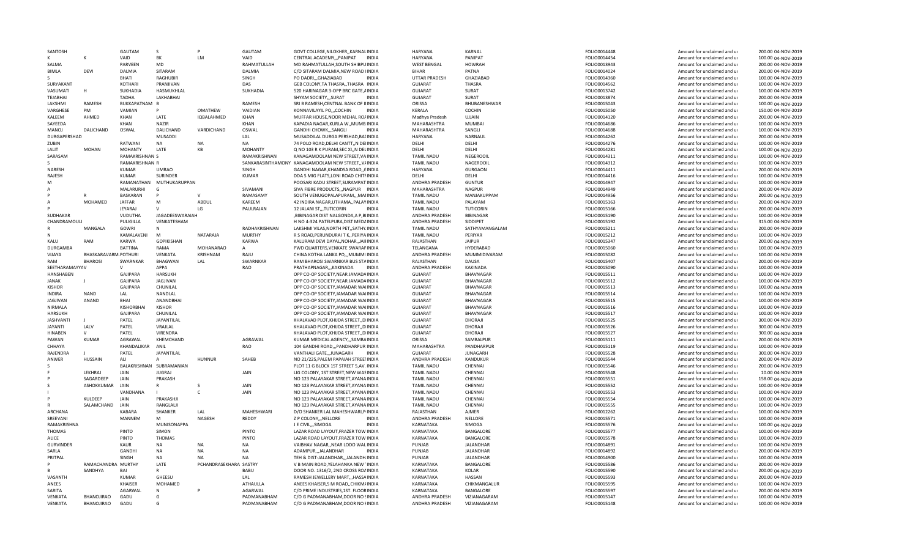| | | | | | | | | | | | | |
|---|---|---|---|---|---|---|---|---|---|---|---|---|
| SANTOSH | | GAUTAM | S | P | GAUTAM | GOVT COLLEGE,NILOKHER,,KARNAL INDIA | | HARYANA | KARNAL | FOLIO0014448 | Amount for unclaimed and ui | 200.00 04-NOV-2019 |
| K | K | VAID | BK | LM | VAID | CENTRAL ACADEMY,,,PANIPAT | INDIA | HARYANA | PANIPAT | FOLIO0014454 | Amount for unclaimed and ui | 100.00 04-NOV-2019 |
| SALMA | | PARVEEN | MD | | RAHMATULLAH | MD RAHMATULLAH,SOUTH SHIBPU INDIA | | WEST BENGAL | HOWRAH | FOLIO0013943 | Amount for unclaimed and ui | 200.00 04-NOV-2019 |
| BIMLA | DEVI | DALMIA | SITARAM | | DALMIA | C/O SITARAM DALMIA,NEW ROAD I INDIA | | BIHAR | PATNA | FOLIO0014024 | Amount for unclaimed and ui | 200.00 04-NOV-2019 |
| S | | BHATI | RAGHUBIR | | SINGH | PO DADRI,,,GHAZIABAD | INDIA | UTTAR PRADESH | GHAZIABAD | FOLIO0014360 | Amount for unclaimed and ui | 100.00 04-NOV-2019 |
| SURYAKANT | | KOTHARI | PRANJIVAN | | DAS | GEB COLONY,TA THASRA,,THASRA INDIA | | GUJARAT | THASRA | FOLIO0014562 | Amount for unclaimed and ui | 100.00 04-NOV-2019 |
| VASUMATI | H | SUKHADIA | HASMUKHLAL | | SUKHADIA | 520 HARINAGAR 3-OPP BRC GATE,A INDIA | | GUJARAT | SURAT | FOLIO0013742 | Amount for unclaimed and ui | 100.00 04-NOV-2019 |
| TEJABHAI | | TADHA | LAKHABHAI | | | SHYAM SOCIETY,,,SURAT | INDIA | GUJARAT | SURAT | FOLIO0013874 | Amount for unclaimed and ui | 200.00 04-NOV-2019 |
| LAKSHMI | RAMESH | BUKKAPATNAM | B | | RAMESH | SRI B RAMESH,CENTRAL BANK OF II INDIA | | ORISSA | BHUBANESHWAR | FOLIO0015043 | Amount for unclaimed and ui | 100.00 04-NOV-2019 |
| VARGHESE | PM | VAMIAN | P | OMATHEW | VAIDIAN | KONNAVILAYIL PO,,,COCHIN | INDIA | KERALA | COCHIN | FOLIO0015050 | Amount for unclaimed and ui | 150.00 04-NOV-2019 |
| KALEEM | AHMED | KHAN | LATE | IQBALAHMED | KHAN | MUFFAR HOUSE,NOOR MEHAL RO/ INDIA | | Madhya Pradesh | UJJAIN | FOLIO0014120 | Amount for unclaimed and ui | 200.00 04-NOV-2019 |
| SAYEEDA | | KHAN | NAZIR | | KHAN | KAPADIA NAGAR,KURLA W,,MUMB INDIA | | MAHARASHTRA | MUMBAI | FOLIO0014686 | Amount for unclaimed and ui | 100.00 04-NOV-2019 |
| MANOJ | DALICHAND | OSWAL | DALICHAND | VARDICHAND | OSWAL | GANDHI CHOWK,,,SANGLI | INDIA | MAHARASHTRA | SANGLI | FOLIO0014688 | Amount for unclaimed and ui | 100.00 04-NOV-2019 |
| DURGAPERSHAD | | | MUSADDI | | LAL | MUSADDILAL DURGA PERSHAD,BAI INDIA | | HARYANA | NARNAUL | FOLIO0014262 | Amount for unclaimed and ui | 200.00 04-NOV-2019 |
| ZUBIN | | RATWANI | NA | NA | NA | 74 POLO ROAD,DELHI CANTT,,N DEI INDIA | | DELHI | DELHI | FOLIO0014276 | Amount for unclaimed and ui | 100.00 04-NOV-2019 |
| LALIT | MOHAN | MOHANTY | LATE | KB | MOHANTY | Q NO 103 R K PURAM,SEC XI,,N DEI INDIA | | DELHI | DELHI | FOLIO0014281 | Amount for unclaimed and ui | 100.00 04-NOV-2019 |
| SARASAM | | RAMAKRISHNAN | S | | RAMAKRISHNAN | KANAGAMOOLAM NEW STREET,VA INDIA | | TAMIL NADU | NEGEROOIL | FOLIO0014311 | Amount for unclaimed and ui | 100.00 04-NOV-2019 |
| S | | RAMAKRISHNAN | R | | SANKARASINTHAMONY | KANAGAMOOLAM NEW STREET,,V/ INDIA | | TAMIL NADU | NAGEROOIL | FOLIO0014312 | Amount for unclaimed and ui | 100.00 04-NOV-2019 |
| NARESH | | KUMAR | UMRAO | | SINGH | GANDHI NAGAR,KHANDSA ROAD,,C INDIA | | HARYANA | GURGAON | FOLIO0014411 | Amount for unclaimed and ui | 200.00 04-NOV-2019 |
| RAJESH | | KUMAR | SURINDER | | KUMAR | DDA S MIG FLATS,LONI ROAD CHITI INDIA | | DELHI | DELHI | FOLIO0014416 | Amount for unclaimed and ui | 100.00 04-NOV-2019 |
| M | | RAMANATHAN | MUTHUKARUPPAN | | | POOSARI KADU STREET,SURAMPAT INDIA | | ANDHRA PRADESH | GUNTUR | FOLIO0014947 | Amount for unclaimed and ui | 100.00 04-NOV-2019 |
| A | | MALARURHI | G | | SIVAMANI | SIVA FIBRE PRODUCTS,,,NAGPUR | INDIA | MAHARASHTRA | NAGPUR | FOLIO0014949 | Amount for unclaimed and ui | 200.00 04-NOV-2019 |
| P | R | BASKARAN | P | V | RAMASAMY | SOUTH VENUGOPALAPURAM,,,MAI INDIA | | TAMIL NADU | MANJAKUPPAM | FOLIO0014956 | Amount for unclaimed and ui | 200.00 04-NOV-2019 |
| A | MOHAMED | JAFFAR | M | ABDUL | KAREEM | 42 INDIRA NAGAR,UTHAMA,,PALAY INDIA | | TAMIL NADU | PALAYAM | FOLIO0015163 | Amount for unclaimed and ui | 200.00 04-NOV-2019 |
| P | | JEYARAJ | V | LG | PAULRAJAN | 12 JALANI ST,,,TUTICORIN | INDIA | TAMIL NADU | TUTICORIN | FOLIO0015166 | Amount for unclaimed and ui | 200.00 04-NOV-2019 |
| SUDHAKAR | | VUDUTHA | JAGADEESWARAIAH | | | ,BIBINAGAR DIST NALGONDA,A P,BI INDIA | | ANDHRA PRADESH | BIBINAGAR | FOLIO0015190 | Amount for unclaimed and ui | 100.00 04-NOV-2019 |
| CHANDRAMOULI | | PULIGILLA | VENKATESHAM | | | H NO 4-324 PATELPURA,DIST MED/ INDIA | | ANDHRA PRADESH | SIDDIPET | FOLIO0015192 | Amount for unclaimed and ui | 315.00 04-NOV-2019 |
| R | MANGALA | GOWRI | N | | RADHAKRISHNAN | LAKSHMI VILAS,NORTH PET,,SATHY. INDIA | | TAMIL NADU | SATHYAMANGALAM | FOLIO0015211 | Amount for unclaimed and ui | 200.00 04-NOV-2019 |
| N | | KAMALAVENI | M | NATARAJA | MURTHY | R S ROAD,PERUNDURAI T K,,PERIYA INDIA | | TAMIL NADU | PERIYAR | FOLIO0015212 | Amount for unclaimed and ui | 100.00 04-NOV-2019 |
| KALU | RAM | KARWA | GOPIKISHAN | | KARWA | KALURAM DEVI DAYAL,NOHAR,,JAII INDIA | | RAJASTHAN | JAIPUR | FOLIO0015347 | Amount for unclaimed and ui | 200.00 04-NOV-2019 |
| DURGAMBA | | BATTINA | RAMA | MOHANARAO | A | PWD QUARTERS,VENKATE SWARAI INDIA | | TELANGANA | HYDERABAD | FOLIO0015060 | Amount for unclaimed and ui | 100.00 04-NOV-2019 |
| VIJAYA | BHASKARAVARM. | POTHURI | VENKATA | KRISHNAM | RAJU | CHINA KOTHA LANKA PO,,,MUMMI INDIA | | ANDHRA PRADESH | MUMMIDIVARAM | FOLIO0015082 | Amount for unclaimed and ui | 100.00 04-NOV-2019 |
| RAM | BHAROSI | SWARNKAR | BHAGWAN | LAL | SWARNKAR | RAM BHAROSI SWARNKAR BUS ST/ INDIA | | RAJASTHAN | DAUSA | FOLIO0015407 | Amount for unclaimed and ui | 200.00 04-NOV-2019 |
| SEETHARAMAYYAV | | V | APPA | | RAO | PRATHAPNAGAR,,,KAKINADA | INDIA | ANDHRA PRADESH | KAKINADA | FOLIO0015090 | Amount for unclaimed and ui | 100.00 04-NOV-2019 |
| HANSHABEN | | GAJIPARA | HARSUKH | | | OPP CO-OP SOCIETY,NEAR JAMADA INDIA | | GUJARAT | BHAVNAGAR | FOLIO0015511 | Amount for unclaimed and ui | 100.00 04-NOV-2019 |
| JANAK | J | GAJIPARA | JAGJIVAN | | | OPP CO-OP SOCIETY,NEAR JAMADA INDIA | | GUJARAT | BHAVNAGAR | FOLIO0015512 | Amount for unclaimed and ui | 100.00 04-NOV-2019 |
| KISHOR | | GAJIPARA | CHUNILAL | | | OPP CO-OP SOCIETY,JAMADAR WAI INDIA | | GUJARAT | BHAVNAGAR | FOLIO0015513 | Amount for unclaimed and ui | 100.00 04-NOV-2019 |
| INDIRA | NAND | LAL | NANDLAL | | | OPP CO-OP SOCIETY,JAMADAR WAI INDIA | | GUJARAT | BHAVNAGAR | FOLIO0015514 | Amount for unclaimed and ui | 100.00 04-NOV-2019 |
| JAGJIVAN | ANAND | BHAI | ANANDBHAI | | | OPP CO-OP SOCIETY,JAMADAR WAI INDIA | | GUJARAT | BHAVNAGAR | FOLIO0015515 | Amount for unclaimed and ui | 100.00 04-NOV-2019 |
| NIRMALA | | KISHORBHAI | KISHOR | | | OPP CO-OP SOCIETY,JAMADAR WAI INDIA | | GUJARAT | BHAVNAGAR | FOLIO0015516 | Amount for unclaimed and ui | 100.00 04-NOV-2019 |
| HARSUKH | | GAJIPARA | CHUNILAL | | | OPP CO-OP SOCIETY,JAMADAR WAI INDIA | | GUJARAT | BHAVNAGAR | FOLIO0015517 | Amount for unclaimed and ui | 100.00 04-NOV-2019 |
| JASHVANTI | J | PATEL | JAYANTILAL | | | KHALAVAD PLOT,KHIJDA STREET,,D INDIA | | GUJARAT | DHORAJI | FOLIO0015525 | Amount for unclaimed and ui | 300.00 04-NOV-2019 |
| JAYANTI | LALV | PATEL | VRAJLAL | | | KHALAVAD PLOT,KHIJDA STREET,,D INDIA | | GUJARAT | DHORAJI | FOLIO0015526 | Amount for unclaimed and ui | 300.00 04-NOV-2019 |
| HINABEN | V | PATEL | VIRENDRA | | | KHALAVAD PLOT,KHIJDA STREET,,D INDIA | | GUJARAT | DHORAJI | FOLIO0015527 | Amount for unclaimed and ui | 300.00 04-NOV-2019 |
| PAWAN | KUMAR | AGRAWAL | KHEMCHAND | | AGRAWAL | KUMAR MEDICAL AGENCY,,,SAMBA INDIA | | ORISSA | SAMBALPUR | FOLIO0015111 | Amount for unclaimed and ui | 200.00 04-NOV-2019 |
| CHHAYA | | KHANDALIKAR | ANIL | | RAO | 104 GANDHI ROAD,,,PANDHARPUR INDIA | | MAHARASHTRA | PANDHARPUR | FOLIO0015119 | Amount for unclaimed and ui | 100.00 04-NOV-2019 |
| RAJENDRA | J | PATEL | JAYANTILAL | | | VANTHALI GATE,,,JUNAGARH | INDIA | GUJARAT | JUNAGARH | FOLIO0015528 | Amount for unclaimed and ui | 300.00 04-NOV-2019 |
| ANWER | HUSSAIN | ALI | A | HUNNUR | SAHEB | NO 21/225,PALEM PAPAIAH STREET INDIA | | ANDHRA PRADESH | KANDUKUR | FOLIO0015544 | Amount for unclaimed and ui | 200.00 04-NOV-2019 |
| S | | BALAKRISHNAN | SUBRAMANIAN | | | PLOT 11 G BLOCK 1ST STREET 5,AV INDIA | | TAMIL NADU | CHENNAI | FOLIO0015546 | Amount for unclaimed and ui | 200.00 04-NOV-2019 |
| F | LEKHRAJ | JAIN | JUGRAJ | | JAIN | LIG COLONY, 1ST STREET,NEW WAS INDIA | | TAMIL NADU | CHENNAI | FOLIO0015548 | Amount for unclaimed and ui | 10.00 04-NOV-2019 |
| P | SAGARDEEP | JAIN | PRAKASH | | | NO 123 PALAYAKAR STREET,AYANA INDIA | | TAMIL NADU | CHENNAI | FOLIO0015551 | Amount for unclaimed and ui | 158.00 04-NOV-2019 |
| S | ASHOKKUMAR | JAIN | R | S | JAIN | NO 123 PALAYAKAR STREET,AYANA INDIA | | TAMIL NADU | CHENNAI | FOLIO0015552 | Amount for unclaimed and ui | 100.00 04-NOV-2019 |
| I | | VANDHANA | I | C | JAIN | NO 123 PALAYAKAR STREET,AYANA INDIA | | TAMIL NADU | CHENNAI | FOLIO0015553 | Amount for unclaimed and ui | 100.00 04-NOV-2019 |
| P | KULDEEP | JAIN | PRAKASHJI | | | NO 123 PALAYAKAR STREET,AYANA INDIA | | TAMIL NADU | CHENNAI | FOLIO0015554 | Amount for unclaimed and ui | 100.00 04-NOV-2019 |
| R | SALAMCHAND | JAIN | RANGLALJI | | | NO 123 PALAYAKAR STREET,AYANA INDIA | | TAMIL NADU | CHENNAI | FOLIO0015555 | Amount for unclaimed and ui | 100.00 04-NOV-2019 |
| ARCHANA | | KABARA | SHANKER | LAL | MAHESHWARI | D/O SHANKER LAL MAHESHWARI,P INDIA | | RAJASTHAN | AJMER | FOLIO0012262 | Amount for unclaimed and ui | 100.00 04-NOV-2019 |
| SREEVANI | | MANNEM | M | NAGESH | REDDY | Z P COLONY,,,NELLORE | INDIA | ANDHRA PRADESH | NELLORE | FOLIO0015571 | Amount for unclaimed and ui | 100.00 04-NOV-2019 |
| RAMAKRISHNA | | | MUNISONAPPA | | | J E CIVIL,,,SIMOGA | INDIA | KARNATAKA | SIMOGA | FOLIO0015576 | Amount for unclaimed and ui | 100.00 04-NOV-2019 |
| THOMAS | | PINTO | SIMON | | PINTO | LAZAR ROAD LAYOUT,FRAZER TOW INDIA | | KARNATAKA | BANGALORE | FOLIO0015577 | Amount for unclaimed and ui | 100.00 04-NOV-2019 |
| ALICE | | PINTO | THOMAS | | PINTO | LAZAR ROAD LAYOUT,FRAZER TOW INDIA | | KARNATAKA | BANGALORE | FOLIO0015578 | Amount for unclaimed and ui | 100.00 04-NOV-2019 |
| GURVINDER | | KAUR | NA | NA | NA | VAIBHAV NAGAR,,NEAR LODO WAL INDIA | | PUNJAB | JALANDHAR | FOLIO0014891 | Amount for unclaimed and ui | 100.00 04-NOV-2019 |
| SARLA | | GANDHI | NA | NA | NA | ADAMPUR,,,JALANDHAR | INDIA | PUNJAB | JALANDHAR | FOLIO0014892 | Amount for unclaimed and ui | 200.00 04-NOV-2019 |
| PRITPAL | | SINGH | NA | NA | NA | TEH & DIST-JALANDHAR,,,JALANDH. INDIA | | PUNJAB | JALANDHAR | FOLIO0014900 | Amount for unclaimed and ui | 100.00 04-NOV-2019 |
| P | RAMACHANDRA | MURTHY | LATE | PCHANDRASEKHARA | SASTRY | V B MAIN ROAD,YELAHANKA NEW INDIA | | KARNATAKA | BANGALORE | FOLIO0015586 | Amount for unclaimed and ui | 100.00 04-NOV-2019 |
| B | SANDHYA | BAI | R | | BABU | DOOR NO. 1316/2, 2ND CROSS RO/ INDIA | | KARNATAKA | KOLAR | FOLIO0015590 | Amount for unclaimed and ui | 200.00 04-NOV-2019 |
| VASANTH | | KUMAR | GHEESU | | LAL | RAMESH JEWELLERY MART,,,HASSA INDIA | | KARNATAKA | HASSAN | FOLIO0015593 | Amount for unclaimed and ui | 200.00 04-NOV-2019 |
| ANEES | | KHAISER | MOHAMED | | ATHAULLA | ANEES KHAISER,S M ROAD,,CHIKM/ INDIA | | KARNATAKA | CHIKMANGALUR | FOLIO0015595 | Amount for unclaimed and ui | 100.00 04-NOV-2019 |
| SARITA | | AGARWAL | N | P | AGARWAL | C/O PRIME INDUSTRIES,1ST. FLOOR INDIA | | KARNATAKA | BANGALORE | FOLIO0015597 | Amount for unclaimed and ui | 200.00 04-NOV-2019 |
| VENKATA | BHANOJIRAO | GADU | G | | PADMANABHAM | C/O G PADMANABHAM,DOOR NO ! INDIA | | ANDHRA PRADESH | VIZIANAGARAM | FOLIO0015147 | Amount for unclaimed and ui | 100.00 04-NOV-2019 |
| VENKATA | BHANOJIRAO | GADU | G | | PADMANABHAM | C/O G PADMANABHAM,DOOR NO ! INDIA | | ANDHRA PRADESH | VIZIANAGARAM | FOLIO0015148 | Amount for unclaimed and ui | 100.00 04-NOV-2019 |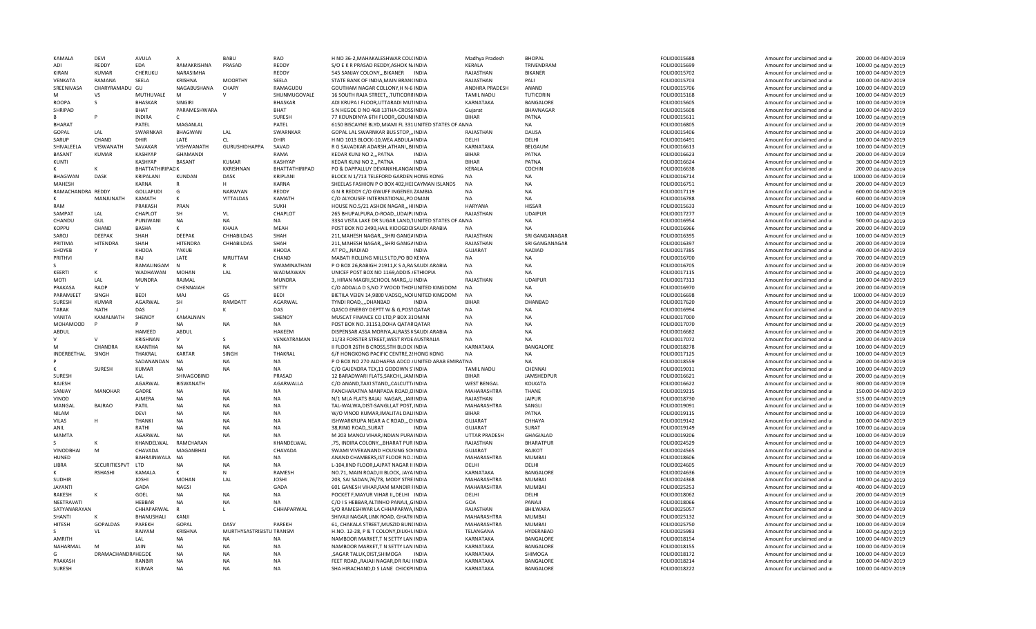| | | | | | | | | | | | | | |
|---|---|---|---|---|---|---|---|---|---|---|---|---|---|
| KAMALA | DEVI | AVULA | A | BABU | RAO | H NO 36-2,MAHAKALESHWAR COLOINDIA | Madhya Pradesh | BHOPAL | | FOLIO0015688 | Amount for unclaimed and ui | 200.00 | 04-NOV-2019 |
| ADI | REDDY | EDA | RAMAKRISHNA | PRASAD | REDDY | S/O E K R PRASAD REDDY,ASHOK N/INDIA | KERALA | TRIVENDRAM | | FOLIO0015699 | Amount for unclaimed and ui | 100.00 | 04-NOV-2019 |
| KIRAN | KUMAR | CHERUKU | NARASIMHA | | REDDY | 545 SANJAY COLONY,,,BIKANER INDIA | RAJASTHAN | BIKANER | | FOLIO0015702 | Amount for unclaimed and ui | 100.00 | 04-NOV-2019 |
| VENKATA | RAMANA | SEELA | KRISHNA | MOORTHY | SEELA | STATE BANK OF INDIA,MAIN BRANCINDIA | RAJASTHAN | PALI | | FOLIO0015703 | Amount for unclaimed and ui | 100.00 | 04-NOV-2019 |
| SREENIVASA | CHARYRAMADU | GU | NAGABUSHANA | CHARY | RAMAGUDU | GOUTHAM NAGAR COLLONY,H N-6 INDIA | ANDHRA PRADESH | ANAND | | FOLIO0015706 | Amount for unclaimed and ui | 100.00 | 04-NOV-2019 |
| M | VS | MUTHUVALE | M | V | SHUNMUGOVALE | 16 SOUTH RAJA STREET,,,TUTICORININDIA | TAMIL NADU | TUTICORIN | | FOLIO0015168 | Amount for unclaimed and ui | 100.00 | 04-NOV-2019 |
| ROOPA | S | BHASKAR | SINGIRI | | BHASKAR | ADI KRUPA I FLOOR,UTTARADI MUTINDIA | KARNATAKA | BANGALORE | | FOLIO0015605 | Amount for unclaimed and ui | 100.00 | 04-NOV-2019 |
| SHRIPAD | | BHAT | PARAMESHWARA | | BHAT | S N HEGDE D NO 468 13THA-CROSS INDIA | Gujarat | BHAVNAGAR | | FOLIO0015608 | Amount for unclaimed and ui | 100.00 | 04-NOV-2019 |
| B | P | INDIRA | C | | SURESH | 77 KOUNDINYA 6TH FLOOR,,GOUNIINDIA | BIHAR | PATNA | | FOLIO0015611 | Amount for unclaimed and ui | 100.00 | 04-NOV-2019 |
| BHARAT | | PATEL | MAGANLAL | | PATEL | 6150 BISCAYNE BLYD,MIAMI FL 331 UNITED STATES OF AMNA | | NA | | FOLIO0016805 | Amount for unclaimed and ui | 200.00 | 04-NOV-2019 |
| GOPAL | LAL | SWARNKAR | BHAGWAN | LAL | SWARNKAR | GOPAL LAL SWARNKAR BUS STOP,,, INDIA | RAJASTHAN | DAUSA | | FOLIO0015406 | Amount for unclaimed and ui | 200.00 | 04-NOV-2019 |
| SARUP | CHAND | DHIR | LATE | CL | DHIR | H NO 1013 BLOCK-10,WEA ABDULA INDIA | DELHI | DELHI | | FOLIO0016491 | Amount for unclaimed and ui | 100.00 | 04-NOV-2019 |
| SHIVALEELA | VISWANATH | SAVAKAR | VISHWANATH | GURUSHIDHAPPA | SAVAD | R G SAVADKAR ADARSH,ATHANI,,BIINDIA | KARNATAKA | BELGAUM | | FOLIO0016613 | Amount for unclaimed and ui | 100.00 | 04-NOV-2019 |
| BASANT | KUMAR | KASHYAP | GHAMANDI | | RAMA | KEDAR KUNJ NO 2,,,PATNA INDIA | BIHAR | PATNA | | FOLIO0016623 | Amount for unclaimed and ui | 200.00 | 04-NOV-2019 |
| KUNTI | | KASHYAP | BASANT | KUMAR | KASHYAP | KEDAR KUNJ NO 2,,,PATNA INDIA | BIHAR | PATNA | | FOLIO0016624 | Amount for unclaimed and ui | 300.00 | 04-NOV-2019 |
| K | K | BHATTATHIRIPADK | | KKRISHNAN | BHATTATHIRIPAD | PO & DAPPALLUY DEVANKHLANGAIINDIA | KERALA | COCHIN | | FOLIO0016638 | Amount for unclaimed and ui | 200.00 | 04-NOV-2019 |
| BHAGWAN | DASK | KRIPALANI | KUNDAN | DASK | KRIPLANI | BLOCK N 1/713 TELEFORD GARDEN HONG KONG | NA | NA | | FOLIO0016714 | Amount for unclaimed and ui | 1000.00 | 04-NOV-2019 |
| MAHESH | | KARNA | R | H | KARNA | SHEELAS FASHION P O BOX 402,HEICAYMAN ISLANDS | NA | NA | | FOLIO0016751 | Amount for unclaimed and ui | 200.00 | 04-NOV-2019 |
| RAMACHANDRA | REDDY | GOLLAPUDI | G | NARWYAN | REDDY | G N R REDDY C/O GWUFF INGENEIL ZAMBIA | NA | NA | | FOLIO0017119 | Amount for unclaimed and ui | 600.00 | 04-NOV-2019 |
| K | MANJUNATH | KAMATH | K | VITTALDAS | KAMATH | C/O ALYOUSEF INTERNATIONAL,PO OMAN | NA | NA | | FOLIO0016788 | Amount for unclaimed and ui | 600.00 | 04-NOV-2019 |
| RAM | | PRAKASH | PRAN | | SUKH | HOUSE NO.5/21 ASHOK NAGAR,,,HIINDIA | HARYANA | HISSAR | | FOLIO0015633 | Amount for unclaimed and ui | 100.00 | 04-NOV-2019 |
| SAMPAT | LAL | CHAPLOT | SH | VL | CHAPLOT | 265 BHUPALPURA,O-ROAD,,UDAIPUINDIA | RAJASTHAN | UDAIPUR | | FOLIO0017277 | Amount for unclaimed and ui | 100.00 | 04-NOV-2019 |
| CHANDU | GUL | PUNJWANI | NA | NA | NA | 3334 VISTA LAKE DR SUGAR LAND,TUNITED STATES OF AMNA | | NA | | FOLIO0016954 | Amount for unclaimed and ui | 500.00 | 04-NOV-2019 |
| KOPPU | CHAND | BASHA | K | KHAJA | MEAH | POST BOX NO 2490,HAIL KIOOGDOI SAUDI ARABIA | NA | NA | | FOLIO0016966 | Amount for unclaimed and ui | 200.00 | 04-NOV-2019 |
| SAROJ | DEEPAK | SHAH | DEEPAK | CHHABILDAS | SHAH | 211,MAHESH NAGAR,,,SHRI GANGAINDIA | RAJASTHAN | SRI GANGANAGAR | | FOLIO0016395 | Amount for unclaimed and ui | 100.00 | 04-NOV-2019 |
| PRITIMA | HITENDRA | SHAH | HITENDRA | CHHABILDAS | SHAH | 211,MAHESH NAGAR,,,SHRI GANGAINDIA | RAJASTHAN | SRI GANGANAGAR | | FOLIO0016397 | Amount for unclaimed and ui | 200.00 | 04-NOV-2019 |
| SHOYEB | Y | KHODA | YAKUB | | KHODA | AT PO,,,NADIAD INDIA | GUJARAT | NADIAD | | FOLIO0017385 | Amount for unclaimed and ui | 400.00 | 04-NOV-2019 |
| PRITHVI | | RAJ | LATE | MRUTTAM | CHAND | MABATI ROLLING MILLS LTD,PO BO KENYA | NA | NA | | FOLIO0016700 | Amount for unclaimed and ui | 700.00 | 04-NOV-2019 |
| S | | RAMALINGAM | N | R | SWAMINATHAN | P O BOX 26,RABIGH 21911,K S A,RA SAUDI ARABIA | NA | NA | | FOLIO0016705 | Amount for unclaimed and ui | 200.00 | 04-NOV-2019 |
| KEERTI | K | WADHAWAN | MOHAN | LAL | WADMAWAN | UNICEF POST BOX NO 1169,ADDIS / ETHIOPIA | NA | NA | | FOLIO0017115 | Amount for unclaimed and ui | 200.00 | 04-NOV-2019 |
| MOTI | LAL | MUNDRA | RAJMAL | | MUNDRA | 3, HIRAN MAGRI,SCHOOL MARG,,U INDIA | RAJASTHAN | UDAIPUR | | FOLIO0017313 | Amount for unclaimed and ui | 100.00 | 04-NOV-2019 |
| PRAKASA | RAOP | V | CHENNAIAH | | SETTY | C/O ADDALA D S,NO 7 WOOD THOF UNITED KINGDOM | NA | NA | | FOLIO0016970 | Amount for unclaimed and ui | 200.00 | 04-NOV-2019 |
| PARAMJEET | SINGH | BEDI | MAJ | GS | BEDI | BIETILA VEIEN 14,9800 VADSQ,,NOI UNITED KINGDOM | NA | NA | | FOLIO0016698 | Amount for unclaimed and ui | 1000.00 | 04-NOV-2019 |
| SURESH | KUMAR | AGARWAL | SH | RAMDATT | AGARWAL | TYNDI ROAD,,,,DHANBAD INDIA | BIHAR | DHANBAD | | FOLIO0017620 | Amount for unclaimed and ui | 200.00 | 04-NOV-2019 |
| TARAK | NATH | DAS | J | K | DAS | QASCO ENERGY DEPTT W & G,POSTQATAR | NA | NA | | FOLIO0016994 | Amount for unclaimed and ui | 200.00 | 04-NOV-2019 |
| VANITA | KAMALNATH | SHENOY | KAMALNAIN | | SHENOY | MUSCAT FINANCE CO LTD,P BOX 31OMAN | NA | NA | | FOLIO0017000 | Amount for unclaimed and ui | 200.00 | 04-NOV-2019 |
| MOHAMOOD | P | P | NA | NA | NA | POST BOX NO. 31153,DOHA QATAR QATAR | NA | NA | | FOLIO0017070 | Amount for unclaimed and ui | 200.00 | 04-NOV-2019 |
| ABDUL | | HAMEED | ABDUL | | HAKEEM | DISPENSAR ASSA MORIYA,ALRASS K SAUDI ARABIA | NA | NA | | FOLIO0016682 | Amount for unclaimed and ui | 200.00 | 04-NOV-2019 |
| V | V | KRISHNAN | V | S | VENKATRAMAN | 11/33 FORSTER STREET,WEST RYDE AUSTRALIA | NA | NA | | FOLIO0017072 | Amount for unclaimed and ui | 200.00 | 04-NOV-2019 |
| M | CHANDRA | KAANTHA | NA | NA | NA | II FLOOR 26TH B CROSS,5TH BLOCK INDIA | KARNATAKA | BANGALORE | | FOLIO0018278 | Amount for unclaimed and ui | 100.00 | 04-NOV-2019 |
| INDERBETHAL | SINGH | THAKRAL | KARTAR | SINGH | THAKRAL | 6/F HONGKONG PACIFIC CENTRE,2I HONG KONG | NA | NA | | FOLIO0017125 | Amount for unclaimed and ui | 100.00 | 04-NOV-2019 |
| P | | SADANANDAN | NA | NA | NA | P O BOX NO 270 ALDHAFRA ADCO / UNITED ARAB EMIRATNA | | NA | | FOLIO0018559 | Amount for unclaimed and ui | 200.00 | 04-NOV-2019 |
| K | SURESH | KUMAR | NA | NA | NA | C/O GAJENDRA TEX,11 GODOWN S INDIA | TAMIL NADU | CHENNAI | | FOLIO0019011 | Amount for unclaimed and ui | 100.00 | 04-NOV-2019 |
| SURESH | | LAL | SHIVAGOBIND | | PRASAD | 12 BARADWARI FLATS,SAKCHI,,JAMINDIA | BIHAR | JAMSHEDPUR | | FOLIO0016621 | Amount for unclaimed and ui | 200.00 | 04-NOV-2019 |
| RAJESH | | AGARWAL | BISWANATH | | AGARWALLA | C/O ANAND,TAXI STAND,,CALCUTT/INDIA | WEST BENGAL | KOLKATA | | FOLIO0016622 | Amount for unclaimed and ui | 300.00 | 04-NOV-2019 |
| SANJAY | MANOHAR | GADRE | NA | NA | NA | PANCHARATNA MANPADA ROAD,O INDIA | MAHARASHTRA | THANE | | FOLIO0019215 | Amount for unclaimed and ui | 150.00 | 04-NOV-2019 |
| VINOD | | AJMERA | NA | NA | NA | N/1 MLA FLATS BAJAJ NAGAR,,,JAII INDIA | RAJASTHAN | JAIPUR | | FOLIO0018730 | Amount for unclaimed and ui | 315.00 | 04-NOV-2019 |
| MANGAL | BAJRAO | PATIL | NA | NA | NA | TAL-WALWA,DIST-SANGLI,AT POST,INDIA | MAHARASHTRA | SANGLI | | FOLIO0019091 | Amount for unclaimed and ui | 100.00 | 04-NOV-2019 |
| NILAM | | DEVI | NA | NA | NA | W/O VINOD KUMAR,IMALITAL DALI INDIA | BIHAR | PATNA | | FOLIO0019115 | Amount for unclaimed and ui | 100.00 | 04-NOV-2019 |
| VILAS | H | THANKI | NA | NA | NA | ISHWARKRUPA NEAR A C ROAD,,,CI INDIA | GUJARAT | CHHAYA | | FOLIO0019142 | Amount for unclaimed and ui | 100.00 | 04-NOV-2019 |
| ANIL | | RATHI | NA | NA | NA | 38,RING ROAD,,SURAT INDIA | GUJARAT | SURAT | | FOLIO0019149 | Amount for unclaimed and ui | 100.00 | 04-NOV-2019 |
| MAMTA | | AGARWAL | NA | NA | NA | M 203 MANOJ VIHAR,INDIAN PURA INDIA | UTTAR PRADESH | GHAGIALAD | | FOLIO0019206 | Amount for unclaimed and ui | 100.00 | 04-NOV-2019 |
| S | K | KHANDELWAL | RAMCHARAN | | KHANDELWAL | ,75, INDIRA COLONY,,,BHARAT PUR INDIA | RAJASTHAN | BHARATPUR | | FOLIO0024529 | Amount for unclaimed and ui | 100.00 | 04-NOV-2019 |
| VINODBHAI | M | CHAVADA | MAGANBHAI | | CHAVADA | SWAMI VIVEKANAND HOUSING SOIINDIA | GUJARAT | RAJKOT | | FOLIO0024565 | Amount for unclaimed and ui | 100.00 | 04-NOV-2019 |
| HUNED | | BAHRAINWALA | NA | NA | NA | ANAND CHAMBERS,IST FLOOR NO.:INDIA | MAHARASHTRA | MUMBAI | | FOLIO0018606 | Amount for unclaimed and ui | 100.00 | 04-NOV-2019 |
| LIBRA | SECURITIESPVT | LTD | NA | NA | NA | L-104,IIND FLOOR,LAJPAT NAGAR II INDIA | DELHI | DELHI | | FOLIO0024605 | Amount for unclaimed and ui | 700.00 | 04-NOV-2019 |
| K | RSHASHI | KAMALA | K | N | RAMESH | NO.71, MAIN ROAD,III BLOCK, JAYA INDIA | KARNATAKA | BANGALORE | | FOLIO0024636 | Amount for unclaimed and ui | 100.00 | 04-NOV-2019 |
| SUDHIR | | JOSHI | MOHAN | LAL | JOSHI | 203, SAI SADAN,76/78, MODY STRE INDIA | MAHARASHTRA | MUMBAI | | FOLIO0024368 | Amount for unclaimed and ui | 100.00 | 04-NOV-2019 |
| JAYANTI | | GADA | NAGSI | | GADA | 601 GANESH VIHAR,RAM MANDIR I INDIA | MAHARASHTRA | MUMBAI | | FOLIO0025253 | Amount for unclaimed and ui | 400.00 | 04-NOV-2019 |
| RAKESH | K | GOEL | NA | NA | NA | POCKET F,MAYUR VIHAR II,,DELHI INDIA | DELHI | DELHI | | FOLIO0018062 | Amount for unclaimed and ui | 200.00 | 04-NOV-2019 |
| NEETRAVATI | | HEBBAR | NA | NA | NA | C/O I S HEBBAR,ALTINHO PANAJI,,G INDIA | GOA | PANAJI | | FOLIO0018066 | Amount for unclaimed and ui | 100.00 | 04-NOV-2019 |
| SATYANARAYAN | | CHHAPARWAL | R | L | CHHAPARWAL | S/O RAMESHWAR LA CHHAPARWA, INDIA | RAJASTHAN | BHILWARA | | FOLIO0025057 | Amount for unclaimed and ui | 100.00 | 04-NOV-2019 |
| SHANTI | K | BHANUSHALI | KANJI | | | SHIVAJI NAGAR,LINK ROAD, GHATK INDIA | MAHARASHTRA | MUMBAI | | FOLIO0025132 | Amount for unclaimed and ui | 300.00 | 04-NOV-2019 |
| HITESH | GOPALDAS | PAREKH | GOPAL | DASV | PAREKH | 61, CHAKALA STREET,MUSZID BUNI INDIA | MAHARASHTRA | MUMBAI | | FOLIO0025750 | Amount for unclaimed and ui | 100.00 | 04-NOV-2019 |
| S | VL | RAJYAM | KRISHNA | MURTHYSASTRISISTU | TRANSM | H.NO. 12-28, P & T COLONY,DILKHL INDIA | TELANGANA | HYDERABAD | | FOLIO0025983 | Amount for unclaimed and ui | 100.00 | 04-NOV-2019 |
| AMRITH | | LAL | NA | NA | NA | NAMBOOR MARKET,T N SETTY LAN INDIA | KARNATAKA | BANGALORE | | FOLIO0018154 | Amount for unclaimed and ui | 100.00 | 04-NOV-2019 |
| NAHARMAL | M | JAIN | NA | NA | NA | NAMBOOR MARKET,T N SETTY LAN INDIA | KARNATAKA | BANGALORE | | FOLIO0018155 | Amount for unclaimed and ui | 100.00 | 04-NOV-2019 |
| G | DRAMACHANDRA | HEGDE | NA | NA | NA | ,SAGAR TALUK,DIST,SHIMOGA INDIA | KARNATAKA | SHIMOGA | | FOLIO0018172 | Amount for unclaimed and ui | 100.00 | 04-NOV-2019 |
| PRAKASH | | RANBIR | NA | NA | NA | FEET ROAD,,RAJAJI NAGAR,DR RAJ I INDIA | KARNATAKA | BANGALORE | | FOLIO0018214 | Amount for unclaimed and ui | 100.00 | 04-NOV-2019 |
| SURESH | | KUMAR | NA | NA | NA | SHA HIRACHAND,D S LANE CHICKPIINDIA | KARNATAKA | BANGALORE | | FOLIO0018222 | Amount for unclaimed and ui | 100.00 | 04-NOV-2019 |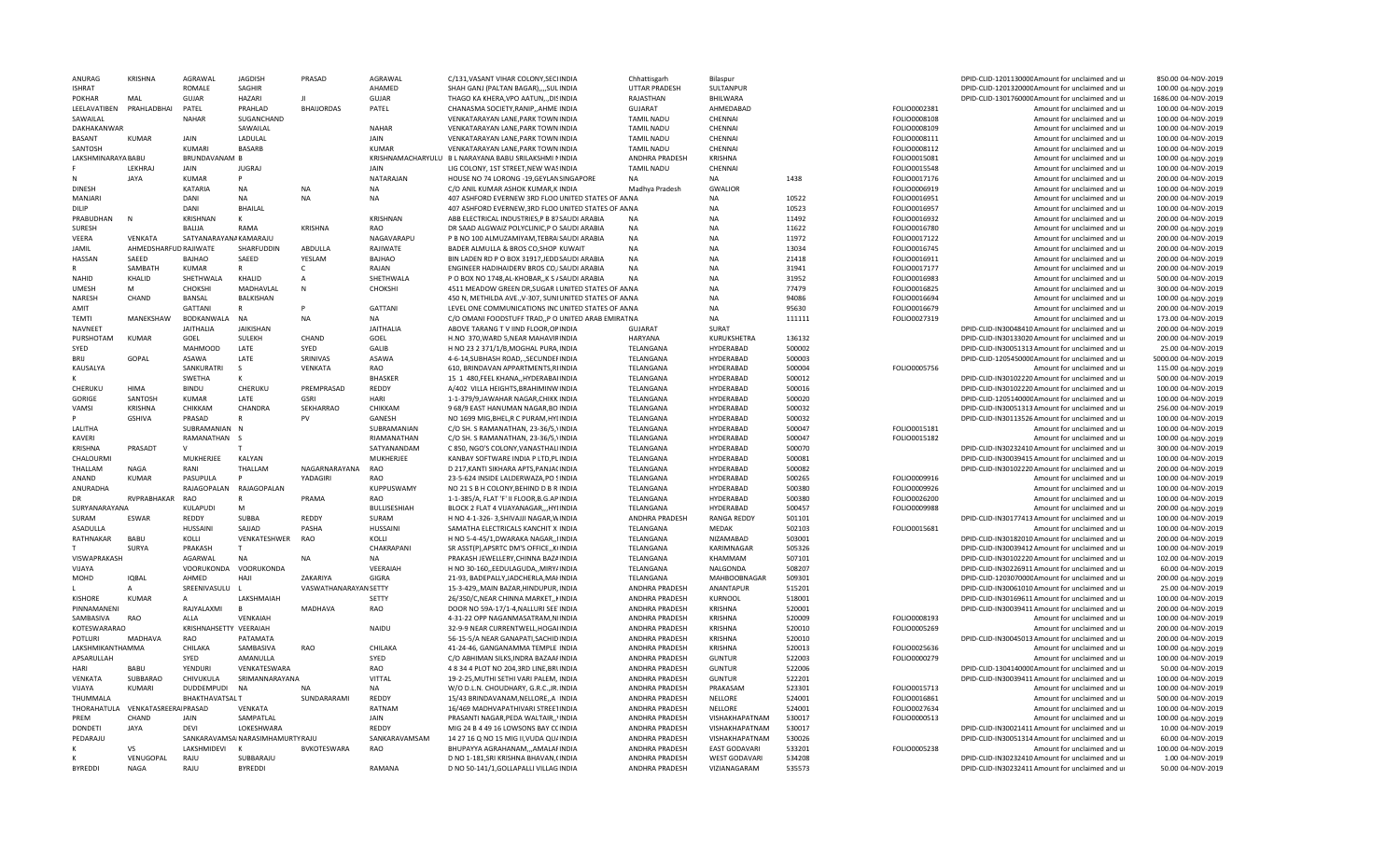| ANURAG | KRISHNA | AGRAWAL | JAGDISH | PRASAD | AGRAWAL | C/131,VASANT VIHAR COLONY,SECI INDIA | Chhattisgarh | Bilaspur | | | DPID-CLID-1201130000 Amount for unclaimed and ui | 850.00 | 04-NOV-2019 |
|---|---|---|---|---|---|---|---|---|---|---|---|---|---|
| ISHRAT | | ROMALE | SAGHIR | | AHAMED | SHAH GANJ (PALTAN BAGAR),,,,SUL INDIA | UTTAR PRADESH | SULTANPUR | | | DPID-CLID-1201320000 Amount for unclaimed and ui | 100.00 | 04-NOV-2019 |
| POKHAR | MAL | GUJAR | HAZARI | JI | GUJAR | THAGO KA KHERA,VPO AATUN,,,DIS INDIA | RAJASTHAN | BHILWARA | | | DPID-CLID-1301760000 Amount for unclaimed and ui | 1686.00 | 04-NOV-2019 |
| LEELAVATIBEN | PRAKHLADBHAI | PATEL | PRAHLAD | BHAIJORDAS | PATEL | CHANASMA SOCIETY,RANIP,,AHME INDIA | GUJARAT | AHMEDABAD | | FOLIO0002381 | Amount for unclaimed and ui | 100.00 | 04-NOV-2019 |
| SAWAILAL | | NAHAR | SUGANCHAND | | | VENKATARAYAN LANE,PARK TOWN INDIA | TAMIL NADU | CHENNAI | | FOLIO0008108 | Amount for unclaimed and ui | 100.00 | 04-NOV-2019 |
| DAKHAKANWAR | | | SAWAILAL | | NAHAR | VENKATARAYAN LANE,PARK TOWN INDIA | TAMIL NADU | CHENNAI | | FOLIO0008109 | Amount for unclaimed and ui | 100.00 | 04-NOV-2019 |
| BASANT | KUMAR | JAIN | LADULAL | | JAIN | VENKATARAYAN LANE,PARK TOWN INDIA | TAMIL NADU | CHENNAI | | FOLIO0008111 | Amount for unclaimed and ui | 100.00 | 04-NOV-2019 |
| SANTOSH | | KUMARI | BASARB | | KUMAR | VENKATARAYAN LANE,PARK TOWN INDIA | TAMIL NADU | CHENNAI | | FOLIO0008112 | Amount for unclaimed and ui | 100.00 | 04-NOV-2019 |
| LAKSHMINARAYA BABU | | BRUNDAVANAM | B | | KRISHNAMACHARYULU | B L NARAYANA BABU SRILAKSHMI N INDIA | ANDHRA PRADESH | KRISHNA | | FOLIO0015081 | Amount for unclaimed and ui | 100.00 | 04-NOV-2019 |
| F | LEKHRAJ | JAIN | JUGRAJ | | JAIN | LIG COLONY, 1ST STREET,NEW WAS INDIA | TAMIL NADU | CHENNAI | | FOLIO0015548 | Amount for unclaimed and ui | 100.00 | 04-NOV-2019 |
| N | JAYA | KUMAR | P | | NATARAJAN | HOUSE NO 74 LORONG -19,GEYLAN SINGAPORE | NA | NA | 1438 | FOLIO0017176 | Amount for unclaimed and ui | 200.00 | 04-NOV-2019 |
| DINESH | | KATARIA | NA | NA | NA | C/O ANIL KUMAR ASHOK KUMAR,K INDIA | Madhya Pradesh | GWALIOR | | FOLIO0006919 | Amount for unclaimed and ui | 100.00 | 04-NOV-2019 |
| MANJARI | | DANI | NA | NA | NA | 407 ASHFORD EVERNEW 3RD FLOO UNITED STATES OF AMNA | | NA | 10522 | FOLIO0016951 | Amount for unclaimed and ui | 200.00 | 04-NOV-2019 |
| DILIP | | DANI | BHAILAL | | | 407 ASHFORD EVERNEW,3RD FLOO UNITED STATES OF AMNA | | NA | 10523 | FOLIO0016957 | Amount for unclaimed and ui | 100.00 | 04-NOV-2019 |
| PRABUDHAN | N | KRISHNAN | K | | KRISHNAN | ABB ELECTRICAL INDUSTRIES,P B 87 SAUDI ARABIA | NA | NA | 11492 | FOLIO0016932 | Amount for unclaimed and ui | 200.00 | 04-NOV-2019 |
| SURESH | | BALIJA | RAMA | KRISHNA | RAO | DR SAAD ALGWAIZ POLYCLINIC,P O SAUDI ARABIA | NA | NA | 11622 | FOLIO0016780 | Amount for unclaimed and ui | 200.00 | 04-NOV-2019 |
| VEERA | VENKATA | SATYANARAYANA KAMARAJU | | | NAGAVARAPU | P B NO 100 ALMUZAMIYAM,TEBRA SAUDI ARABIA | NA | NA | 11972 | FOLIO0017122 | Amount for unclaimed and ui | 200.00 | 04-NOV-2019 |
| JAMIL | AHMEDSHARFUD RAJIWATE | | SHARFUDDIN | ABDULLA | RAJIWATE | BADER ALMULLA & BROS CO,SHOP KUWAIT | NA | NA | 13034 | FOLIO0016745 | Amount for unclaimed and ui | 200.00 | 04-NOV-2019 |
| HASSAN | SAEED | BAJHAO | SAEED | YESLAM | BAJHAO | BIN LADEN RD P O BOX 31917,JEDD SAUDI ARABIA | NA | NA | 21418 | FOLIO0016911 | Amount for unclaimed and ui | 200.00 | 04-NOV-2019 |
| R | SAMBATH | KUMAR | R | C | RAJAN | ENGINEER HADIHAIDERV BROS CO, SAUDI ARABIA | NA | NA | 31941 | FOLIO0017177 | Amount for unclaimed and ui | 200.00 | 04-NOV-2019 |
| NAHID | KHALID | SHETHWALA | KHALID | A | SHETHWALA | P O BOX NO 1748,AL-KHOBAR,,K S / SAUDI ARABIA | NA | NA | 31952 | FOLIO0016983 | Amount for unclaimed and ui | 500.00 | 04-NOV-2019 |
| UMESH | M | CHOKSHI | MADHAVLAL | N | CHOKSHI | 4511 MEADOW GREEN DR,SUGAR L UNITED STATES OF AMNA | | NA | 77479 | FOLIO0016825 | Amount for unclaimed and ui | 300.00 | 04-NOV-2019 |
| NARESH | CHAND | BANSAL | BALKISHAN | | | 450 N, METHILDA AVE.,V-307, SUNI UNITED STATES OF AMNA | | NA | 94086 | FOLIO0016694 | Amount for unclaimed and ui | 100.00 | 04-NOV-2019 |
| AMIT | | GATTANI | R | P | GATTANI | LEVEL ONE COMMUNICATIONS INC UNITED STATES OF AMNA | | NA | 95630 | FOLIO0016679 | Amount for unclaimed and ui | 200.00 | 04-NOV-2019 |
| TEMTI | MANEKSHAW | BODKANWALA | NA | NA | NA | C/O OMANI FOODSTUFF TRAD,,P O UNITED ARAB EMIRATNA | | NA | 111111 | FOLIO0027319 | Amount for unclaimed and ui | 173.00 | 04-NOV-2019 |
| NAVNEET | | JAITHALIA | JAIKISHAN | | JAITHALIA | ABOVE TARANG T V IIND FLOOR,OP INDIA | GUJARAT | SURAT | | | DPID-CLID-IN30048410 Amount for unclaimed and ui | 200.00 | 04-NOV-2019 |
| PURSHOTAM | KUMAR | GOEL | SULEKH | CHAND | GOEL | H.NO. 370,WARD 5,NEAR MAHAVIR INDIA | HARYANA | KURUKSHETRA | 136132 | | DPID-CLID-IN30133020 Amount for unclaimed and ui | 200.00 | 04-NOV-2019 |
| SYED | | MAHMOOD | LATE | SYED | GALIB | H NO 23 2 371/1/B,MOGHAL PURA, INDIA | TELANGANA | HYDERABAD | 500002 | | DPID-CLID-IN30051313 Amount for unclaimed and ui | 25.00 | 04-NOV-2019 |
| BRIJ | GOPAL | ASAWA | LATE | SRINIVAS | ASAWA | 4-6-14,SUBHASH ROAD,,,SECUNDEF INDIA | TELANGANA | HYDERABAD | 500003 | | DPID-CLID-1205450000 Amount for unclaimed and ui | 5000.00 | 04-NOV-2019 |
| KAUSALYA | | SANKURATRI | S | VENKATA | RAO | 610, BRINDAVAN APPARTMENTS,R INDIA | TELANGANA | HYDERABAD | 500004 | FOLIO0005756 | Amount for unclaimed and ui | 115.00 | 04-NOV-2019 |
| K | | SWETHA | K | | BHASKER | 15 1 480,FEEL KHANA,,HYDERABAI INDIA | TELANGANA | HYDERABAD | 500012 | | DPID-CLID-IN30102220 Amount for unclaimed and ui | 500.00 | 04-NOV-2019 |
| CHERUKU | HIMA | BINDU | CHERUKU | PREMPRASAD | REDDY | A/402 VILLA HEIGHTS,BRAHMINW INDIA | TELANGANA | HYDERABAD | 500016 | | DPID-CLID-IN30102220 Amount for unclaimed and ui | 100.00 | 04-NOV-2019 |
| GORIGE | SANTOSH | KUMAR | LATE | GSRI | HARI | 1-1-379/9,JAWAHAR NAGAR,CHIKK INDIA | TELANGANA | HYDERABAD | 500020 | | DPID-CLID-1205140000 Amount for unclaimed and ui | 100.00 | 04-NOV-2019 |
| VAMSI | KRISHNA | CHIKKAM | CHANDRA | SEKHARRAO | CHIKKAM | 9 68/9 EAST HANUMAN NAGAR,BO INDIA | TELANGANA | HYDERABAD | 500032 | | DPID-CLID-IN30051313 Amount for unclaimed and ui | 256.00 | 04-NOV-2019 |
| P | GSHIVA | PRASAD | R | PV | GANESH | NO 1699 MIG,BHEL,R C PURAM,HYI INDIA | TELANGANA | HYDERABAD | 500032 | | DPID-CLID-IN30113526 Amount for unclaimed and ui | 100.00 | 04-NOV-2019 |
| LALITHA | | SUBRAMANIAN | N | | SUBRAMANIAN | C/O SH. S RAMANATHAN, 23-36/5,\ INDIA | TELANGANA | HYDERABAD | 500047 | FOLIO0015181 | Amount for unclaimed and ui | 100.00 | 04-NOV-2019 |
| KAVERI | | RAMANATHAN | S | | RIAMANATHAN | C/O SH. S RAMANATHAN, 23-36/5,\ INDIA | TELANGANA | HYDERABAD | 500047 | FOLIO0015182 | Amount for unclaimed and ui | 100.00 | 04-NOV-2019 |
| KRISHNA | PRASADT | V | T | | SATYANANDAM | C 850, NGO'S COLONY,VANASTHALI INDIA | TELANGANA | HYDERABAD | 500070 | | DPID-CLID-IN30232410 Amount for unclaimed and ui | 300.00 | 04-NOV-2019 |
| CHALOURMI | | MUKHERJEE | KALYAN | | MUKHERJEE | KANBAY SOFTWARE INDIA P LTD,PL INDIA | TELANGANA | HYDERABAD | 500081 | | DPID-CLID-IN30039415 Amount for unclaimed and ui | 100.00 | 04-NOV-2019 |
| THALLAM | NAGA | RANI | THALLAM | NAGARNARAYANA | RAO | D 217,KANTI SIKHARA APTS,PANJA( INDIA | TELANGANA | HYDERABAD | 500082 | | DPID-CLID-IN30102220 Amount for unclaimed and ui | 200.00 | 04-NOV-2019 |
| ANAND | KUMAR | PASUPULA | P | YADAGIRI | RAO | 23-5-624 INSIDE LALDERWAZA,PO S INDIA | TELANGANA | HYDERABAD | 500265 | FOLIO0009916 | Amount for unclaimed and ui | 100.00 | 04-NOV-2019 |
| ANURADHA | | RAJAGOPALAN | RAJAGOPALAN | | KUPPUSWAMY | NO 21 S B H COLONY,BEHIND D B R INDIA | TELANGANA | HYDERABAD | 500380 | FOLIO0009926 | Amount for unclaimed and ui | 100.00 | 04-NOV-2019 |
| DR | RVPRABHAKAR | RAO | R | PRAMA | RAO | 1-1-385/A, FLAT 'F' II FLOOR,B.G.AP INDIA | TELANGANA | HYDERABAD | 500380 | FOLIO0026200 | Amount for unclaimed and ui | 100.00 | 04-NOV-2019 |
| SURYANARAYANA | | KULAPUDI | M | | BULLISESHIAH | BLOCK 2 FLAT 4 VIJAYANAGAR,,,HYI INDIA | TELANGANA | HYDERABAD | 500457 | FOLIO0009988 | Amount for unclaimed and ui | 200.00 | 04-NOV-2019 |
| SURAM | ESWAR | REDDY | SUBBA | REDDY | SURAM | H NO 4-1-326- 3,SHIVAJI NAGAR,W INDIA | ANDHRA PRADESH | RANGA REDDY | 501101 | | DPID-CLID-IN30177413 Amount for unclaimed and ui | 100.00 | 04-NOV-2019 |
| ASADULLA | | HUSSAINI | SAJJAD | PASHA | HUSSAINI | SAMATHA ELECTRICALS KANCHIT X INDIA | TELANGANA | MEDAK | 502103 | FOLIO0015681 | Amount for unclaimed and ui | 100.00 | 04-NOV-2019 |
| RATHNAKAR | BABU | KOLLI | VENKATESHWER | RAO | KOLLI | H NO 5-4-45/1,DWARAKA NAGAR,,I INDIA | TELANGANA | NIZAMABAD | 503001 | | DPID-CLID-IN30182010 Amount for unclaimed and ui | 200.00 | 04-NOV-2019 |
| T | SURYA | PRAKASH | T | | CHAKRAPANI | SR ASST(P),APSRTC DM'S OFFICE,,K INDIA | TELANGANA | KARIMNAGAR | 505326 | | DPID-CLID-IN30039412 Amount for unclaimed and ui | 100.00 | 04-NOV-2019 |
| VISWAPRAKASH | | AGARWAL | NA | NA | NA | PRAKASH JEWELLERY,CHINNA BAZA INDIA | TELANGANA | KHAMMAM | 507101 | | DPID-CLID-IN30102220 Amount for unclaimed and ui | 102.00 | 04-NOV-2019 |
| VIJAYA | | VOORUKONDA | VOORUKONDA | | VEERAIAH | H NO 30-160,,EEDULAGUDA,,MIRY/ INDIA | TELANGANA | NALGONDA | 508207 | | DPID-CLID-IN30226911 Amount for unclaimed and ui | 60.00 | 04-NOV-2019 |
| MOHD | IQBAL | AHMED | HAJI | ZAKARIYA | GIGRA | 21-93, BADEPALLY,JADCHERLA,MAI INDIA | TELANGANA | MAHBOOBNAGAR | 509301 | | DPID-CLID-1203070000 Amount for unclaimed and ui | 200.00 | 04-NOV-2019 |
| L | A | SREENIVASULU | L | VASWATHANARAYAN SETTY | | 15-3-429,,MAIN BAZAR,HINDUPUR, INDIA | ANDHRA PRADESH | ANANTAPUR | 515201 | | DPID-CLID-IN30061010 Amount for unclaimed and ui | 25.00 | 04-NOV-2019 |
| KISHORE | KUMAR | A | LAKSHMAIAH | | SETTY | 26/350/C,NEAR CHINNA MARKET,,, INDIA | ANDHRA PRADESH | KURNOOL | 518001 | | DPID-CLID-IN30169611 Amount for unclaimed and ui | 100.00 | 04-NOV-2019 |
| PINNAMANENI | | RAJYALAXMI | B | MADHAVA | RAO | DOOR NO 59A-17/1-4,NALLURI SEE INDIA | ANDHRA PRADESH | KRISHNA | 520001 | | DPID-CLID-IN30039411 Amount for unclaimed and ui | 200.00 | 04-NOV-2019 |
| SAMBASIVA | RAO | ALLA | VENKAIAH | | | 4-31-22 OPP NAGANMASATRAM,N INDIA | ANDHRA PRADESH | KRISHNA | 520009 | FOLIO0008193 | Amount for unclaimed and ui | 100.00 | 04-NOV-2019 |
| KOTESWARARAO | | KRISHNAHSETTY | VEERAIAH | | NAIDU | 32-9-9 NEAR CURRENTWELL,HOGAI INDIA | ANDHRA PRADESH | KRISHNA | 520010 | FOLIO0005269 | Amount for unclaimed and ui | 200.00 | 04-NOV-2019 |
| POTLURI | MADHAVA | RAO | PATAMATA | | | 56-15-5/A NEAR GANAPATI,SACHID INDIA | ANDHRA PRADESH | KRISHNA | 520010 | | DPID-CLID-IN30045013 Amount for unclaimed and ui | 200.00 | 04-NOV-2019 |
| LAKSHMIKANTHAMMA | | CHILAKA | SAMBASIVA | RAO | CHILAKA | 41-24-46, GANGANAMMA TEMPLE INDIA | ANDHRA PRADESH | KRISHNA | 520013 | FOLIO0025636 | Amount for unclaimed and ui | 100.00 | 04-NOV-2019 |
| APSARULLAH | | SYED | AMANULLA | | SYED | C/O ABHIMAN SILKS,INDRA BAZAAF INDIA | ANDHRA PRADESH | GUNTUR | 522003 | FOLIO0000279 | Amount for unclaimed and ui | 100.00 | 04-NOV-2019 |
| HARI | BABU | YENDURI | VENKATESWARA | | RAO | 4 8 34 4 PLOT NO 204,3RD LINE,BRI INDIA | ANDHRA PRADESH | GUNTUR | 522006 | | DPID-CLID-1304140000 Amount for unclaimed and ui | 50.00 | 04-NOV-2019 |
| VENKATA | SUBBARAO | CHIVUKULA | SRIMANNARAYANA | | VITTAL | 19-2-25,MUTHI SETHI VARI PALEM, INDIA | ANDHRA PRADESH | GUNTUR | 522201 | | DPID-CLID-IN30039411 Amount for unclaimed and ui | 100.00 | 04-NOV-2019 |
| VIJAYA | KUMARI | DUDDEMPUDI | NA | NA | NA | W/O D.L.N. CHOUDHARY, G.R.C.,R. INDIA | ANDHRA PRADESH | PRAKASAM | 523301 | FOLIO0015713 | Amount for unclaimed and ui | 100.00 | 04-NOV-2019 |
| THUMMALA | | BHAKTHAVATSAL T | | SUNDARARAMI | REDDY | 15/43 BRINDAVANAM,NELLORE,,A INDIA | ANDHRA PRADESH | NELLORE | 524001 | FOLIO0016861 | Amount for unclaimed and ui | 500.00 | 04-NOV-2019 |
| THORAHATULA | VENKATASREERAI PRASAD | | VENKATA | | RATNAM | 16/469 MADHVAPATHIVARI STREET INDIA | ANDHRA PRADESH | NELLORE | 524001 | FOLIO0027634 | Amount for unclaimed and ui | 100.00 | 04-NOV-2019 |
| PREM | CHAND | JAIN | SAMPATLAL | | JAIN | PRASANTI NAGAR,PEDA WALTAIR,,' INDIA | ANDHRA PRADESH | VISHAKHAPATNAM | 530017 | FOLIO0000513 | Amount for unclaimed and ui | 100.00 | 04-NOV-2019 |
| DONDETI | JAYA | DEVI | LOKESHWARA | | REDDY | MIG 24 B 4 49 16 LOWSONS BAY C( INDIA | ANDHRA PRADESH | VISHAKHAPATNAM | 530017 | | DPID-CLID-IN30021411 Amount for unclaimed and ui | 10.00 | 04-NOV-2019 |
| PEDARAJU | | SANKARAVAMSA NARASIMHAMURTY RAJU | | | SANKARAVAMSAM | 14 27 16 Q NO 15 MIG II,VUDA QU/ INDIA | ANDHRA PRADESH | VISHAKHAPATNAM | 530026 | | DPID-CLID-IN30051314 Amount for unclaimed and ui | 60.00 | 04-NOV-2019 |
| K | VS | LAKSHMIDEVI | K | BVKOTESWARA | RAO | BHUPAYYA AGRAHANAM,,,AMALAF INDIA | ANDHRA PRADESH | EAST GODAVARI | 533201 | FOLIO0005238 | Amount for unclaimed and ui | 100.00 | 04-NOV-2019 |
| K | VENUGOPAL | RAJU | SUBBARAJU | | | D NO 1-181,SRI KRISHNA BHAVAN,( INDIA | ANDHRA PRADESH | WEST GODAVARI | 534208 | | DPID-CLID-IN30232410 Amount for unclaimed and ui | 1.00 | 04-NOV-2019 |
| BYREDDI | NAGA | RAJU | BYREDDI | | RAMANA | D NO 50-141/1,GOLLAPALLI VILLAG INDIA | ANDHRA PRADESH | VIZIANAGARAM | 535573 | | DPID-CLID-IN30232411 Amount for unclaimed and ui | 50.00 | 04-NOV-2019 |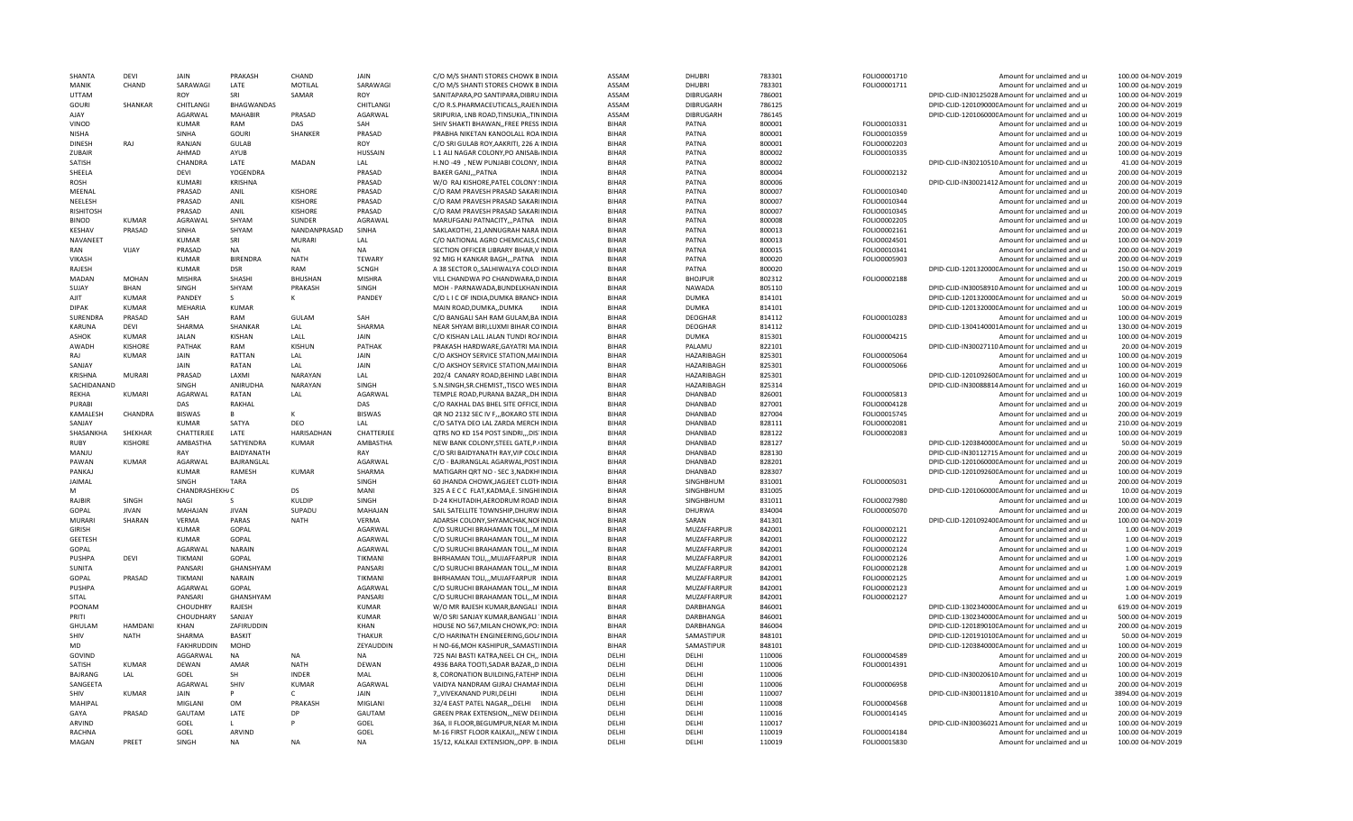| SHANTA | DEVI | JAIN | PRAKASH | CHAND | JAIN | C/O M/S SHANTI STORES CHOWK B INDIA | ASSAM | DHUBRI | 783301 | FOLIO0001710 | Amount for unclaimed and u | 100.00 04-NOV-2019 |
|---|---|---|---|---|---|---|---|---|---|---|---|---|
| MANIK | CHAND | SARAWAGI | LATE | MOTILAL | SARAWAGI | C/O M/S SHANTI STORES CHOWK B INDIA | ASSAM | DHUBRI | 783301 | FOLIO0001711 | Amount for unclaimed and u | 100.00 04-NOV-2019 |
| UTTAM | | ROY | SRI | SAMAR | ROY | SANITAPARA,PO SANTIPARA,DIBRU INDIA | ASSAM | DIBRUGARH | 786001 | | DPID-CLID-IN30125028 Amount for unclaimed and u | 100.00 04-NOV-2019 |
| GOURI | SHANKAR | CHITLANGI | BHAGWANDAS | | CHITLANGI | C/O R.S.PHARMACEUTICALS,,RAJEN INDIA | ASSAM | DIBRUGARH | 786125 | | DPID-CLID-1201090000 Amount for unclaimed and u | 200.00 04-NOV-2019 |
| AJAY | | AGARWAL | MAHABIR | PRASAD | AGARWAL | SRIPURIA, LNB ROAD,TINSUKIA,,TIN INDIA | ASSAM | DIBRUGARH | 786145 | | DPID-CLID-1201060000 Amount for unclaimed and u | 100.00 04-NOV-2019 |
| VINOD | | KUMAR | RAM | DAS | SAH | SHIV SHAKTI BHAWAN,,FREE PRESS INDIA | BIHAR | PATNA | 800001 | FOLIO0010331 | Amount for unclaimed and u | 100.00 04-NOV-2019 |
| NISHA | | SINHA | GOURI | SHANKER | PRASAD | PRABHA NIKETAN KANOOLALL ROA INDIA | BIHAR | PATNA | 800001 | FOLIO0010359 | Amount for unclaimed and u | 100.00 04-NOV-2019 |
| DINESH | RAJ | RANJAN | GULAB | | ROY | C/O SRI GULAB ROY,AAKRITI, 226 A INDIA | BIHAR | PATNA | 800001 | FOLIO0002203 | Amount for unclaimed and u | 200.00 04-NOV-2019 |
| ZUBAIR | | AHMAD | AYUB | | HUSSAIN | L 1 ALI NAGAR COLONY,PO ANISAB INDIA | BIHAR | PATNA | 800002 | FOLIO0010335 | Amount for unclaimed and u | 100.00 04-NOV-2019 |
| SATISH | | CHANDRA | LATE | MADAN | LAL | H.NO -49 , NEW PUNJABI COLONY, INDIA | BIHAR | PATNA | 800002 | | DPID-CLID-IN30210510 Amount for unclaimed and u | 41.00 04-NOV-2019 |
| SHEELA | | DEVI | YOGENDRA | | PRASAD | BAKER GANJ,,,PATNA INDIA | BIHAR | PATNA | 800004 | FOLIO0002132 | Amount for unclaimed and u | 200.00 04-NOV-2019 |
| ROSH | | KUMARI | KRISHNA | | PRASAD | W/O RAJ KISHORE,PATEL COLONY INDIA | BIHAR | PATNA | 800006 | | DPID-CLID-IN30021412 Amount for unclaimed and u | 200.00 04-NOV-2019 |
| MEENAL | | PRASAD | ANIL | KISHORE | PRASAD | C/O RAM PRAVESH PRASAD SAKARI INDIA | BIHAR | PATNA | 800007 | FOLIO0010340 | Amount for unclaimed and u | 200.00 04-NOV-2019 |
| NEELESH | | PRASAD | ANIL | KISHORE | PRASAD | C/O RAM PRAVESH PRASAD SAKARI INDIA | BIHAR | PATNA | 800007 | FOLIO0010344 | Amount for unclaimed and u | 200.00 04-NOV-2019 |
| RISHITOSH | | PRASAD | ANIL | KISHORE | PRASAD | C/O RAM PRAVESH PRASAD SAKARI INDIA | BIHAR | PATNA | 800007 | FOLIO0010345 | Amount for unclaimed and u | 200.00 04-NOV-2019 |
| BINOD | KUMAR | AGRAWAL | SHYAM | SUNDER | AGRAWAL | MARUFGANJ PATNACITY,,,PATNA INDIA | BIHAR | PATNA | 800008 | FOLIO0002205 | Amount for unclaimed and u | 100.00 04-NOV-2019 |
| KESHAV | PRASAD | SINHA | SHYAM | NANDANPRASAD | SINHA | SAKLAKOTHI, 21,ANNUGRAH NARA INDIA | BIHAR | PATNA | 800013 | FOLIO0002161 | Amount for unclaimed and u | 200.00 04-NOV-2019 |
| NAVANEET | | KUMAR | SRI | MURARI | LAL | C/O NATIONAL AGRO CHEMICALS,C INDIA | BIHAR | PATNA | 800013 | FOLIO0024501 | Amount for unclaimed and u | 100.00 04-NOV-2019 |
| RAN | VIJAY | PRASAD | NA | NA | NA | SECTION OFFICER LIBRARY BIHAR,V INDIA | BIHAR | PATNA | 800015 | FOLIO0010341 | Amount for unclaimed and u | 200.00 04-NOV-2019 |
| VIKASH | | KUMAR | BIRENDRA | NATH | TEWARY | 92 MIG H KANKAR BAGH,,,PATNA INDIA | BIHAR | PATNA | 800020 | FOLIO0005903 | Amount for unclaimed and u | 200.00 04-NOV-2019 |
| RAJESH | | KUMAR | DSR | RAM | SCNGH | A 38 SECTOR 0,,SALHIWALYA COLO INDIA | BIHAR | PATNA | 800020 | | DPID-CLID-1201320000 Amount for unclaimed and u | 150.00 04-NOV-2019 |
| MADAN | MOHAN | MISHRA | SHASHI | BHUSHAN | MISHRA | VILL CHANDWA PO CHANDWARA,D INDIA | BIHAR | BHOJPUR | 802312 | FOLIO0002188 | Amount for unclaimed and u | 200.00 04-NOV-2019 |
| SUJAY | BHAN | SINGH | SHYAM | PRAKASH | SINGH | MOH - PARNAWADA,BUNDELKHAN INDIA | BIHAR | NAWADA | 805110 | | DPID-CLID-IN30058910 Amount for unclaimed and u | 100.00 04-NOV-2019 |
| AJIT | KUMAR | PANDEY | S | K | PANDEY | C/O L I C OF INDIA,DUMKA BRANCH INDIA | BIHAR | DUMKA | 814101 | | DPID-CLID-1201320000 Amount for unclaimed and u | 50.00 04-NOV-2019 |
| DIPAK | KUMAR | MEHARIA | KUMAR | | | MAIN ROAD,DUMKA,,DUMKA INDIA | BIHAR | DUMKA | 814101 | | DPID-CLID-1201320000 Amount for unclaimed and u | 100.00 04-NOV-2019 |
| SURENDRA | PRASAD | SAH | RAM | GULAM | SAH | C/O BANGALI SAH RAM GULAM,BA INDIA | BIHAR | DEOGHAR | 814112 | FOLIO0010283 | Amount for unclaimed and u | 100.00 04-NOV-2019 |
| KARUNA | DEVI | SHARMA | SHANKAR | LAL | SHARMA | NEAR SHYAM BIRI,LUXMI BIHAR CO INDIA | BIHAR | DEOGHAR | 814112 | | DPID-CLID-1304140001 Amount for unclaimed and u | 130.00 04-NOV-2019 |
| ASHOK | KUMAR | JALAN | KISHAN | LALL | JAIN | C/O KISHAN LALL JALAN TUNDI ROA INDIA | BIHAR | DUMKA | 815301 | FOLIO0004215 | Amount for unclaimed and u | 100.00 04-NOV-2019 |
| AWADH | KISHORE | PATHAK | RAM | KISHUN | PATHAK | PRAKASH HARDWARE,GAYATRI MA INDIA | BIHAR | PALAMU | 822101 | | DPID-CLID-IN30027110 Amount for unclaimed and u | 20.00 04-NOV-2019 |
| RAJ | KUMAR | JAIN | RATTAN | LAL | JAIN | C/O AKSHOY SERVICE STATION,MAI INDIA | BIHAR | HAZARIBAGH | 825301 | FOLIO0005064 | Amount for unclaimed and u | 100.00 04-NOV-2019 |
| SANJAY | | JAIN | RATAN | LAL | JAIN | C/O AKSHOY SERVICE STATION,MAI INDIA | BIHAR | HAZARIBAGH | 825301 | FOLIO0005066 | Amount for unclaimed and u | 100.00 04-NOV-2019 |
| KRISHNA | MURARI | PRASAD | LAXMI | NARAYAN | LAL | 202/4 CANARY ROAD,BEHIND LAB( INDIA | BIHAR | HAZARIBAGH | 825301 | | DPID-CLID-1201092600 Amount for unclaimed and u | 100.00 04-NOV-2019 |
| SACHIDANAND | | SINGH | ANIRUDHA | NARAYAN | SINGH | S.N.SINGH,SR.CHEMIST,,TISCO WES INDIA | BIHAR | HAZARIBAGH | 825314 | | DPID-CLID-IN30088814 Amount for unclaimed and u | 160.00 04-NOV-2019 |
| REKHA | KUMARI | AGARWAL | RATAN | LAL | AGARWAL | TEMPLE ROAD,PURANA BAZAR,,DH INDIA | BIHAR | DHANBAD | 826001 | FOLIO0005813 | Amount for unclaimed and u | 100.00 04-NOV-2019 |
| PURABI | | DAS | RAKHAL | | DAS | C/O RAKHAL DAS BHEL SITE OFFICE INDIA | BIHAR | DHANBAD | 827001 | FOLIO0004128 | Amount for unclaimed and u | 200.00 04-NOV-2019 |
| KAMALESH | CHANDRA | BISWAS | B | K | BISWAS | QR NO 2132 SEC IV F,,,BOKARO STE INDIA | BIHAR | DHANBAD | 827004 | FOLIO0015745 | Amount for unclaimed and u | 200.00 04-NOV-2019 |
| SANJAY | | KUMAR | SATYA | DEO | LAL | C/O SATYA DEO LAL ZARDA MERCH INDIA | BIHAR | DHANBAD | 828111 | FOLIO0002081 | Amount for unclaimed and u | 210.00 04-NOV-2019 |
| SHASANKHA | SHEKHAR | CHATTERJEE | LATE | HARISADHAN | CHATTERJEE | QTRS NO KD 154 POST SINDRI,,,DIS INDIA | BIHAR | DHANBAD | 828122 | FOLIO0002083 | Amount for unclaimed and u | 100.00 04-NOV-2019 |
| RUBY | KISHORE | AMBASTHA | SATYENDRA | KUMAR | AMBASTHA | NEW BANK COLONY,STEEL GATE,P. INDIA | BIHAR | DHANBAD | 828127 | | DPID-CLID-1203840000 Amount for unclaimed and u | 50.00 04-NOV-2019 |
| MANJU | | RAY | BAIDYANATH | | RAY | C/O SRI BAIDYANATH RAY,VIP COLC INDIA | BIHAR | DHANBAD | 828130 | | DPID-CLID-IN30112715 Amount for unclaimed and u | 200.00 04-NOV-2019 |
| PAWAN | KUMAR | AGARWAL | BAJRANGLAL | | AGARWAL | C/O - BAJRANGLAL AGARWAL,POST INDIA | BIHAR | DHANBAD | 828201 | | DPID-CLID-1201060000 Amount for unclaimed and u | 200.00 04-NOV-2019 |
| PANKAJ | | KUMAR | RAMESH | KUMAR | SHARMA | MATIGARH QRT NO - SEC 3,NADKH INDIA | BIHAR | DHANBAD | 828307 | | DPID-CLID-1201092600 Amount for unclaimed and u | 100.00 04-NOV-2019 |
| JAIMAL | | SINGH | TARA | | SINGH | 60 JHANDA CHOWK,JAGJEET CLOTH INDIA | BIHAR | SINGHBHUM | 831001 | FOLIO0005031 | Amount for unclaimed and u | 200.00 04-NOV-2019 |
| M | | CHANDRASHEKHAC | | DS | MANI | 325 A E C C FLAT,KADMA,E. SINGHI INDIA | BIHAR | SINGHBHUM | 831005 | | DPID-CLID-1201060000 Amount for unclaimed and u | 10.00 04-NOV-2019 |
| RAJBIR | SINGH | NAGI | S | KULDIP | SINGH | D-24 KHUTADIH,AERODRUM ROAD INDIA | BIHAR | SINGHBHUM | 831011 | FOLIO0027980 | Amount for unclaimed and u | 100.00 04-NOV-2019 |
| GOPAL | JIVAN | MAHAJAN | JIVAN | SUPADU | MAHAJAN | SAIL SATELLITE TOWNSHIP,DHURW INDIA | BIHAR | DHURWA | 834004 | FOLIO0005070 | Amount for unclaimed and u | 200.00 04-NOV-2019 |
| MURARI | SHARAN | VERMA | PARAS | NATH | VERMA | ADARSH COLONY,SHYAMCHAK,NO INDIA | BIHAR | SARAN | 841301 | | DPID-CLID-1201092400 Amount for unclaimed and u | 100.00 04-NOV-2019 |
| GIRISH | | KUMAR | GOPAL | | AGARWAL | C/O SURUCHI BRAHAMAN TOLI,,,M INDIA | BIHAR | MUZAFFARPUR | 842001 | FOLIO0002121 | Amount for unclaimed and u | 1.00 04-NOV-2019 |
| GEETESH | | KUMAR | GOPAL | | AGARWAL | C/O SURUCHI BRAHAMAN TOLI,,,M INDIA | BIHAR | MUZAFFARPUR | 842001 | FOLIO0002122 | Amount for unclaimed and u | 1.00 04-NOV-2019 |
| GOPAL | | AGARWAL | NARAIN | | AGARWAL | C/O SURUCHI BRAHAMAN TOLI,,,M INDIA | BIHAR | MUZAFFARPUR | 842001 | FOLIO0002124 | Amount for unclaimed and u | 1.00 04-NOV-2019 |
| PUSHPA | DEVI | TIKMANI | GOPAL | | TIKMANI | BHRHAMAN TOLI,,,MUJAFFARPUR INDIA | BIHAR | MUZAFFARPUR | 842001 | FOLIO0002126 | Amount for unclaimed and u | 1.00 04-NOV-2019 |
| SUNITA | | PANSARI | GHANSHYAM | | PANSARI | C/O SURUCHI BRAHAMAN TOLI,,,M INDIA | BIHAR | MUZAFFARPUR | 842001 | FOLIO0002128 | Amount for unclaimed and u | 1.00 04-NOV-2019 |
| GOPAL | PRASAD | TIKMANI | NARAIN | | TIKMANI | BHRHAMAN TOLI,,,MUJAFFARPUR INDIA | BIHAR | MUZAFFARPUR | 842001 | FOLIO0002125 | Amount for unclaimed and u | 1.00 04-NOV-2019 |
| PUSHPA | | AGARWAL | GOPAL | | AGARWAL | C/O SURUCHI BRAHAMAN TOLI,,,M INDIA | BIHAR | MUZAFFARPUR | 842001 | FOLIO0002123 | Amount for unclaimed and u | 1.00 04-NOV-2019 |
| SITAL | | PANSARI | GHANSHYAM | | PANSARI | C/O SURUCHI BRAHAMAN TOLI,,,M INDIA | BIHAR | MUZAFFARPUR | 842001 | FOLIO0002127 | Amount for unclaimed and u | 1.00 04-NOV-2019 |
| POONAM | | CHOUDHRY | RAJESH | | KUMAR | W/O MR RAJESH KUMAR,BANGALI INDIA | BIHAR | DARBHANGA | 846001 | | DPID-CLID-1302340000 Amount for unclaimed and u | 619.00 04-NOV-2019 |
| PRITI | | CHOUDHARY | SANJAY | | KUMAR | W/O SRI SANJAY KUMAR,BANGALI INDIA | BIHAR | DARBHANGA | 846001 | | DPID-CLID-1302340000 Amount for unclaimed and u | 500.00 04-NOV-2019 |
| GHULAM | HAMDANI | KHAN | ZAFIRUDDIN | | KHAN | HOUSE NO 567,MILAN CHOWK,PO: INDIA | BIHAR | DARBHANGA | 846004 | | DPID-CLID-1201890100 Amount for unclaimed and u | 200.00 04-NOV-2019 |
| SHIV | NATH | SHARMA | BASKIT | | THAKUR | C/O HARINATH ENGINEERING,GOL/ INDIA | BIHAR | SAMASTIPUR | 848101 | | DPID-CLID-1201910100 Amount for unclaimed and u | 50.00 04-NOV-2019 |
| MD | | FAKHRUDDIN | MOHD | | ZEYAUDDIN | H NO-66,MOH KASHIPUR,,SAMASTI INDIA | BIHAR | SAMASTIPUR | 848101 | | DPID-CLID-1203840000 Amount for unclaimed and u | 100.00 04-NOV-2019 |
| GOVIND | | AGGARWAL | NA | NA | NA | 725 NAI BASTI KATRA,NEEL CH CH,, INDIA | DELHI | DELHI | 110006 | FOLIO0004589 | Amount for unclaimed and u | 200.00 04-NOV-2019 |
| SATISH | KUMAR | DEWAN | AMAR | NATH | DEWAN | 4936 BARA TOOTI,SADAR BAZAR,,D INDIA | DELHI | DELHI | 110006 | FOLIO0014391 | Amount for unclaimed and u | 100.00 04-NOV-2019 |
| BAJRANG | LAL | GOEL | SH | INDER | MAL | 8, CORONATION BUILDING,FATEHP INDIA | DELHI | DELHI | 110006 | | DPID-CLID-IN30020610 Amount for unclaimed and u | 100.00 04-NOV-2019 |
| SANGEETA | | AGARWAL | SHIV | KUMAR | AGARWAL | VAIDYA NANDRAM GIJRAJ CHAMAF INDIA | DELHI | DELHI | 110006 | FOLIO0006958 | Amount for unclaimed and u | 200.00 04-NOV-2019 |
| SHIV | KUMAR | JAIN | P | C | JAIN | 7,,VIVEKANAND PURI,DELHI INDIA | DELHI | DELHI | 110007 | | DPID-CLID-IN30011810 Amount for unclaimed and u | 3894.00 04-NOV-2019 |
| MAHIPAL | | MIGLANI | OM | PRAKASH | MIGLANI | 32/4 EAST PATEL NAGAR,,,DELHI INDIA | DELHI | DELHI | 110008 | FOLIO0004568 | Amount for unclaimed and u | 100.00 04-NOV-2019 |
| GAYA | PRASAD | GAUTAM | LATE | DP | GAUTAM | GREEN PRAK EXTENSION,,,NEW DEI INDIA | DELHI | DELHI | 110016 | FOLIO0014145 | Amount for unclaimed and u | 200.00 04-NOV-2019 |
| ARVIND | | GOEL | L | P | GOEL | 36A, II FLOOR,BEGUMPUR,NEAR M. INDIA | DELHI | DELHI | 110017 | | DPID-CLID-IN30036021 Amount for unclaimed and u | 100.00 04-NOV-2019 |
| RACHNA | | GOEL | ARVIND | | GOEL | M-16 FIRST FLOOR KALKAJI,,,NEW E INDIA | DELHI | DELHI | 110019 | FOLIO0014184 | Amount for unclaimed and u | 100.00 04-NOV-2019 |
| MAGAN | PREET | SINGH | NA | NA | NA | 15/12, KALKAJI EXTENSION,,OPP. B INDIA | DELHI | DELHI | 110019 | FOLIO0015830 | Amount for unclaimed and u | 100.00 04-NOV-2019 |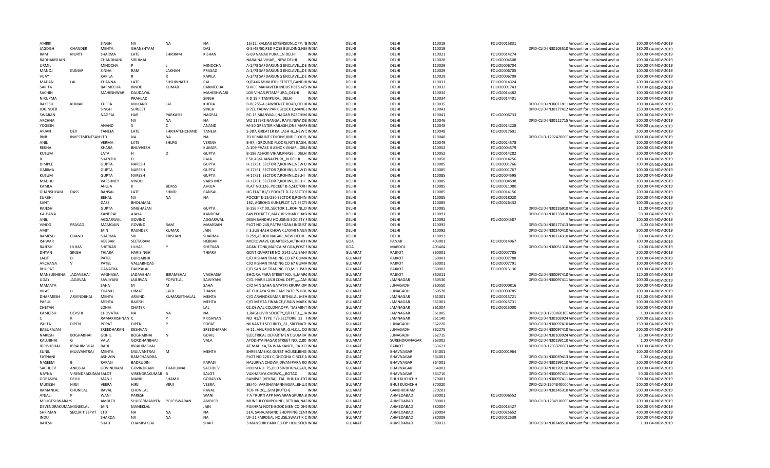| | | | | | | | | | | | | | | |
|---|---|---|---|---|---|---|---|---|---|---|---|---|---|---|
| AMRIK | | SINGH | NA | NA | NA | 15/12, KALKAJI EXTENSION,,OPP. `BINDIA | DELHI | DELHI | 110019 | FOLIO0015831 | | Amount for unclaimed and ui | 100.00 | 04-NOV-2019 |
| JAGDISH | CHANDER | MEHTA | GHANSHYAM | | DAS | G-5/49/50,RED ROSE BUILDING,NEHINDIA | DELHI | DELHI | 110019 | | DPID-CLID-IN30105510 | Amount for unclaimed and ui | 180.00 | 04-NOV-2019 |
| RAM | MURTI | SHARMA | LATE | SHRIRAM | KISHAN | G-69 NANAK PURA,,,N DELHI INDIA | DELHI | DELHI | 110021 | FOLIO0014274 | | Amount for unclaimed and ui | 100.00 | 04-NOV-2019 |
| RADHAKISHAN | | CHANDNANI | SIRUMAL | | | NARAINA VIHAR,,,NEW DELHI INDIA | DELHI | DELHI | 110028 | FOLIO0004508 | | Amount for unclaimed and ui | 100.00 | 04-NOV-2019 |
| URMIL | | MINOCHA | P | L | MINOCHA | A-1/73 SAFDARJUNG ENCLAVE,,,DE INDIA | DELHI | DELHI | 110029 | FOLIO0006704 | | Amount for unclaimed and ui | 100.00 | 04-NOV-2019 |
| MANOJ | KUMAR | SINHA | RAM | LAKHAN | PRASAD | A-1/73 SAFDARJUNG ENCLAVE,,,DE INDIA | DELHI | DELHI | 110029 | FOLIO0006705 | | Amount for unclaimed and ui | 100.00 | 04-NOV-2019 |
| VIJAY | | KAPILA | R | R | KAPILA | A-1/73 SAFDARJUNG ENCLAVE,,,DE INDIA | DELHI | DELHI | 110029 | FOLIO0006709 | | Amount for unclaimed and ui | 100.00 | 04-NOV-2019 |
| MADAN | LAL | KHANNA | LATE | SHSHIVNATH | RAI | IX/6446 MUKHERJI STREET,GANDHI INDIA | DELHI | DELHI | 110031 | FOLIO0014324 | | Amount for unclaimed and ui | 200.00 | 04-NOV-2019 |
| SARITA | | BARMECHA | BINOD | KUMAR | BARMECHA | SHREE MAHAVEER INDUSTRIES,4/5 INDIA | DELHI | DELHI | 110032 | FOLIO0001743 | | Amount for unclaimed and ui | 100.00 | 04-NOV-2019 |
| SACHIN | | MAHESHWARI | DAUDAYAL | | MAHESHWARI | LOK VIHAR,PITAMPURA,,DELHI INDIA | DELHI | DELHI | 110034 | FOLIO0014482 | | Amount for unclaimed and ui | 100.00 | 04-NOV-2019 |
| NIRUPMA | | | PRAHLAD | | SINGH | K D 19 PITAMPURA,,,DELHI INDIA | DELHI | DELHI | 110034 | FOLIO0014401 | | Amount for unclaimed and ui | 100.00 | 04-NOV-2019 |
| RAKESH | KUMAR | KHERA | MUKAND | LAL | KHERA | B-IV,255-A,LAWRENCE ROAD,DELHI INDIA | DELHI | DELHI | 110035 | | DPID-CLID-IN30011811 | Amount for unclaimed and ui | 100.00 | 04-NOV-2019 |
| JOGINDER | | SINGH | SURJEET | | SINGH | B 7/2,YADAV PARK BLOCK C,NANGLINDIA | DELHI | DELHI | 110041 | | DPID-CLID-IN30177412 | Amount for unclaimed and ui | 150.00 | 04-NOV-2019 |
| SWARAN | | NAGPAL | HAR | PARKASH | NAGPAL | BC-13 MIANWALI,NAGAR PASCHIM INDIA | DELHI | DELHI | 110041 | FOLIO0006733 | | Amount for unclaimed and ui | 100.00 | 04-NOV-2019 |
| ARCHNA | | | NA | | NA | WZ 1179/2 NANGAL RAYA,NEW DE INDIA | DELHI | DELHI | 110046 | | DPID-CLID-IN30112715 | Amount for unclaimed and ui | 200.00 | 04-NOV-2019 |
| YOGESH | | ANAND | S | C | ANAND | M-50 GREATER KAILASH,ONE MARKINDIA | DELHI | DELHI | 110048 | FOLIO0014228 | | Amount for unclaimed and ui | 300.00 | 04-NOV-2019 |
| ARJAN | DEV | TANEJA | LATE | SHRIFATEHCHAND | TANEJA | S-387, GREATER KAILASH-II,,,NEW DINDIA | DELHI | DELHI | 110048 | FOLIO0017601 | | Amount for unclaimed and ui | 200.00 | 04-NOV-2019 |
| BNB | INVESTMENTSAN LTD | | NA | NA | NA | 70 HEMKUNT COLONY,IIND FLOOR, INDIA | DELHI | DELHI | 110048 | | DPID-CLID-1202420000 | Amount for unclaimed and ui | 1000.00 | 04-NOV-2019 |
| ANIL | | VERMA | LATE | SHLPG | VERMA | B-97, (GROUND FLOOR),NITI BAGH, INDIA | DELHI | DELHI | 110049 | FOLIO0024578 | | Amount for unclaimed and ui | 100.00 | 04-NOV-2019 |
| REKHA | | KHARA | BHUVNESH | | KUMAR | A-109 PHASE II ASHOK VIHAR,,,DELI INDIA | DELHI | DELHI | 110052 | FOLIO0004579 | | Amount for unclaimed and ui | 100.00 | 04-NOV-2019 |
| KUSUM | | LATA | H | D | GUPTA | B-186 ASHOK VIHAR,PHASE I,,DELH INDIA | DELHI | DELHI | 110052 | FOLIO0014282 | | Amount for unclaimed and ui | 200.00 | 04-NOV-2019 |
| R | | SHANTHI | D | | RAJA | CSD 43/A JANAKPURI,,,N DELHI INDIA | DELHI | DELHI | 110058 | FOLIO0014256 | | Amount for unclaimed and ui | 100.00 | 04-NOV-2019 |
| DIMPLE | | GUPTA | NARESH | | GUPTA | H-17/51, SECTOR 7,ROHINI,,NEW D INDIA | DELHI | DELHI | 110085 | FOLIO0001766 | | Amount for unclaimed and ui | 100.00 | 04-NOV-2019 |
| GARIMA | | GUPTA | NARESH | | GUPTA | H-17/51, SECTOR 7,ROHINI,,NEW D INDIA | DELHI | DELHI | 110085 | FOLIO0001767 | | Amount for unclaimed and ui | 100.00 | 04-NOV-2019 |
| KUSUM | | GUPTA | NARESH | | GUPTA | H-17/51, SECTOR 7,ROHINI,,DELHI INDIA | DELHI | DELHI | 110085 | FOLIO0004595 | | Amount for unclaimed and ui | 100.00 | 04-NOV-2019 |
| MADHU | | VARSHNEY | VINOD | | VARSHNEY | H-17/51, SECTOR 7,ROHINI,,DELHI INDIA | DELHI | DELHI | 110085 | FOLIO0004598 | | Amount for unclaimed and ui | 100.00 | 04-NOV-2019 |
| KAMLA | | AHUJA | K | BDASS | AHUJA | FLAT NO.326, POCKET B-5,SECTOR-INDIA | DELHI | DELHI | 110085 | FOLIO0001080 | | Amount for unclaimed and ui | 100.00 | 04-NOV-2019 |
| GHANSHYAM | DASS | BANSAL | LATE | SHMD | BANSAL | LIG FLAT 81/1 POCKET D-12,SECTOHINDIA | DELHI | DELHI | 110085 | FOLIO0014156 | | Amount for unclaimed and ui | 200.00 | 04-NOV-2019 |
| SURBHI | | BEHAL | NA | NA | NA | POCKET E-15/230 SECTOR 8,ROHIN INDIA | DELHI | DELHI | 110085 | FOLIO0018020 | | Amount for unclaimed and ui | 100.00 | 04-NOV-2019 |
| SANT | | DASS | BHOLAMAL | | | 162, AGROHA KUNJ,PLOT 1/1 SECT(INDIA | DELHI | DELHI | 110085 | FOLIO0026432 | | Amount for unclaimed and ui | 100.00 | 04-NOV-2019 |
| RAJESH | | GUPTA | SINGHASAN | | GUPTA | B-156 PKT 00,,SECTOR 1,,ROHINI,,D INDIA | DELHI | DELHI | 110085 | | DPID-CLID-IN30226910 | Amount for unclaimed and ui | 11.00 | 04-NOV-2019 |
| KALPANA | | KANDPAL | AJAYA | | KANDPAL | 648 POCKET E,MAYUR VIHAR PHASI INDIA | DELHI | DELHI | 110091 | | DPID-CLID-IN30133018 | Amount for unclaimed and ui | 50.00 | 04-NOV-2019 |
| ANIL | | AGGARWAL | GOVIND | | AGGARWAL | DESH BANDHU HOUSING SOCIETY,F INDIA | DELHI | DELHI | 110092 | FOLIO0004587 | | Amount for unclaimed and ui | 100.00 | 04-NOV-2019 |
| VINOD | PRASAD | MAMGAIN | GOVIND | RAM | MAMGAIN | PLOT NO 248,PATPARGANJ INDUST INDIA | DELHI | DELHI | 110092 | | DPID-CLID-IN30177413 | Amount for unclaimed and ui | 6.00 | 04-NOV-2019 |
| AMIT | | JAIN | RAJINDER | KUMAR | JAIN | I 3,SUBHASH CHOWK,LAXMI NAGA INDIA | DELHI | DELHI | 110092 | | DPID-CLID-IN30240410 | Amount for unclaimed and ui | 300.00 | 04-NOV-2019 |
| RAMESH | CHAND | SHARMA | SRI | KRISHAN | SHARMA | B 259,ASHOK NAGAR,,NEW DELHI INDIA | DELHI | DELHI | 110093 | | DPID-CLID-IN30114310 | Amount for unclaimed and ui | 50.00 | 04-NOV-2019 |
| ISHWAR | | HEBBAR | SEETARAM | | HEBBAR | MICROWAVE QUARTERS,ALTINHO I INDIA | GOA | PANAJI | 403001 | FOLIO0014967 | | Amount for unclaimed and ui | 100.00 | 04-NOV-2019 |
| RAJESH | ULHAS | SHETKAR | ULHAS | P | SHETKAR | ADAN TONK,MARCAIM GOA,POST F INDIA | GOA | MARDOL | 403404 | | DPID-CLID-IN30051310 | Amount for unclaimed and ui | 20.00 | 04-NOV-2019 |
| DHYAN | SINGH | THIARA | HARISINGH | | THIARA | GOVT QUARTER NO.D142 LAL BAH/INDIA | GUJARAT | RAJKOT | 360001 | FOLIO0007785 | | Amount for unclaimed and ui | 200.00 | 04-NOV-2019 |
| LALIT | D | PATEL | DURLABHJI | | | C/O KISHAN TRADING CO 67 GUMA INDIA | GUJARAT | RAJKOT | 360001 | FOLIO0007788 | | Amount for unclaimed and ui | 100.00 | 04-NOV-2019 |
| ARCHANA | V | PATEL | VALLABHDAS | | | C/O KISHAN TRADING CO 67 GUMA INDIA | GUJARAT | RAJKOT | 360001 | FOLIO0007791 | | Amount for unclaimed and ui | 100.00 | 04-NOV-2019 |
| BHUPAT | | GANATRA | DAHYALAL | | | C/O SANJAY TRADING CO,MILL PAR INDIA | GUJARAT | RAJKOT | 360002 | FOLIO0013136 | | Amount for unclaimed and ui | 100.00 | 04-NOV-2019 |
| MANSUKHBHAI | JADAVBHAI | VAGHASIA | JADAVBHAI | JERAMBHAI | VAGHASIA | BHOJRAJPARA STREET NO. 4,,MARK INDIA | GUJARAT | RAJKOT | 360311 | | DPID-CLID-IN30097410 | Amount for unclaimed and ui | 120.00 | 04-NOV-2019 |
| UDAY | JAGJIVAN | SAVJIYANI | JAGJIVAN | POPATLAL | SAVJIYANI | C/O.. HARJI LAVJI COAL DEPT.,,,,JAM INDIA | GUJARAT | JAMNAGAR | 360530 | | DPID-CLID-IN30097411 | Amount for unclaimed and ui | 100.00 | 04-NOV-2019 |
| MAMATA | | SAHA | M | M | SAHA | C/O M N SAHA GAYATRI KRUPA,OP INDIA | GUJARAT | JUNAGADH | 360550 | FOLIO0000816 | | Amount for unclaimed and ui | 100.00 | 04-NOV-2019 |
| VILAS | H | THANKI | HIMAT | LALR | THANKI | AT CHHAYA SHIV RAM PATEL'S HOL INDIA | GUJARAT | JUNAGADH | 360578 | FOLIO0000785 | | Amount for unclaimed and ui | 100.00 | 04-NOV-2019 |
| DHARMESH | ARVINDBHAI | MEHTA | ARVIND | KUMARJETHALAL | MEHTA | C/O ARVINDKUMAR JETHALAL MEH INDIA | GUJARAT | JAMNAGAR | 361001 | FOLIO0015721 | | Amount for unclaimed and ui | 315.00 | 04-NOV-2019 |
| PARUL | | MEHTA | RAJESH | | MEHTA | C/O MEHTA FINANCE,GRAIN MARK INDIA | GUJARAT | JAMNAGAR | 361001 | FOLIO0025731 | | Amount for unclaimed and ui | 300.00 | 04-NOV-2019 |
| CHETAN | | LOHIA | CHATER | | LAL | 02,OSWAL COLONY,OPP. "JASMIN" INDIA | GUJARAT | JAMNAGAR | 361004 | FOLIO0025000 | | Amount for unclaimed and ui | 500.00 | 04-NOV-2019 |
| KAMLESH | DEVSHI | CHOVATIA | NA | NA | NA | 1,RAGHUVIR SOCIETY,,B/H I.T.I.,,,JA INDIA | GUJARAT | JAMNAGAR | 361005 | | DPID-CLID-1203060100 | Amount for unclaimed and ui | 1.00 | 04-NOV-2019 |
| C | K | RAMAKRISHNAN C | | P | KRISHNAN | NO 41/F TYPE T/5,SECTORE 11 I INDIA | GUJARAT | JAMNAGAR | 361140 | | DPID-CLID-IN30103924 | Amount for unclaimed and ui | 500.00 | 04-NOV-2019 |
| ISHITA | DIPEN | POPAT | DIPEN | P | POPAT | NILKANTH SECURITY,,81, SREENATH INDIA | GUJARAT | JUNAGADH | 362220 | | DPID-CLID-IN30097410 | Amount for unclaimed and ui | 150.00 | 04-NOV-2019 |
| BABURAJAN | | SREEDHARAN | KESHVAN | | SREEDHARAN | H-11, ANURAG NAGAR,,G.H.C.L. CO INDIA | GUJARAT | JUNAGADH | 362275 | | DPID-CLID-IN30097410 | Amount for unclaimed and ui | 200.00 | 04-NOV-2019 |
| NARESH | BOGHABHAI | GOHIL | BOGHABHAI | N | GOHIL | ELECTRICAL DEPARTMENT,GUJARA INDIA | GUJARAT | JUNAGADH | 362715 | | DPID-CLID-IN30103924 | Amount for unclaimed and ui | 25.00 | 04-NOV-2019 |
| KALUBHAI | G | VALA | GORDHANBHAI | | VALA | AYODHYA NAGAR STREET NO. 2,80 INDIA | GUJARAT | SURENDRANAGAR | 363002 | | DPID-CLID-IN30199110 | Amount for unclaimed and ui | 1.00 | 04-NOV-2019 |
| IDRISHBHAI | IBRAHIMBHAI | BADI | IBRAHIMBHAI | | | AT MAHIKA,TA WANKANER,,RAJKO INDIA | GUJARAT | RAJKOT | 363621 | | DPID-CLID-1203320001 | Amount for unclaimed and ui | 100.00 | 04-NOV-2019 |
| SUNIL | MULVANTRAJ | MEHTA | MULVANTRAJ | M | MEHTA | SHREEAMBIKA GUEST HOUSE,BHG INDIA | GUJARAT | BHAVNAGAR | 364001 | FOLIO0001964 | | Amount for unclaimed and ui | 100.00 | 04-NOV-2019 |
| FATNANI | | ASHWIN | RAMCHANDRA | | | PLOT NO 1281 C,GHOGHA CIRCLE,N INDIA | GUJARAT | BHAVNAGAR | 364001 | | DPID-CLID-IN30039413 | Amount for unclaimed and ui | 1.00 | 04-NOV-2019 |
| NASEEM | B | KAPASI | BADRUDIN | | KAPASI | HALURIYA CHOWK,DIVAN PARA RO INDIA | GUJARAT | BHAVNAGAR | 364001 | | DPID-CLID-IN30199110 | Amount for unclaimed and ui | 200.00 | 04-NOV-2019 |
| SACHDEV | ANILBHAI | GOVINDRAM | GOVINDRAM | THADUMAL | SACHDEV | ROOM NO. 75,OLD SINDHUNAGAR,,INDIA | GUJARAT | BHAVNAGAR | 364001 | | DPID-CLID-IN30220110 | Amount for unclaimed and ui | 100.00 | 04-NOV-2019 |
| NAYNA | VIRENDRAKUMAI SALOT | | VIRENDRAKUMAR | B | SALOT | VAKHARIYA CHOWK,,,,BOTAD. INDIA | GUJARAT | BHAVNAGAR | 364710 | | DPID-CLID-IN30097411 | Amount for unclaimed and ui | 50.00 | 04-NOV-2019 |
| GORASIYA | DEVJI | MANJI | MANJI | SHAMJI | GORASIYA | RAMPAR (VEKRA),,TAL. BHUJ-KUTC INDIA | GUJARAT | BHUJ KUCHCHH | 370001 | | DPID-CLID-IN30097411 | Amount for unclaimed and ui | 500.00 | 04-NOV-2019 |
| MUKESH | HIRJI | VEERA | HIRJI | VIRJI | VEERA | SB/40, VARDHAMANNAGAR,,BHUJ INDIA | GUJARAT | BHUJ KUCHCHH | 370020 | | DPID-CLID-1204840000 | Amount for unclaimed and ui | 200.00 | 04-NOV-2019 |
| RAMANLAL | CHUNILAL | RAVAL | CHUNILAL | | RAVAL | TCX- N- 20,,,GIM (KUTCH) INDIA | GUJARAT | GANDHIDHAM | 370201 | | DPID-CLID-IN30245310 | Amount for unclaimed and ui | 500.00 | 04-NOV-2019 |
| ANJALI | P | WANI | PARESH | | WANI | 7 A TRUPTI APP NAVARANGPURA,B INDIA | GUJARAT | AHMEDABAD | 380001 | FOLIO0006552 | | Amount for unclaimed and ui | 300.00 | 04-NOV-2019 |
| MRUGESHWARAPS | | AMBLER | SHUBERMANYEN | POLEISWARAN | AMBLER | MUNSHI COMPOUND, BETHAK,NAI INDIA | GUJARAT | AHMEDABAD | 380001 | | DPID-CLID-1204910000 | Amount for unclaimed and ui | 200.00 | 04-NOV-2019 |
| DEVENDRAKUMA MANEKLAL | | JAIN | MANEKLAL | | JAIN | PUKHRAJ NOTE-BOOK MEN CO,DHCINDIA | GUJARAT | AHMEDABAD | 380004 | FOLIO0013427 | | Amount for unclaimed and ui | 100.00 | 04-NOV-2019 |
| SHRIMAN | SECURITIESPVT | LTD | NA | NA | NA | 514, SAHAJANAND SHOPPING CENTINDIA | GUJARAT | AHMEDABAD | 380004 | FOLIO0025652 | | Amount for unclaimed and ui | 400.00 | 04-NOV-2019 |
| INDU | | SHARDA | NA | NA | NA | UF-21 FAIRDEAL HOUSE,SWASTIK C INDIA | GUJARAT | AHMEDABAD | 380009 | FOLIO0012539 | | Amount for unclaimed and ui | 100.00 | 04-NOV-2019 |
| RAJESH | | SHAH | CHAMPAKLAL | | SHAH | 3 MANSURI PARK CO OP HOU SOCI INDIA | GUJARAT | AHMEDABAD | 380013 | | DPID-CLID-IN30148510 | Amount for unclaimed and ui | 1.00 | 04-NOV-2019 |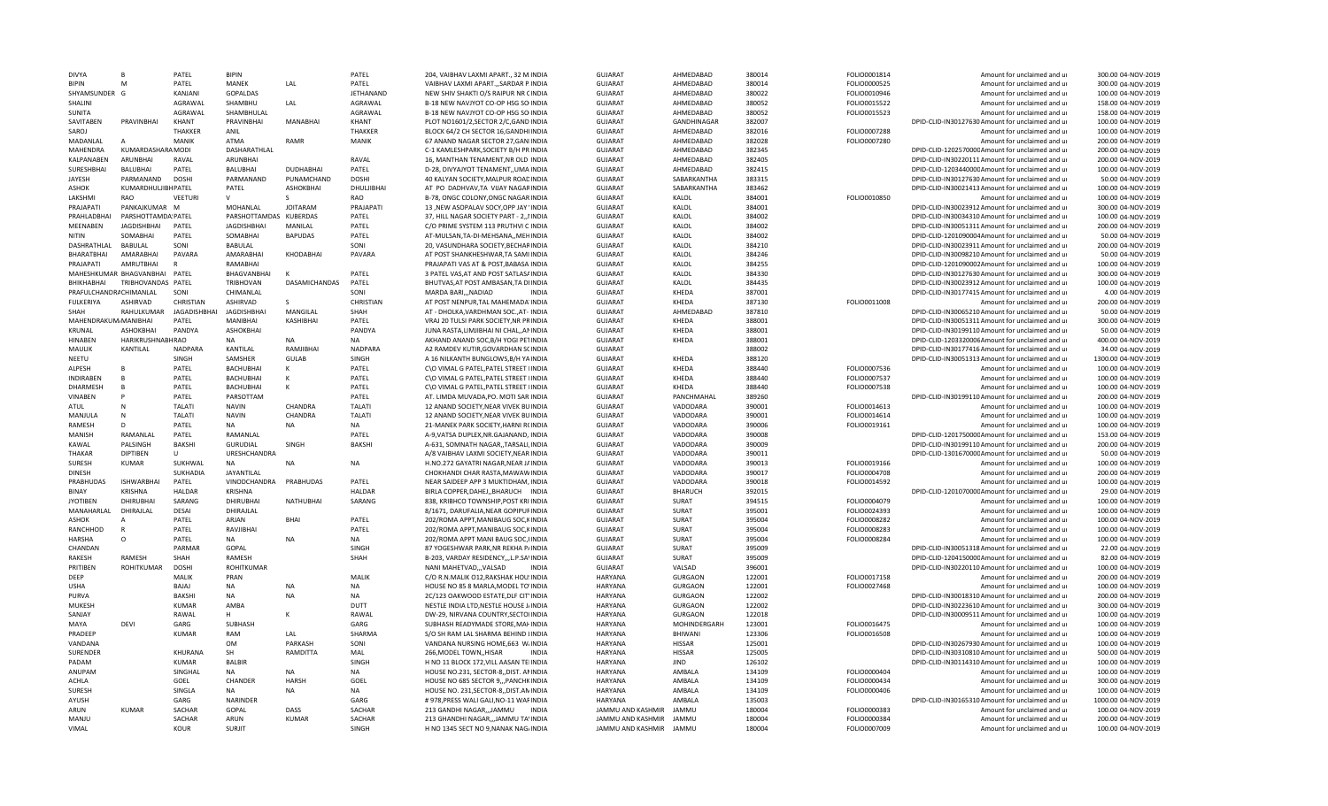| DIVYA | B | PATEL | BIPIN | | PATEL | 204, VAIBHAV LAXMI APART., 32 M INDIA | GUJARAT | AHMEDABAD | 380014 | FOLIO0001814 | | Amount for unclaimed and ui | 300.00 | 04-NOV-2019 |
|---|---|---|---|---|---|---|---|---|---|---|---|---|---|---|
| BIPIN | M | PATEL | MANEK | LAL | PATEL | VAIBHAV LAXMI APART.,,SARDAR P INDIA | GUJARAT | AHMEDABAD | 380014 | FOLIO0000525 | | Amount for unclaimed and ui | 300.00 | 04-NOV-2019 |
| SHYAMSUNDER | G | KANJANI | GOPALDAS | | JETHANAND | NEW SHIV SHAKTI O/S RAIPUR NR C INDIA | GUJARAT | AHMEDABAD | 380022 | FOLIO0010946 | | Amount for unclaimed and ui | 100.00 | 04-NOV-2019 |
| SHALINI | | AGRAWAL | SHAMBHU | LAL | AGRAWAL | B-18 NEW NAVJYOT CO-OP HSG SO INDIA | GUJARAT | AHMEDABAD | 380052 | FOLIO0015522 | | Amount for unclaimed and ui | 158.00 | 04-NOV-2019 |
| SUNITA | | AGRAWAL | SHAMBHULAL | | AGRAWAL | B-18 NEW NAVJYOT CO-OP HSG SO INDIA | GUJARAT | AHMEDABAD | 380052 | FOLIO0015523 | | Amount for unclaimed and ui | 158.00 | 04-NOV-2019 |
| SAVITABEN | PRAVINBHAI | KHANT | PRAVINBHAI | MANABHAI | KHANT | PLOT NO1601/2,SECTOR 2/C,GAND INDIA | GUJARAT | GANDHINAGAR | 382007 | | DPID-CLID-IN30127630 | Amount for unclaimed and ui | 100.00 | 04-NOV-2019 |
| SAROJ | | THAKKER | ANIL | | THAKKER | BLOCK 64/2 CH SECTOR 16,GANDHI INDIA | GUJARAT | AHMEDABAD | 382016 | FOLIO0007288 | | Amount for unclaimed and ui | 100.00 | 04-NOV-2019 |
| MADANLAL | A | MANIK | ATMA | RAMR | MANIK | 67 ANAND NAGAR SECTOR 27,GAN INDIA | GUJARAT | AHMEDABAD | 382028 | FOLIO0007280 | | Amount for unclaimed and ui | 200.00 | 04-NOV-2019 |
| MAHENDRA | KUMARDASHARA MODI | | DASHARATHLAL | | | C-1 KAMLESHPARK,SOCIETY B/H PR INDIA | GUJARAT | AHMEDABAD | 382345 | | DPID-CLID-1202570000 | Amount for unclaimed and ui | 200.00 | 04-NOV-2019 |
| KALPANABEN | ARUNBHAI | RAVAL | ARUNBHAI | | RAVAL | 16, MANTHAN TENAMENT,NR OLD INDIA | GUJARAT | AHMEDABAD | 382405 | | DPID-CLID-IN30220111 | Amount for unclaimed and ui | 200.00 | 04-NOV-2019 |
| SURESHBHAI | BALUBHAI | PATEL | BALUBHAI | DUDHABHAI | PATEL | D-28, DIVYAJYOT TENAMENT,,UMA INDIA | GUJARAT | AHMEDABAD | 382415 | | DPID-CLID-1203440000 | Amount for unclaimed and ui | 100.00 | 04-NOV-2019 |
| JAYESH | PARMANAND | DOSHI | PARMANAND | PUNAMCHAND | DOSHI | 40 KALYAN SOCIETY,MALPUR ROAD INDIA | GUJARAT | SABARKANTHA | 383315 | | DPID-CLID-IN30127630 | Amount for unclaimed and ui | 50.00 | 04-NOV-2019 |
| ASHOK | KUMARDHULJIBH PATEL | | PATEL | ASHOKBHAI | DHULJIBHAI | AT PO DADHVAV,TA VIJAY NAGAR INDIA | GUJARAT | SABARKANTHA | 383462 | | DPID-CLID-IN30021413 | Amount for unclaimed and ui | 100.00 | 04-NOV-2019 |
| LAKSHMI | RAO | VEETURI | V | S | RAO | B-78, ONGC COLONY,ONGC NAGAR INDIA | GUJARAT | KALOL | 384001 | FOLIO0010850 | | Amount for unclaimed and ui | 100.00 | 04-NOV-2019 |
| PRAJAPATI | PANKAJKUMAR | M | MOHANLAL | JOITARAM | PRAJAPATI | 13 ,NEW ASOPALAV SOCY,OPP JAY INDIA | GUJARAT | KALOL | 384001 | | DPID-CLID-IN30023912 | Amount for unclaimed and ui | 300.00 | 04-NOV-2019 |
| PRAHLADBHAI | PARSHOTTAMDA: PATEL | | PARSHOTTAMDAS | KUBERDAS | PATEL | 37, HILL NAGAR SOCIETY PART - 2,,I INDIA | GUJARAT | KALOL | 384002 | | DPID-CLID-IN30034310 | Amount for unclaimed and ui | 100.00 | 04-NOV-2019 |
| MEENABEN | JAGDISHBHAI | PATEL | JAGDISHBHAI | MANILAL | PATEL | C/O PRIME SYSTEM 113 PRUTHVI C INDIA | GUJARAT | KALOL | 384002 | | DPID-CLID-IN30051311 | Amount for unclaimed and ui | 200.00 | 04-NOV-2019 |
| NITIN | SOMABHAI | PATEL | SOMABHAI | BAPUDAS | PATEL | AT-MULSAN,TA-DI-MEHSANA,,MEH INDIA | GUJARAT | KALOL | 384002 | | DPID-CLID-1201090004 | Amount for unclaimed and ui | 50.00 | 04-NOV-2019 |
| DASHRATHLAL | BABULAL | SONI | BABULAL | | SONI | 20, VASUNDHARA SOCIETY,BECHAR INDIA | GUJARAT | KALOL | 384210 | | DPID-CLID-IN30023911 | Amount for unclaimed and ui | 200.00 | 04-NOV-2019 |
| BHARATBHAI | AMARABHAI | PAVARA | AMARABHAI | KHODABHAI | PAVARA | AT POST SHANKHESHWAR,TA SAMI INDIA | GUJARAT | KALOL | 384246 | | DPID-CLID-IN30098210 | Amount for unclaimed and ui | 50.00 | 04-NOV-2019 |
| PRAJAPATI | AMRUTBHAI | R | RAMABHAI | | | PRAJAPATI VAS AT & POST,BABASA INDIA | GUJARAT | KALOL | 384255 | | DPID-CLID-1201090002 | Amount for unclaimed and ui | 100.00 | 04-NOV-2019 |
| MAHESHKUMAR | BHAGVANBHAI | PATEL | BHAGVANBHAI | K | PATEL | 3 PATEL VAS,AT AND POST SATLAS/ INDIA | GUJARAT | KALOL | 384330 | | DPID-CLID-IN30127630 | Amount for unclaimed and ui | 300.00 | 04-NOV-2019 |
| BHIKHABHAI | TRIBHOVANDAS | PATEL | TRIBHOVAN | DASAMICHANDAS | PATEL | BHUTVAS,AT POST AMBASAN,TA DI INDIA | GUJARAT | KALOL | 384435 | | DPID-CLID-IN30023912 | Amount for unclaimed and ui | 100.00 | 04-NOV-2019 |
| PRAFULCHANDRA | CHIMANLAL | SONI | CHIMANLAL | | SONI | MARDA BARI,,,NADIAD INDIA | GUJARAT | KHEDA | 387001 | | DPID-CLID-IN30177415 | Amount for unclaimed and ui | 4.00 | 04-NOV-2019 |
| FULKERIYA | ASHIRVAD | CHRISTIAN | ASHIRVAD | S | CHRISTIAN | AT POST NENPUR,TAL MAHEMADA INDIA | GUJARAT | KHEDA | 387130 | FOLIO0011008 | | Amount for unclaimed and ui | 200.00 | 04-NOV-2019 |
| SHAH | RAHULKUMAR | JAGADISHBHAI | JAGDISHBHAI | MANGILAL | SHAH | AT - DHOLKA,VARDHMAN SOC.,AT- INDIA | GUJARAT | AHMEDABAD | 387810 | | DPID-CLID-IN30065210 | Amount for unclaimed and ui | 50.00 | 04-NOV-2019 |
| MAHENDRAKUMA | MANIBHAI | PATEL | MANIBHAI | KASHIBHAI | PATEL | VRAJ 20 TULSI PARK SOCIETY,NR PR INDIA | GUJARAT | KHEDA | 388001 | | DPID-CLID-IN30051311 | Amount for unclaimed and ui | 300.00 | 04-NOV-2019 |
| KRUNAL | ASHOKBHAI | PANDYA | ASHOKBHAI | | PANDYA | JUNA RASTA,LIMJIBHAI NI CHAL,,A INDIA | GUJARAT | KHEDA | 388001 | | DPID-CLID-IN30199110 | Amount for unclaimed and ui | 50.00 | 04-NOV-2019 |
| HINABEN | HARIKRUSHNABH RAO | | NA | NA | NA | AKHAND ANAND SOC,B/H YOGI PET INDIA | GUJARAT | KHEDA | 388001 | | DPID-CLID-1203320006 | Amount for unclaimed and ui | 400.00 | 04-NOV-2019 |
| MAULIK | KANTILAL | NADPARA | KANTILAL | RAMJIBHAI | NADPARA | A2 RAMDEV KUTIR,GOVARDHAN SC INDIA | GUJARAT | | 388002 | | DPID-CLID-IN30177416 | Amount for unclaimed and ui | 34.00 | 04-NOV-2019 |
| NEETU | | SINGH | SAMSHER | GULAB | SINGH | A 16 NILKANTH BUNGLOWS,B/H YA INDIA | GUJARAT | KHEDA | 388120 | | DPID-CLID-IN30051313 | Amount for unclaimed and ui | 1300.00 | 04-NOV-2019 |
| ALPESH | B | PATEL | BACHUBHAI | K | PATEL | C\O VIMAL G PATEL,PATEL STREET I INDIA | GUJARAT | KHEDA | 388440 | FOLIO0007536 | | Amount for unclaimed and ui | 100.00 | 04-NOV-2019 |
| INDIRABEN | B | PATEL | BACHUBHAI | K | PATEL | C\O VIMAL G PATEL,PATEL STREET I INDIA | GUJARAT | KHEDA | 388440 | FOLIO0007537 | | Amount for unclaimed and ui | 100.00 | 04-NOV-2019 |
| DHARMESH | B | PATEL | BACHUBHAI | K | PATEL | C\O VIMAL G PATEL,PATEL STREET I INDIA | GUJARAT | KHEDA | 388440 | FOLIO0007538 | | Amount for unclaimed and ui | 100.00 | 04-NOV-2019 |
| VINABEN | P | PATEL | PARSOTTAM | | PATEL | AT. LIMDA MUVADA,PO. MOTI SAR INDIA | GUJARAT | PANCHMAHAL | 389260 | | DPID-CLID-IN30199110 | Amount for unclaimed and ui | 200.00 | 04-NOV-2019 |
| ATUL | N | TALATI | NAVIN | CHANDRA | TALATI | 12 ANAND SOCIETY,NEAR VIVEK BU INDIA | GUJARAT | VADODARA | 390001 | FOLIO0014613 | | Amount for unclaimed and ui | 100.00 | 04-NOV-2019 |
| MANJULA | N | TALATI | NAVIN | CHANDRA | TALATI | 12 ANAND SOCIETY,NEAR VIVEK BU INDIA | GUJARAT | VADODARA | 390001 | FOLIO0014614 | | Amount for unclaimed and ui | 100.00 | 04-NOV-2019 |
| RAMESH | D | PATEL | NA | NA | NA | 21-MANEK PARK SOCIETY,HARNI R( INDIA | GUJARAT | VADODARA | 390006 | FOLIO0019161 | | Amount for unclaimed and ui | 100.00 | 04-NOV-2019 |
| MANISH | RAMANLAL | PATEL | RAMANLAL | | PATEL | A-9,VATSA DUPLEX,NR.GAJANAND, INDIA | GUJARAT | VADODARA | 390008 | | DPID-CLID-1201750000 | Amount for unclaimed and ui | 153.00 | 04-NOV-2019 |
| KAWAL | PALSINGH | BAKSHI | GURUDIAL | SINGH | BAKSHI | A-631, SOMNATH NAGAR,,TARSALI INDIA | GUJARAT | VADODARA | 390009 | | DPID-CLID-IN30199110 | Amount for unclaimed and ui | 200.00 | 04-NOV-2019 |
| THAKAR | DIPTIBEN | U | URESHCHANDRA | | | A/8 VAIBHAV LAXMI SOCIETY,NEAR INDIA | GUJARAT | VADODARA | 390011 | | DPID-CLID-1301670000 | Amount for unclaimed and ui | 50.00 | 04-NOV-2019 |
| SURESH | KUMAR | SUKHWAL | NA | NA | NA | H.NO.272 GAYATRI NAGAR,NEAR J/ INDIA | GUJARAT | VADODARA | 390013 | FOLIO0019166 | | Amount for unclaimed and ui | 100.00 | 04-NOV-2019 |
| DINESH | | SUKHADIA | JAYANTILAL | | | CHOKHANDI CHAR RASTA,MAWAW INDIA | GUJARAT | VADODARA | 390017 | FOLIO0004708 | | Amount for unclaimed and ui | 200.00 | 04-NOV-2019 |
| PRABHUDAS | ISHWARBHAI | PATEL | VINODCHANDRA | PRABHUDAS | PATEL | NEAR SAIDEEP APP 3 MUKTIDHAM, INDIA | GUJARAT | VADODARA | 390018 | FOLIO0014592 | | Amount for unclaimed and ui | 100.00 | 04-NOV-2019 |
| BINAY | KRISHNA | HALDAR | KRISHNA | | HALDAR | BIRLA COPPER,DAHEJ,,BHARUCH INDIA | GUJARAT | BHARUCH | 392015 | | DPID-CLID-1201070000 | Amount for unclaimed and ui | 29.00 | 04-NOV-2019 |
| JYOTIBEN | DHIRUBHAI | SARANG | DHIRUBHAI | NATHUBHAI | SARANG | 838, KRIBHCO TOWNSHIP,POST KRI INDIA | GUJARAT | SURAT | 394515 | FOLIO0004079 | | Amount for unclaimed and ui | 100.00 | 04-NOV-2019 |
| MANAHARLAL | DHIRAJLAL | DESAI | DHIRAJLAL | | | 8/1671, DARUFALIA,NEAR GOPIPUF INDIA | GUJARAT | SURAT | 395001 | FOLIO0024393 | | Amount for unclaimed and ui | 100.00 | 04-NOV-2019 |
| ASHOK | A | PATEL | ARJAN | BHAI | PATEL | 202/ROMA APPT,MANIBAUG SOC,K INDIA | GUJARAT | SURAT | 395004 | FOLIO0008282 | | Amount for unclaimed and ui | 100.00 | 04-NOV-2019 |
| RANCHHOD | R | PATEL | RAVJIBHAI | | PATEL | 202/ROMA APPT,MANIBAUG SOC,K INDIA | GUJARAT | SURAT | 395004 | FOLIO0008283 | | Amount for unclaimed and ui | 100.00 | 04-NOV-2019 |
| HARSHA | O | PATEL | NA | NA | NA | 202/ROMA APPT MANI BAUG SOC,I INDIA | GUJARAT | SURAT | 395004 | FOLIO0008284 | | Amount for unclaimed and ui | 100.00 | 04-NOV-2019 |
| CHANDAN | | PARMAR | GOPAL | | SINGH | 87 YOGESHWAR PARK,NR REKHA P/ INDIA | GUJARAT | SURAT | 395009 | | DPID-CLID-IN30051318 | Amount for unclaimed and ui | 22.00 | 04-NOV-2019 |
| RAKESH | RAMESH | SHAH | RAMESH | | SHAH | B-203, VARDAY RESIDENCY,,,L.P.SA INDIA | GUJARAT | SURAT | 395009 | | DPID-CLID-1204150000 | Amount for unclaimed and ui | 82.00 | 04-NOV-2019 |
| PRITIBEN | ROHITKUMAR | DOSHI | ROHITKUMAR | | | NANI MAHETVAD,,,VALSAD INDIA | GUJARAT | VALSAD | 396001 | | DPID-CLID-IN30220110 | Amount for unclaimed and ui | 100.00 | 04-NOV-2019 |
| DEEP | | MALIK | PRAN | | MALIK | C/O R.N.MALIK O12,RAKSHAK HOU: INDIA | HARYANA | GURGAON | 122001 | FOLIO0017158 | | Amount for unclaimed and ui | 200.00 | 04-NOV-2019 |
| USHA | | BAJAJ | NA | NA | NA | HOUSE NO 85 8 MARLA,MODEL TO INDIA | HARYANA | GURGAON | 122001 | FOLIO0027468 | | Amount for unclaimed and ui | 100.00 | 04-NOV-2019 |
| PURVA | | BAKSHI | NA | NA | NA | 2C/123 OAKWOOD ESTATE,DLF CIT INDIA | HARYANA | GURGAON | 122002 | | DPID-CLID-IN30018310 | Amount for unclaimed and ui | 200.00 | 04-NOV-2019 |
| MUKESH | | KUMAR | AMBA | | DUTT | NESTLE INDIA LTD,NESTLE HOUSE J INDIA | HARYANA | GURGAON | 122002 | | DPID-CLID-IN30223610 | Amount for unclaimed and ui | 300.00 | 04-NOV-2019 |
| SANJAY | | RAWAL | H | K | RAWAL | DW-29, NIRVANA COUNTRY,SECTO INDIA | HARYANA | GURGAON | 122018 | | DPID-CLID-IN30009511 | Amount for unclaimed and ui | 100.00 | 04-NOV-2019 |
| MAYA | DEVI | GARG | SUBHASH | | GARG | SUBHASH READYMADE STORE,MAI INDIA | HARYANA | MOHINDERGARH | 123001 | FOLIO0016475 | | Amount for unclaimed and ui | 100.00 | 04-NOV-2019 |
| PRADEEP | | KUMAR | RAM | LAL | SHARMA | S/O SH RAM LAL SHARMA BEHIND I INDIA | HARYANA | BHIWANI | 123306 | FOLIO0016508 | | Amount for unclaimed and ui | 100.00 | 04-NOV-2019 |
| VANDANA | | | OM | PARKASH | SONI | VANDANA NURSING HOME,663 W/ INDIA | HARYANA | HISSAR | 125001 | | DPID-CLID-IN30267930 | Amount for unclaimed and ui | 100.00 | 04-NOV-2019 |
| SURENDER | | KHURANA | SH | RAMDITTA | MAL | 266,MODEL TOWN,,HISAR INDIA | HARYANA | HISSAR | 125005 | | DPID-CLID-IN30310810 | Amount for unclaimed and ui | 500.00 | 04-NOV-2019 |
| PADAM | | KUMAR | BALBIR | | SINGH | H NO 11 BLOCK 172,VILL AASAN TE INDIA | HARYANA | JIND | 126102 | | DPID-CLID-IN30114310 | Amount for unclaimed and ui | 100.00 | 04-NOV-2019 |
| ANUPAM | | SINGHAL | NA | NA | NA | HOUSE NO.231, SECTOR-8,,DIST. A INDIA | HARYANA | AMBALA | 134109 | FOLIO0000404 | | Amount for unclaimed and ui | 100.00 | 04-NOV-2019 |
| ACHLA | | GOEL | CHANDER | HARSH | GOEL | HOUSE NO.685 SECTOR 9,,,PANCHI INDIA | HARYANA | AMBALA | 134109 | FOLIO0000434 | | Amount for unclaimed and ui | 300.00 | 04-NOV-2019 |
| SURESH | | SINGLA | NA | NA | NA | HOUSE NO. 231,SECTOR-8,,DIST.A INDIA | HARYANA | AMBALA | 134109 | FOLIO0000406 | | Amount for unclaimed and ui | 100.00 | 04-NOV-2019 |
| AYUSH | | GARG | NARINDER | | GARG | # 978,PRESS WALI GALI,NO-11 WAF INDIA | HARYANA | AMBALA | 135003 | | DPID-CLID-IN30165310 | Amount for unclaimed and ui | 1000.00 | 04-NOV-2019 |
| ARUN | KUMAR | SACHAR | GOPAL | DASS | SACHAR | 213 GANDHI NAGAR,,,JAMMU INDIA | JAMMU AND KASHMIR | JAMMU | 180004 | FOLIO0000383 | | Amount for unclaimed and ui | 100.00 | 04-NOV-2019 |
| MANJU | | SACHAR | ARUN | KUMAR | SACHAR | 213 GHANDHI NAGAR,,,JAMMU TA INDIA | JAMMU AND KASHMIR | JAMMU | 180004 | FOLIO0000384 | | Amount for unclaimed and ui | 200.00 | 04-NOV-2019 |
| VIMAL | | KOUR | SURJIT | | SINGH | H NO 1345 SECT NO 9,NANAK NAG INDIA | JAMMU AND KASHMIR | JAMMU | 180004 | FOLIO0007009 | | Amount for unclaimed and ui | 100.00 | 04-NOV-2019 |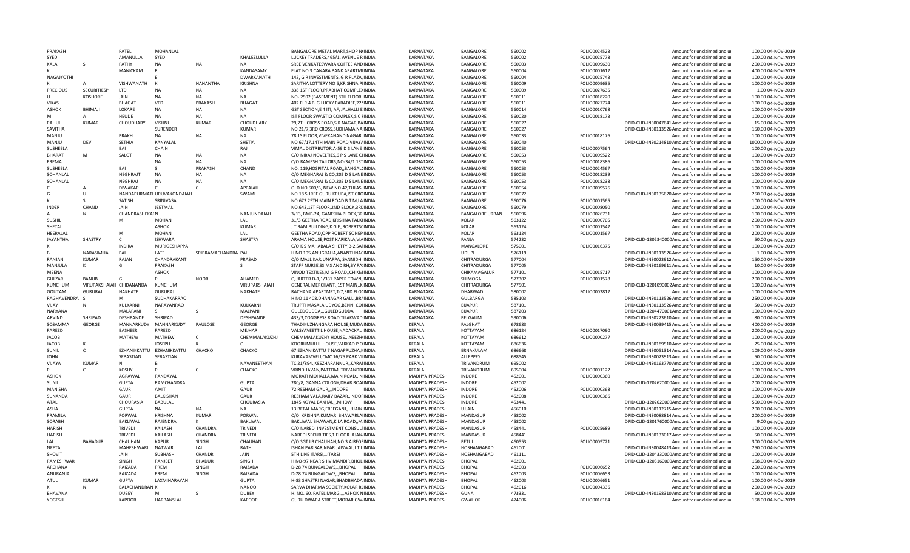| PRAKASH | | PATEL | MOHANLAL | | | BANGALORE METAL MART,SHOP N( INDIA | KARNATAKA | BANGALORE | 560002 | FOLIO0024523 | Amount for unclaimed and u | 100.00 | 04-NOV-2019 |
|---|---|---|---|---|---|---|---|---|---|---|---|---|---|
| SYED | | AMANULLA | SYED | | KHALEELULLA | LUCKEY TRADERS,465/1, AVENUE R INDIA | KARNATAKA | BANGALORE | 560002 | FOLIO0025778 | Amount for unclaimed and u | 100.00 | 04-NOV-2019 |
| KALA | S | PATHY | NA | NA | NA | SREE VENKATESWARA COFFEE AND INDIA | KARNATAKA | BANGALORE | 560003 | FOLIO0009630 | Amount for unclaimed and u | 200.00 | 04-NOV-2019 |
| K | | MANICKAM | R | | KANDASAMY | FLAT NO 3 CANARA BANK APARTMI INDIA | KARNATAKA | BANGALORE | 560004 | FOLIO0001612 | Amount for unclaimed and u | 400.00 | 04-NOV-2019 |
| NAGAJYOTHI | | | E | | DWARKANATH | 142, G R INVESTMENTS, G R PLAZA, INDIA | KARNATAKA | BANGALORE | 560004 | FOLIO0025743 | Amount for unclaimed and u | 100.00 | 04-NOV-2019 |
| K | A | VISHWANATH | K | NANANTHA | KRISHNA | SARITHA LOTTERY NO 5,KRISHNA PI INDIA | KARNATAKA | BANGALORE | 560009 | FOLIO0009635 | Amount for unclaimed and u | 100.00 | 04-NOV-2019 |
| PRECIOUS | SECURITIESP | LTD | NA | NA | NA | 338 1ST FLOOR,PRABHAT COMPLEX INDIA | KARNATAKA | BANGALORE | 560009 | FOLIO0027635 | Amount for unclaimed and u | 1.00 | 04-NOV-2019 |
| U | KOSHORE | JAIN | NA | NA | NA | NO- 2502 (BASEMENT) 8TH FLOOR INDIA | KARNATAKA | BANGALORE | 560011 | FOLIO0018220 | Amount for unclaimed and u | 100.00 | 04-NOV-2019 |
| VIKAS | | BHAGAT | VED | PRAKASH | BHAGAT | 402 FLR 4 BLG LUCKY PARADISE,22f INDIA | KARNATAKA | BANGALORE | 560011 | FOLIO0027774 | Amount for unclaimed and u | 100.00 | 04-NOV-2019 |
| ASHOK | BHIMAJI | LOKARE | NA | NA | NA | GST SECTION,E 4 ITI, AF, JALHALLI E INDIA | KARNATAKA | BANGALORE | 560014 | FOLIO0010768 | Amount for unclaimed and u | 100.00 | 04-NOV-2019 |
| M | A | HEUDE | NA | NA | NA | IST FLOOR SWASTIQ COMPLEX,S C I INDIA | KARNATAKA | BANGALORE | 560020 | FOLIO0018173 | Amount for unclaimed and u | 100.00 | 04-NOV-2019 |
| RAHUL | KUMAR | CHOUDHARY | VISHNU | KUMAR | CHOUDHARY | 29,7TH CROSS ROAD,S R NAGAR,BA INDIA | KARNATAKA | BANGALORE | 560027 | DPID-CLID-IN30047641 | Amount for unclaimed and u | 15.00 | 04-NOV-2019 |
| SAVITHA | | | SURENDER | | KUMAR | NO 21/7,3RD CROSS,SUDHAMA NA INDIA | KARNATAKA | BANGALORE | 560027 | DPID-CLID-IN30113526 | Amount for unclaimed and u | 150.00 | 04-NOV-2019 |
| MANJU | | PRAKH | NA | NA | NA | 78 1S FLOOR,VIVEKANAND NAGAR, INDIA | KARNATAKA | BANGALORE | 560033 | FOLIO0018176 | Amount for unclaimed and u | 100.00 | 04-NOV-2019 |
| MANJU | DEVI | SETHIA | KANYALAL | | SHETIA | NO 67/17,14TH MAIN ROAD,VIJAYA INDIA | KARNATAKA | BANGALORE | 560040 | DPID-CLID-IN30214810 | Amount for unclaimed and u | 1000.00 | 04-NOV-2019 |
| SUSHEELA | | BAI | CHAIN | | RAJ | VIMAL DISTRBUTOR,A-59 D S LANE INDIA | KARNATAKA | BANGALORE | 560053 | FOLIO0007564 | Amount for unclaimed and u | 100.00 | 04-NOV-2019 |
| BHARAT | M | SALOT | NA | NA | NA | C/O NIRAJ NOVELTIES,6 P S LANE CI INDIA | KARNATAKA | BANGALORE | 560053 | FOLIO0009522 | Amount for unclaimed and u | 100.00 | 04-NOV-2019 |
| PREMA | | | NA | NA | NA | C/O RAMESH TAILORS,NO-34/1 1ST INDIA | KARNATAKA | BANGALORE | 560053 | FOLIO0018386 | Amount for unclaimed and u | 100.00 | 04-NOV-2019 |
| SUSHEELA | | BAI | S | PRAKASH | CHAND | NO. 119,HOSPITAL ROAD,,BANGAL( INDIA | KARNATAKA | BANGALORE | 560053 | FOLIO0024567 | Amount for unclaimed and u | 100.00 | 04-NOV-2019 |
| SOHANLAL | | NEGHRAJTI | NA | NA | NA | C/O MEGHARAJ & CO,202 D S LANE INDIA | KARNATAKA | BANGALORE | 560053 | FOLIO0018239 | Amount for unclaimed and u | 100.00 | 04-NOV-2019 |
| SOHANLAL | | NEGHRAJ | NA | NA | NA | C/O MEGHARAJ & CO,202 D S LANE INDIA | KARNATAKA | BANGALORE | 560053 | FOLIO0018238 | Amount for unclaimed and u | 100.00 | 04-NOV-2019 |
| C | A | DIWAKAR | C | C | APPAIAH | OLD NO.500/B, NEW NO.42,TULASI INDIA | KARNATAKA | BANGALORE | 560054 | FOLIO0009576 | Amount for unclaimed and u | 100.00 | 04-NOV-2019 |
| G | U | NANDAPURMATI | URUVAKONDAIAH | | SWAMI | NO 18 SHREE GURU KRUPA,IST CRC INDIA | KARNATAKA | BANGALORE | 560072 | DPID-CLID-IN30135620 | Amount for unclaimed and u | 250.00 | 04-NOV-2019 |
| K | S | SATISH | SRINIVASA | | | NO 673 29TH MAIN ROAD B T M,LA INDIA | KARNATAKA | BANGALORE | 560076 | FOLIO0001565 | Amount for unclaimed and u | 100.00 | 04-NOV-2019 |
| INDER | CHAND | JAIN | JEETMAL | | | NO.643,1ST FLOOR,2ND BLOCK,3RI INDIA | KARNATAKA | BANGALORE | 560079 | FOLIO0008050 | Amount for unclaimed and u | 100.00 | 04-NOV-2019 |
| A | N | CHANDRASHEKAR | N | | NANJUNDAIAH | 3/13, BMP-24, GANESHA BLOCK,3R INDIA | KARNATAKA | BANGALORE URBAN | 560096 | FOLIO0026731 | Amount for unclaimed and u | 100.00 | 04-NOV-2019 |
| SUSHIL | | M | MOHAN | | LAL | 31/3 GEETHA ROAD,KRISHNA TALKI INDIA | KARNATAKA | KOLAR | 563122 | FOLIO0000705 | Amount for unclaimed and u | 200.00 | 04-NOV-2019 |
| SHETAL | | | ASHOK | | KUMAR | J T RAM BUILDING,K G F,,ROBERTSC INDIA | KARNATAKA | KOLAR | 563124 | FOLIO0001542 | Amount for unclaimed and u | 100.00 | 04-NOV-2019 |
| HEERALAL | | M | MOHAN | | LAL | GEETHA ROAD,OPP ROBERT SONEP INDIA | KARNATAKA | KOLAR | 563124 | FOLIO0001567 | Amount for unclaimed and u | 200.00 | 04-NOV-2019 |
| JAYANTHA | SHASTRY | C | ISHWARA | | SHASTRY | ARAMA HOUSE,POST KARIKALA,VIA INDIA | KARNATAKA | PANJA | 574232 | DPID-CLID-1302340000 | Amount for unclaimed and u | 50.00 | 04-NOV-2019 |
| K | | INDIRA | MURIGESHAPPA | | | C/O K S MAHABALA SHETTY,B-2 SAI INDIA | KARNATAKA | MANGALORE | 575001 | FOLIO0016375 | Amount for unclaimed and u | 100.00 | 04-NOV-2019 |
| B | NARASIMHA | PAI | LATE | SRIBRAMACHANDRA | PAI | H NO 105,ANUGRAHA,ANANTHNAC INDIA | KARNATAKA | UDUPI | 576119 | DPID-CLID-IN30113526 | Amount for unclaimed and u | 1.00 | 04-NOV-2019 |
| RANJAN | KUMAR | RAJAN | CHANDRAKANT | | PRASAD | C/O MALLIKARJUNAPPA, SANNIDHI INDIA | KARNATAKA | CHITRADURGA | 577004 | DPID-CLID-IN30023912 | Amount for unclaimed and u | 150.00 | 04-NOV-2019 |
| MANJULA | K | G | PRAKASH | | S | STAFF NURSE,SSIMS AND RH,BY PA INDIA | KARNATAKA | CHITRADURGA | 577005 | DPID-CLID-IN30169611 | Amount for unclaimed and u | 10.00 | 04-NOV-2019 |
| MEENA | | | ASHOK | | | VINOD TEXTILES,M G ROAD,,CHIKM INDIA | KARNATAKA | CHIKAMAGALUR | 577101 | FOLIO0015717 | Amount for unclaimed and u | 100.00 | 04-NOV-2019 |
| GULZAR | BANUB | G | P | NOOR | AHAMED | QUARTER D-1,1/331 PAPER TOWN, INDIA | KARNATAKA | SHIMOGA | 577302 | FOLIO0001578 | Amount for unclaimed and u | 200.00 | 04-NOV-2019 |
| KUNCHUM | VIRUPAKSHAIAH | CHIDANANDA | KUNCHUM | | VIRUPAKSHAIAH | GENERAL MERCHANT,,1ST MAIN,,K INDIA | KARNATAKA | CHITRADURGA | 577501 | DPID-CLID-1201090002 | Amount for unclaimed and u | 100.00 | 04-NOV-2019 |
| GOUTAM | GURURAJ | NAKHATE | GURURAJ | | NAKHATE | RACHANA APARTMET,T-7,3RD FLO( INDIA | KARNATAKA | DHARWAD | 580002 | FOLIO0002812 | Amount for unclaimed and u | 100.00 | 04-NOV-2019 |
| RAGHAVENDRA | S | M | SUDHAKARRAO | | | H NO 11 408,DHANAGAR GALLI,BRI INDIA | KARNATAKA | GULBARGA | 585103 | DPID-CLID-IN30113526 | Amount for unclaimed and u | 250.00 | 04-NOV-2019 |
| VIJAY | N | KULKARNI | NARAYANRAO | | KULKARNI | TRUPTI MASALA UDYOG,BENNI CO INDIA | KARNATAKA | BIJAPUR | 587101 | DPID-CLID-IN30113526 | Amount for unclaimed and u | 50.00 | 04-NOV-2019 |
| NARYANA | | MALAPANI | S | S | MALPANI | GULEDGUDDA,,,GULEDGUDDA INDIA | KARNATAKA | BIJAPUR | 587203 | DPID-CLID-1204470001 | Amount for unclaimed and u | 100.00 | 04-NOV-2019 |
| ARVIND | SHRIPAD | DESHPANDE | SHRIPAD | | DESHPANDE | 433/3,CONGRESS ROAD,TILAKWAD INDIA | KARNATAKA | BELGAUM | 590006 | DPID-CLID-IN30223610 | Amount for unclaimed and u | 80.00 | 04-NOV-2019 |
| SOSAMMA | GEORGE | MANNARKUDY | MANNARKUDY | PAULOSE | GEORGE | THADIKUZHANGARA HOUSE,MUDA INDIA | KERALA | PALGHAT | 678683 | DPID-CLID-IN30039415 | Amount for unclaimed and u | 400.00 | 04-NOV-2019 |
| PAREED | | BASHEER | PAREED | | MEIHAR | VALSYAVEETTIL HOUSE,NADACKAL INDIA | KERALA | KOTTAYAM | 686124 | FOLIO0017090 | Amount for unclaimed and u | 200.00 | 04-NOV-2019 |
| JACOB | | MATHEW | MATHEW | C | CHEMMALAKUZHI | CHEMMALAKUZHY HOUSE,,,NEEZH INDIA | KERALA | KOTTAYAM | 686612 | FOLIO0000277 | Amount for unclaimed and u | 100.00 | 04-NOV-2019 |
| JACOB | K | J | JOSEPH | K | C | KOORUMULLIL HOUSE,VAKKAD P O INDIA | KERALA | KOTTAYAM | 686636 | DPID-CLID-IN30189510 | Amount for unclaimed and u | 25.00 | 04-NOV-2019 |
| SUNIL | C | EZHANIKKATTU | EZHANIKKATTU | CHACKO | CHACKO | 67 EZHANIKATTU 7 NAGAPPUZHA, INDIA | KERALA | ERNAKULAM | 686668 | DPID-CLID-IN30051314 | Amount for unclaimed and u | 109.00 | 04-NOV-2019 |
| JOHN | | SEBASTIAN | SEBASTIAN | | | KURAVAMVELI,CMC 16/75 PARK VI INDIA | KERALA | ALLEPPEY | 688545 | DPID-CLID-IN30023913 | Amount for unclaimed and u | 50.00 | 04-NOV-2019 |
| VIJAYA | KUMARI | N | B | | NAVANEETHAN | TC 21/894,,KEEZHARANNUR,,KARAI INDIA | KERALA | TRIVANDRUM | 695002 | DPID-CLID-IN30163770 | Amount for unclaimed and u | 100.00 | 04-NOV-2019 |
| P | C | KOSHY | P | C | CHACKO | VRINDHAVAN,PATTOM,,TRIVANDRI INDIA | KERALA | TRIVANDRUM | 695004 | FOLIO0001122 | Amount for unclaimed and u | 100.00 | 04-NOV-2019 |
| ASHOK | | AGRAWAL | RANDAYAL | | | MORATI MOHALLA,MAIN ROAD,,IN INDIA | MADHYA PRADESH | INDORE | 452001 | FOLIO0000360 | Amount for unclaimed and u | 100.00 | 04-NOV-2019 |
| SUNIL | | GUPTA | RAMCHANDRA | | GUPTA | 280/8, GANNA COLONY,DHAR ROAI INDIA | MADHYA PRADESH | INDORE | 452002 | DPID-CLID-1202620000 | Amount for unclaimed and u | 200.00 | 04-NOV-2019 |
| MANISHA | | GAUR | AMIT | | GAUR | 72 RESHAM GAUR,,,INDORE INDIA | MADHYA PRADESH | INDORE | 452006 | FOLIO0000368 | Amount for unclaimed and u | 100.00 | 04-NOV-2019 |
| SUNANDA | | GAUR | BALKISHAN | | GAUR | RESHAM VALA,RAJIV BAZAR,,INDOF INDIA | MADHYA PRADESH | INDORE | 452008 | FOLIO0000366 | Amount for unclaimed and u | 100.00 | 04-NOV-2019 |
| ATAL | | CHOURASIA | BABULAL | | CHOURASIA | 1845 KOYAL BAKHAL,,,MHOW INDIA | MADHYA PRADESH | INDORE | 453441 | DPID-CLID-1202620000 | Amount for unclaimed and u | 500.00 | 04-NOV-2019 |
| ASHA | | GUPTA | NA | NA | NA | 13 BETAL MARG,FREEGANJ,,UJJAIN INDIA | MADHYA PRADESH | UJJAIN | 456010 | DPID-CLID-IN30112715 | Amount for unclaimed and u | 200.00 | 04-NOV-2019 |
| PRAMILA | | PORWAL | KRISHNA | KUMAR | PORWAL | C/O KRISHNA KUMAR BHAWARLA INDIA | MADHYA PRADESH | MANDASUR | 458002 | DPID-CLID-IN30088814 | Amount for unclaimed and u | 200.00 | 04-NOV-2019 |
| SORABH | | BAKLIWAL | RAJENDRA | K | BAKLIWAL | BAKLIWAL BHAWAN,KILA ROAD,,M INDIA | MADHYA PRADESH | MANDASUR | 458002 | DPID-CLID-1301760000 | Amount for unclaimed and u | 9.00 | 04-NOV-2019 |
| HARISH | | TRIVEDI | KAILASH | CHANDRA | TRIVEDI | C/O NAREDI INVESTMENT CONSULT INDIA | MADHYA PRADESH | MANDASUR | 458441 | FOLIO0025689 | Amount for unclaimed and u | 100.00 | 04-NOV-2019 |
| HARISH | | TRIVEDI | KAILASH | CHANDRA | TRIVEDI | NAREDI SECURITIES,1 FLOOR AJAN INDIA | MADHYA PRADESH | MANDASUR | 458441 | DPID-CLID-IN30133017 | Amount for unclaimed and u | 50.00 | 04-NOV-2019 |
| LAL | BAHADUR | CHAUHAN | KAPUR | SINGH | CHAUHAN | C/O SGT LB CHAUHAN,NO.3 AIRFOI INDIA | MADHYA PRADESH | BETUL | 460553 | FOLIO0009721 | Amount for unclaimed and u | 300.00 | 04-NOV-2019 |
| NEETA | | MAHESHWARI | NATWAR | LAL | RATHI | ISHAN PARISAR,NEAR JAISWAL,I T I INDIA | MADHYA PRADESH | HOSHANGABAD | 461001 | DPID-CLID-IN30048413 | Amount for unclaimed and u | 250.00 | 04-NOV-2019 |
| SHOVIT | | JAIN | SUBHASH | CHANDR | JAIN | 5TH LINE ITARSI,,,ITARSI INDIA | MADHYA PRADESH | HOSHANGABAD | 461111 | DPID-CLID-1204330000 | Amount for unclaimed and u | 100.00 | 04-NOV-2019 |
| RAMESHWAR | | SINGH | RANJEET | BHADUR | SINGH | H NO-97 NEAR SHIV MANDIR,BHOL INDIA | MADHYA PRADESH | BHOPAL | 462001 | DPID-CLID-1203160000 | Amount for unclaimed and u | 158.00 | 04-NOV-2019 |
| ARCHANA | | RAIZADA | PREM | SINGH | RAIZADA | D-28 74 BUNGALOWS,,,BHOPAL INDIA | MADHYA PRADESH | BHOPAL | 462003 | FOLIO0006652 | Amount for unclaimed and u | 200.00 | 04-NOV-2019 |
| ANURANJA | | RAIZADA | PREM | SINGH | RAIZADA | D-28 74 BUNGALOWS,,,BHOPAL INDIA | MADHYA PRADESH | BHOPAL | 462003 | FOLIO0006653 | Amount for unclaimed and u | 100.00 | 04-NOV-2019 |
| ATUL | KUMAR | GUPTA | LAXMINARAYAN | | GUPTA | H-83 SHASTRI NAGAR,BHADBHADA INDIA | MADHYA PRADESH | BHOPAL | 462003 | FOLIO0006651 | Amount for unclaimed and u | 100.00 | 04-NOV-2019 |
| K | N | BALACHANDRAN | K | | NANOO | SARVA DHARMA SOCIETY,KOLAR R( INDIA | MADHYA PRADESH | BHOPAL | 462016 | FOLIO0004336 | Amount for unclaimed and u | 200.00 | 04-NOV-2019 |
| BHAVANA | | DUBEY | M | S | DUBEY | H. NO. 60, PATEL MARG,,,ASHOK N INDIA | MADHYA PRADESH | GUNA | 473331 | DPID-CLID-IN30198310 | Amount for unclaimed and u | 50.00 | 04-NOV-2019 |
| YOGESH | | KAPOOR | HARBANSLAL | | KAPOOR | GURU DWARA STREET,MORAR GW. INDIA | MADHYA PRADESH | GWALIOR | 474006 | FOLIO0016164 | Amount for unclaimed and u | 158.00 | 04-NOV-2019 |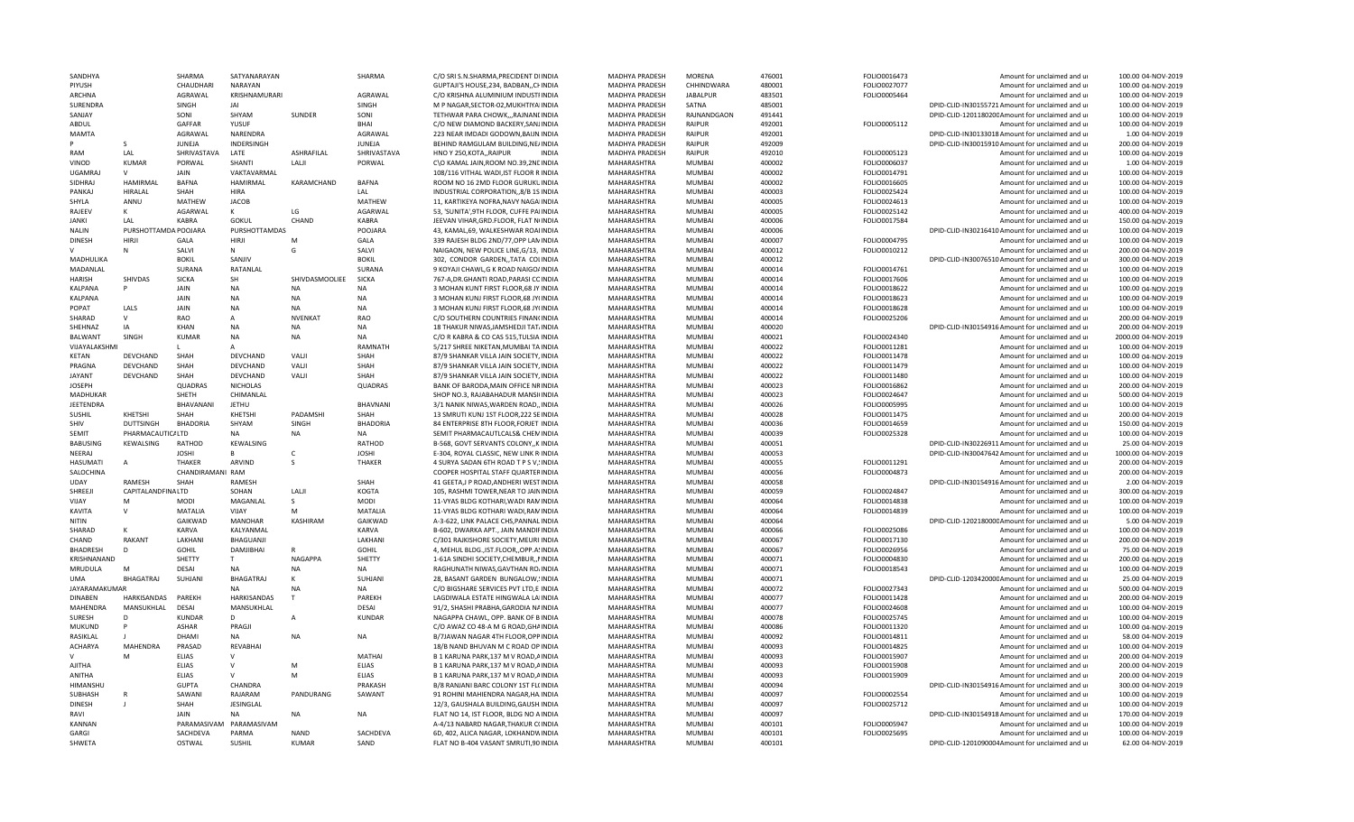| SANDHYA | | SHARMA | SATYANARAYAN | | SHARMA | C/O SRI S.N.SHARMA,PRECIDENT DI INDIA | MADHYA PRADESH | MORENA | 476001 | FOLIO0016473 | Amount for unclaimed and ui | 100.00 | 04-NOV-2019 |
|---|---|---|---|---|---|---|---|---|---|---|---|---|---|
| PIYUSH | | CHAUDHARI | NARAYAN | | | GUPTAJI'S HOUSE,234, BADBAN,,CHINDIA | MADHYA PRADESH | CHHINDWARA | 480001 | FOLIO0027077 | Amount for unclaimed and ui | 100.00 | 04-NOV-2019 |
| ARCHNA | | AGRAWAL | KRISHNAMURARI | | AGRAWAL | C/O KRISHNA ALUMINIUM INDUSTIINDIA | MADHYA PRADESH | JABALPUR | 483501 | FOLIO0005464 | Amount for unclaimed and ui | 100.00 | 04-NOV-2019 |
| SURENDRA | | SINGH | JAI | | SINGH | M P NAGAR,SECTOR-02,MUKHTIYAINDIA | MADHYA PRADESH | SATNA | 485001 | DPID-CLID-IN30155721 | Amount for unclaimed and ui | 100.00 | 04-NOV-2019 |
| SANJAY | | SONI | SHYAM | SUNDER | SONI | TETHWAR PARA CHOWK,,,RAJNANIINDIA | MADHYA PRADESH | RAJNANDGAON | 491441 | DPID-CLID-1201180200 | Amount for unclaimed and ui | 100.00 | 04-NOV-2019 |
| ABDUL | | GAFFAR | YUSUF | | BHAI | C/O NEW DIAMOND BACKERY,SANJINDIA | MADHYA PRADESH | RAIPUR | 492001 | FOLIO0005112 | Amount for unclaimed and ui | 100.00 | 04-NOV-2019 |
| MAMTA | | AGRAWAL | NARENDRA | | AGRAWAL | 223 NEAR IMDADI GODOWN,BAIJN INDIA | MADHYA PRADESH | RAIPUR | 492001 | DPID-CLID-IN30133018 | Amount for unclaimed and ui | 1.00 | 04-NOV-2019 |
| P | S | JUNEJA | INDERSINGH | | JUNEJA | BEHIND RAMGULAM BUILDING,NE/INDIA | MADHYA PRADESH | RAIPUR | 492009 | DPID-CLID-IN30015910 | Amount for unclaimed and ui | 200.00 | 04-NOV-2019 |
| RAM | LAL | SHRIVASTAVA | LATE | ASHRAFILAL | SHRIVASTAVA | HNO Y 250,KOTA,,RAIPUR INDIA | MADHYA PRADESH | RAIPUR | 492010 | FOLIO0005123 | Amount for unclaimed and ui | 100.00 | 04-NOV-2019 |
| VINOD | KUMAR | PORWAL | SHANTI | LALJI | PORWAL | C\O KAMAL JAIN,ROOM NO.39,2NCINDIA | MAHARASHTRA | MUMBAI | 400002 | FOLIO0006037 | Amount for unclaimed and ui | 1.00 | 04-NOV-2019 |
| UGAMRAJ | V | JAIN | VAKTAVARMAL | | | 108/116 VITHAL WADI,IST FLOOR R INDIA | MAHARASHTRA | MUMBAI | 400002 | FOLIO0014791 | Amount for unclaimed and ui | 100.00 | 04-NOV-2019 |
| SIDHRAJ | HAMIRMAL | BAFNA | HAMIRMAL | KARAMCHAND | BAFNA | ROOM NO 16 2MD FLOOR GURUKLINDIA | MAHARASHTRA | MUMBAI | 400002 | FOLIO0016605 | Amount for unclaimed and ui | 100.00 | 04-NOV-2019 |
| PANKAJ | HIRALAL | SHAH | HIRA | | LAL | INDUSTRIAL CORPORATION,,8/B 1S INDIA | MAHARASHTRA | MUMBAI | 400003 | FOLIO0025424 | Amount for unclaimed and ui | 100.00 | 04-NOV-2019 |
| SHYLA | ANNU | MATHEW | JACOB | | MATHEW | 11, KARTIKEYA NOFRA,NAVY NAGAIINDIA | MAHARASHTRA | MUMBAI | 400005 | FOLIO0024613 | Amount for unclaimed and ui | 100.00 | 04-NOV-2019 |
| RAJEEV | K | AGARWAL | K | LG | AGARWAL | 53, 'SUNITA',9TH FLOOR, CUFFE PAIINDIA | MAHARASHTRA | MUMBAI | 400005 | FOLIO0025142 | Amount for unclaimed and ui | 400.00 | 04-NOV-2019 |
| JANKI | LAL | KABRA | GOKUL | CHAND | KABRA | JEEVAN VIHAR,GRD.FLOOR, FLAT NOINDIA | MAHARASHTRA | MUMBAI | 400006 | FOLIO0017584 | Amount for unclaimed and ui | 150.00 | 04-NOV-2019 |
| NALIN | PURSHOTTAMDA | POOJARA | PURSHOTTAMDAS | | POOJARA | 43, KAMAL,69, WALKESHWAR ROAIINDIA | MAHARASHTRA | MUMBAI | 400006 | DPID-CLID-IN30216410 | Amount for unclaimed and ui | 100.00 | 04-NOV-2019 |
| DINESH | HIRJI | GALA | HIRJI | M | GALA | 339 RAJESH BLDG 2ND/77,OPP LANINDIA | MAHARASHTRA | MUMBAI | 400007 | FOLIO0004795 | Amount for unclaimed and ui | 100.00 | 04-NOV-2019 |
| V | N | SALVI | N | G | SALVI | NAIGAON, NEW POLICE LINE,G/13, INDIA | MAHARASHTRA | MUMBAI | 400012 | FOLIO0010212 | Amount for unclaimed and ui | 200.00 | 04-NOV-2019 |
| MADHULIKA | | BOKIL | SANJIV | | BOKIL | 302, CONDOR GARDEN,,TATA COLINDIA | MAHARASHTRA | MUMBAI | 400012 | DPID-CLID-IN30076510 | Amount for unclaimed and ui | 300.00 | 04-NOV-2019 |
| MADANLAL | | SURANA | RATANLAL | | SURANA | 9 KOYAJI CHAWL,G K ROAD NAIGOAINDIA | MAHARASHTRA | MUMBAI | 400014 | FOLIO0014761 | Amount for unclaimed and ui | 100.00 | 04-NOV-2019 |
| HARISH | SHIVDAS | SICKA | SH | SHIVDASMOOLIEE | SICKA | 767-A,DR.GHANTI ROAD,PARASI CCINDIA | MAHARASHTRA | MUMBAI | 400014 | FOLIO0017606 | Amount for unclaimed and ui | 100.00 | 04-NOV-2019 |
| KALPANA | P | JAIN | NA | NA | NA | 3 MOHAN KUNT FIRST FLOOR,68 JY INDIA | MAHARASHTRA | MUMBAI | 400014 | FOLIO0018622 | Amount for unclaimed and ui | 100.00 | 04-NOV-2019 |
| KALPANA | | JAIN | NA | NA | NA | 3 MOHAN KUNJ FIRST FLOOR,68 JYIINDIA | MAHARASHTRA | MUMBAI | 400014 | FOLIO0018623 | Amount for unclaimed and ui | 100.00 | 04-NOV-2019 |
| POPAT | LALS | JAIN | NA | NA | NA | 3 MOHAN KUNJ FIRST FLOOR,68 JYIINDIA | MAHARASHTRA | MUMBAI | 400014 | FOLIO0018628 | Amount for unclaimed and ui | 100.00 | 04-NOV-2019 |
| SHARAD | V | RAO | A | NVENKAT | RAO | C/O SOUTHERN COUNTRIES FINANCINDIA | MAHARASHTRA | MUMBAI | 400014 | FOLIO0025206 | Amount for unclaimed and ui | 200.00 | 04-NOV-2019 |
| SHEHNAZ | IA | KHAN | NA | NA | NA | 18 THAKUR NIWAS,JAMSHEDJI TATIINDIA | MAHARASHTRA | MUMBAI | 400020 | DPID-CLID-IN30154916 | Amount for unclaimed and ui | 200.00 | 04-NOV-2019 |
| BALWANT | SINGH | KUMAR | NA | NA | NA | C/O R KABRA & CO CAS 515,TULSIA INDIA | MAHARASHTRA | MUMBAI | 400021 | FOLIO0024340 | Amount for unclaimed and ui | 2000.00 | 04-NOV-2019 |
| VIJAYALAKSHMI | | L | A | | RAMNATH | 5/217 SHREE NIKETAN,MUMBAI TA INDIA | MAHARASHTRA | MUMBAI | 400022 | FOLIO0011281 | Amount for unclaimed and ui | 100.00 | 04-NOV-2019 |
| KETAN | DEVCHAND | SHAH | DEVCHAND | VALJI | SHAH | 87/9 SHANKAR VILLA JAIN SOCIETY,INDIA | MAHARASHTRA | MUMBAI | 400022 | FOLIO0011478 | Amount for unclaimed and ui | 100.00 | 04-NOV-2019 |
| PRAGNA | DEVCHAND | SHAH | DEVCHAND | VALJI | SHAH | 87/9 SHANKAR VILLA JAIN SOCIETY,INDIA | MAHARASHTRA | MUMBAI | 400022 | FOLIO0011479 | Amount for unclaimed and ui | 100.00 | 04-NOV-2019 |
| JAYANT | DEVCHAND | SHAH | DEVCHAND | VALJI | SHAH | 87/9 SHANKAR VILLA JAIN SOCIETY,INDIA | MAHARASHTRA | MUMBAI | 400022 | FOLIO0011480 | Amount for unclaimed and ui | 100.00 | 04-NOV-2019 |
| JOSEPH | | QUADRAS | NICHOLAS | | QUADRAS | BANK OF BARODA,MAIN OFFICE NRINDIA | MAHARASHTRA | MUMBAI | 400023 | FOLIO0016862 | Amount for unclaimed and ui | 200.00 | 04-NOV-2019 |
| MADHUKAR | | SHETH | CHIMANLAL | | | SHOP NO.3, RAJABAHADUR MANSIIINDIA | MAHARASHTRA | MUMBAI | 400023 | FOLIO0024647 | Amount for unclaimed and ui | 500.00 | 04-NOV-2019 |
| JEETENDRA | | BHAVANANI | JETHU | | BHAVNANI | 3/1 NANIK NIWAS,WARDEN ROAD,,INDIA | MAHARASHTRA | MUMBAI | 400026 | FOLIO0005995 | Amount for unclaimed and ui | 100.00 | 04-NOV-2019 |
| SUSHIL | KHETSHI | SHAH | KHETSHI | PADAMSHI | SHAH | 13 SMRUTI KUNJ 1ST FLOOR,222 SEINDIA | MAHARASHTRA | MUMBAI | 400028 | FOLIO0011475 | Amount for unclaimed and ui | 200.00 | 04-NOV-2019 |
| SHIV | DUTTSINGH | BHADORIA | SHYAM | SINGH | BHADORIA | 84 ENTERPRISE 8TH FLOOR,FORJET INDIA | MAHARASHTRA | MUMBAI | 400036 | FOLIO0014659 | Amount for unclaimed and ui | 150.00 | 04-NOV-2019 |
| SEMIT | PHARMACAUTICALTD | | NA | NA | NA | SEMIT PHARMACAUTLCALS& CHEMINDIA | MAHARASHTRA | MUMBAI | 400039 | FOLIO0025328 | Amount for unclaimed and ui | 100.00 | 04-NOV-2019 |
| BABUSING | KEWALSING | RATHOD | KEWALSING | | RATHOD | B-568, GOVT SERVANTS COLONY,,K INDIA | MAHARASHTRA | MUMBAI | 400051 | DPID-CLID-IN30226911 | Amount for unclaimed and ui | 25.00 | 04-NOV-2019 |
| NEERAJ | | JOSHI | B | C | JOSHI | E-304, ROYAL CLASSIC, NEW LINK R INDIA | MAHARASHTRA | MUMBAI | 400053 | DPID-CLID-IN30047642 | Amount for unclaimed and ui | 1000.00 | 04-NOV-2019 |
| HASUMATI | A | THAKER | ARVIND | S | THAKER | 4 SURYA SADAN 6TH ROAD T P S V,INDIA | MAHARASHTRA | MUMBAI | 400055 | FOLIO0011291 | Amount for unclaimed and ui | 200.00 | 04-NOV-2019 |
| SALOCHINA | | CHANDIRAMANI | RAM | | | COOPER HOSPITAL STAFF QUARTERINDIA | MAHARASHTRA | MUMBAI | 400056 | FOLIO0004873 | Amount for unclaimed and ui | 200.00 | 04-NOV-2019 |
| UDAY | RAMESH | SHAH | RAMESH | | SHAH | 41 GEETA,J P ROAD,ANDHERI WEST INDIA | MAHARASHTRA | MUMBAI | 400058 | DPID-CLID-IN30154916 | Amount for unclaimed and ui | 2.00 | 04-NOV-2019 |
| SHREEJI | CAPITALANDFINALTD | | SOHAN | LALJI | KOGTA | 105, RASHMI TOWER,NEAR TO JAIN INDIA | MAHARASHTRA | MUMBAI | 400059 | FOLIO0024847 | Amount for unclaimed and ui | 300.00 | 04-NOV-2019 |
| VIJAY | M | MODI | MAGANLAL | S | MODI | 11-VYAS BLDG KOTHARI,WADI RAMINDIA | MAHARASHTRA | MUMBAI | 400064 | FOLIO0014838 | Amount for unclaimed and ui | 100.00 | 04-NOV-2019 |
| KAVITA | V | MATALIA | VIJAY | M | MATALIA | 11-VYAS BLDG KOTHARI WADI,RAMINDIA | MAHARASHTRA | MUMBAI | 400064 | FOLIO0014839 | Amount for unclaimed and ui | 100.00 | 04-NOV-2019 |
| NITIN | | GAIKWAD | MANOHAR | KASHIRAM | GAIKWAD | A-3-622, LINK PALACE CHS,PANNAL INDIA | MAHARASHTRA | MUMBAI | 400064 | DPID-CLID-1202180000 | Amount for unclaimed and ui | 5.00 | 04-NOV-2019 |
| SHARAD | K | KARVA | KALYANMAL | | KARVA | B-602, DWARKA APT., JAIN MANDIFINDIA | MAHARASHTRA | MUMBAI | 400066 | FOLIO0025086 | Amount for unclaimed and ui | 100.00 | 04-NOV-2019 |
| CHAND | RAKANT | LAKHANI | BHAGUANJI | | LAKHANI | C/301 RAJKISHORE SOCIETY,MEURI INDIA | MAHARASHTRA | MUMBAI | 400067 | FOLIO0017130 | Amount for unclaimed and ui | 200.00 | 04-NOV-2019 |
| BHADRESH | D | GOHIL | DAMJIBHAI | R | GOHIL | 4, MEHUL BLDG.,IST.FLOOR,,OPP.A:INDIA | MAHARASHTRA | MUMBAI | 400067 | FOLIO0026956 | Amount for unclaimed and ui | 75.00 | 04-NOV-2019 |
| KRISHNANAND | | SHETTY | T | NAGAPPA | SHETTY | 1-61A SINDHI SOCIETY,CHEMBUR,,IINDIA | MAHARASHTRA | MUMBAI | 400071 | FOLIO0004830 | Amount for unclaimed and ui | 200.00 | 04-NOV-2019 |
| MRUDULA | M | DESAI | NA | NA | NA | RAGHUNATH NIWAS,GAVTHAN RO.INDIA | MAHARASHTRA | MUMBAI | 400071 | FOLIO0018543 | Amount for unclaimed and ui | 100.00 | 04-NOV-2019 |
| UMA | BHAGATRAJ | SUHJANI | BHAGATRAJ | K | SUHJANI | 28, BASANT GARDEN BUNGALOW,\INDIA | MAHARASHTRA | MUMBAI | 400071 | DPID-CLID-1203420000 | Amount for unclaimed and ui | 25.00 | 04-NOV-2019 |
| JAYARAMAKUMAR | | | NA | NA | NA | C/O BIGSHARE SERVICES PVT LTD,E INDIA | MAHARASHTRA | MUMBAI | 400072 | FOLIO0027343 | Amount for unclaimed and ui | 500.00 | 04-NOV-2019 |
| DINABEN | HARKISANDAS | PAREKH | HARKISANDAS | T | PAREKH | LAGDIWALA ESTATE HINGWALA LAIINDIA | MAHARASHTRA | MUMBAI | 400077 | FOLIO0011428 | Amount for unclaimed and ui | 200.00 | 04-NOV-2019 |
| MAHENDRA | MANSUKHLAL | DESAI | MANSUKHLAL | | DESAI | 91/2, SHASHI PRABHA,GARODIA NAINDIA | MAHARASHTRA | MUMBAI | 400077 | FOLIO0024608 | Amount for unclaimed and ui | 100.00 | 04-NOV-2019 |
| SURESH | D | KUNDAR | D | A | KUNDAR | NAGAPPA CHAWL, OPP. BANK OF B INDIA | MAHARASHTRA | MUMBAI | 400078 | FOLIO0025745 | Amount for unclaimed and ui | 100.00 | 04-NOV-2019 |
| MUKUND | P | ASHAR | PRAGJI | | | C/O AWAZ CO 48-A M G ROAD,GHAINDIA | MAHARASHTRA | MUMBAI | 400086 | FOLIO0011320 | Amount for unclaimed and ui | 100.00 | 04-NOV-2019 |
| RASIKLAL | J | DHAMI | NA | NA | NA | B/7JAWAN NAGAR 4TH FLOOR,OPPINDIA | MAHARASHTRA | MUMBAI | 400092 | FOLIO0014811 | Amount for unclaimed and ui | 58.00 | 04-NOV-2019 |
| ACHARYA | MAHENDRA | PRASAD | REVABHAI | | | 18/B NAND BHUVAN M C ROAD OP INDIA | MAHARASHTRA | MUMBAI | 400093 | FOLIO0014825 | Amount for unclaimed and ui | 100.00 | 04-NOV-2019 |
| V | M | ELIAS | V | | MATHAI | B 1 KARUNA PARK,137 M V ROAD,AINDIA | MAHARASHTRA | MUMBAI | 400093 | FOLIO0015907 | Amount for unclaimed and ui | 200.00 | 04-NOV-2019 |
| AJITHA | | ELIAS | V | M | ELIAS | B 1 KARUNA PARK,137 M V ROAD,AINDIA | MAHARASHTRA | MUMBAI | 400093 | FOLIO0015908 | Amount for unclaimed and ui | 200.00 | 04-NOV-2019 |
| ANITHA | | ELIAS | V | M | ELIAS | B 1 KARUNA PARK,137 M V ROAD,AINDIA | MAHARASHTRA | MUMBAI | 400093 | FOLIO0015909 | Amount for unclaimed and ui | 200.00 | 04-NOV-2019 |
| HIMANSHU | | GUPTA | CHANDRA | | PRAKASH | B/8 RANJANI BARC COLONY 1ST FLCINDIA | MAHARASHTRA | MUMBAI | 400094 | DPID-CLID-IN30154916 | Amount for unclaimed and ui | 300.00 | 04-NOV-2019 |
| SUBHASH | R | SAWANI | RAJARAM | PANDURANG | SAWANT | 91 ROHINI MAHIENDRA NAGAR,HA INDIA | MAHARASHTRA | MUMBAI | 400097 | FOLIO0002554 | Amount for unclaimed and ui | 100.00 | 04-NOV-2019 |
| DINESH | J | SHAH | JESINGLAL | | | 12/3, GAUSHALA BUILDING,GAUSH INDIA | MAHARASHTRA | MUMBAI | 400097 | FOLIO0025712 | Amount for unclaimed and ui | 100.00 | 04-NOV-2019 |
| RAVI | | JAIN | NA | NA | NA | FLAT NO 14, 1ST FLOOR, BLDG NO AINDIA | MAHARASHTRA | MUMBAI | 400097 | DPID-CLID-IN30154918 | Amount for unclaimed and ui | 170.00 | 04-NOV-2019 |
| KANNAN | | PARAMASIVAM | PARAMASIVAM | | | A-4/13 NABARD NAGAR,THAKUR C(INDIA | MAHARASHTRA | MUMBAI | 400101 | FOLIO0005947 | Amount for unclaimed and ui | 100.00 | 04-NOV-2019 |
| GARGI | | SACHDEVA | PARMA | NAND | SACHDEVA | 6D, 402, ALICA NAGAR, LOKHANDWINDIA | MAHARASHTRA | MUMBAI | 400101 | FOLIO0025695 | Amount for unclaimed and ui | 100.00 | 04-NOV-2019 |
| SHWETA | | OSTWAL | SUSHIL | KUMAR | SAND | FLAT NO B-404 VASANT SMRUTI,90 INDIA | MAHARASHTRA | MUMBAI | 400101 | DPID-CLID-1201090004 | Amount for unclaimed and ui | 62.00 | 04-NOV-2019 |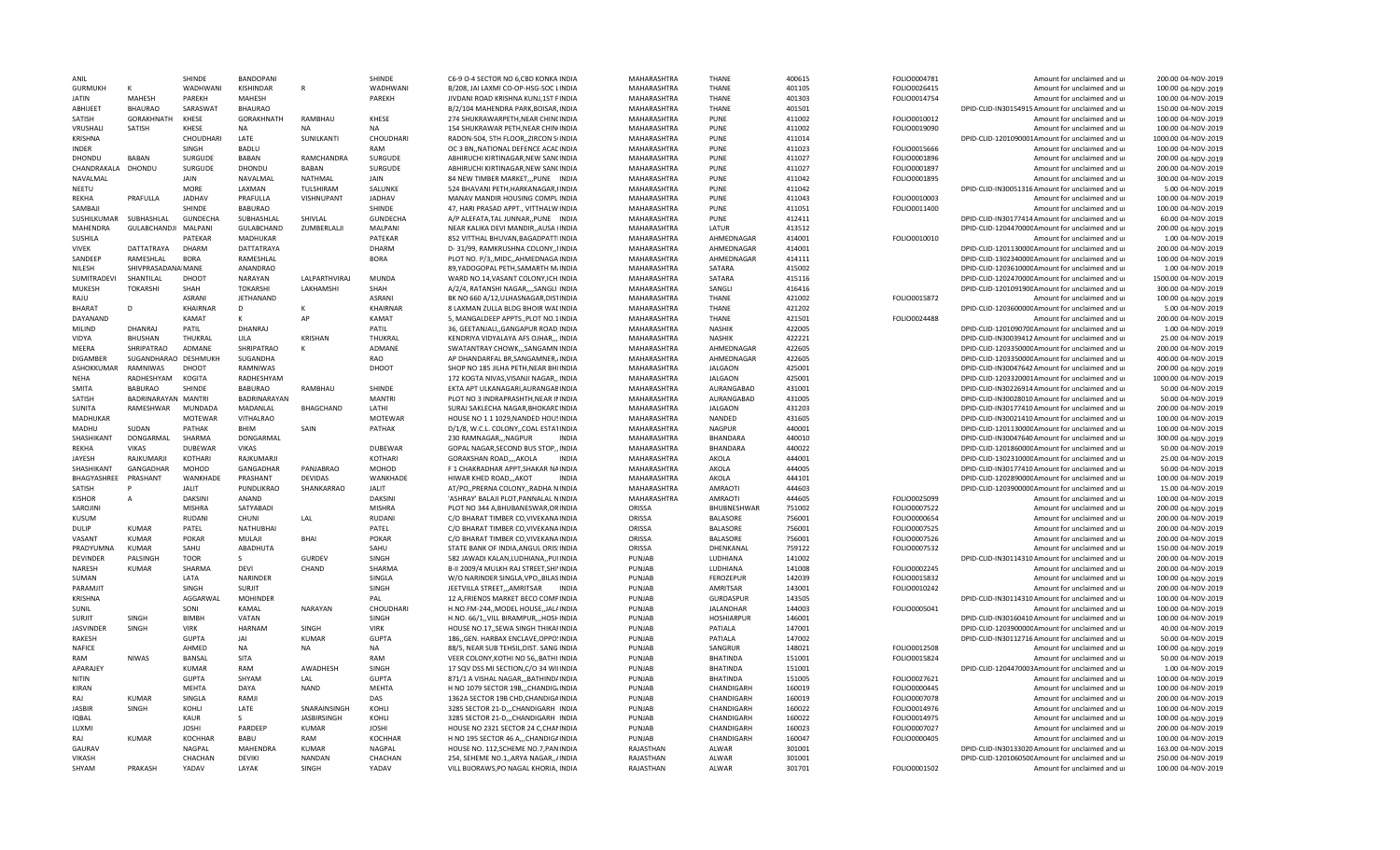| ANIL | | SHINDE | BANDOPANI | | SHINDE | C6-9 O-4 SECTOR NO 6,CBD KONKA INDIA | MAHARASHTRA | THANE | 400615 | FOLIO0004781 | | Amount for unclaimed and u | 200.00 | 04-NOV-2019 |
|---|---|---|---|---|---|---|---|---|---|---|---|---|---|---|
| GURMUKH | K | WADHWANI | KISHINDAR | R | WADHWANI | B/208, JAI LAXMI CO-OP-HSG-SOC LINDIA | MAHARASHTRA | THANE | 401105 | FOLIO0026415 | | Amount for unclaimed and u | 100.00 | 04-NOV-2019 |
| JATIN | MAHESH | PAREKH | MAHESH | | PAREKH | JIVDANI ROAD KRISHNA KUNJ,1ST FINDIA | MAHARASHTRA | THANE | 401303 | FOLIO0014754 | | Amount for unclaimed and u | 100.00 | 04-NOV-2019 |
| ABHIJEET | BHAURAO | SARASWAT | BHAURAO | | | B/2/104 MAHENDRA PARK,BOISAR,INDIA | MAHARASHTRA | THANE | 401501 | | DPID-CLID-IN30154915 | Amount for unclaimed and u | 150.00 | 04-NOV-2019 |
| SATISH | GORAKHNATH | KHESE | GORAKHNATH | RAMBHAU | KHESE | 274 SHUKRAWARPETH,NEAR CHINCINDIA | MAHARASHTRA | PUNE | 411002 | FOLIO0010012 | | Amount for unclaimed and u | 100.00 | 04-NOV-2019 |
| VRUSHALI | SATISH | KHESE | NA | NA | NA | 154 SHUKRAWAR PETH,NEAR CHINCINDIA | MAHARASHTRA | PUNE | 411002 | FOLIO0019090 | | Amount for unclaimed and u | 100.00 | 04-NOV-2019 |
| KRISHNA | | CHOUDHARI | LATE | SUNILKANTI | CHOUDHARI | RADON-504, 5TH FLOOR,,ZIRCON SIINDIA | MAHARASHTRA | PUNE | 411014 | | DPID-CLID-1201090001 | Amount for unclaimed and u | 1000.00 | 04-NOV-2019 |
| INDER | | SINGH | BADLU | | RAM | OC 3 BN,,NATIONAL DEFENCE ACADINDIA | MAHARASHTRA | PUNE | 411023 | FOLIO0015666 | | Amount for unclaimed and u | 100.00 | 04-NOV-2019 |
| DHONDU | BABAN | SURGUDE | BABAN | RAMCHANDRA | SURGUDE | ABHIRUCHI KIRTINAGAR,NEW SANGINDIA | MAHARASHTRA | PUNE | 411027 | FOLIO0001896 | | Amount for unclaimed and u | 200.00 | 04-NOV-2019 |
| CHANDRAKALA | DHONDU | SURGUDE | DHONDU | BABAN | SURGUDE | ABHIRUCHI KIRTINAGAR,NEW SANGINDIA | MAHARASHTRA | PUNE | 411027 | FOLIO0001897 | | Amount for unclaimed and u | 200.00 | 04-NOV-2019 |
| NAVALMAL | | JAIN | NAVALMAL | NATHMAL | JAIN | 84 NEW TIMBER MARKET,,,PUNE INDIA | MAHARASHTRA | PUNE | 411042 | FOLIO0001895 | | Amount for unclaimed and u | 300.00 | 04-NOV-2019 |
| NEETU | | MORE | LAXMAN | TULSHIRAM | SALUNKE | 524 BHAVANI PETH,HARKANAGAR,IINDIA | MAHARASHTRA | PUNE | 411042 | | DPID-CLID-IN30051316 | Amount for unclaimed and u | 5.00 | 04-NOV-2019 |
| REKHA | PRAFULLA | JADHAV | PRAFULLA | VISHNUPANT | JADHAV | MANAV MANDIR HOUSING COMPL INDIA | MAHARASHTRA | PUNE | 411043 | FOLIO0010003 | | Amount for unclaimed and u | 100.00 | 04-NOV-2019 |
| SAMBAJI | | SHINDE | BABURAO | | SHINDE | 47, HARI PRASAD APPT., VITTHALW INDIA | MAHARASHTRA | PUNE | 411051 | FOLIO0011400 | | Amount for unclaimed and u | 100.00 | 04-NOV-2019 |
| SUSHILKUMAR | SUBHASHLAL | GUNDECHA | SUBHASHLAL | SHIVLAL | GUNDECHA | A/P ALEFATA,TAL JUNNAR,,PUNE INDIA | MAHARASHTRA | PUNE | 412411 | | DPID-CLID-IN30177414 | Amount for unclaimed and u | 60.00 | 04-NOV-2019 |
| MAHENDRA | GULABCHANDJI | MALPANI | GULABCHAND | ZUMBERLALJI | MALPANI | NEAR KALIKA DEVI MANDIR,,AUSA IINDIA | MAHARASHTRA | LATUR | 413512 | | DPID-CLID-1204470000 | Amount for unclaimed and u | 200.00 | 04-NOV-2019 |
| SUSHILA | | PATEKAR | MADHUKAR | | PATEKAR | 852 VITTHAL BHUVAN,BAGADPATTI INDIA | MAHARASHTRA | AHMEDNAGAR | 414001 | FOLIO0010010 | | Amount for unclaimed and u | 1.00 | 04-NOV-2019 |
| VIVEK | DATTATRAYA | DHARM | DATTATRAYA | | DHARM | D- 31/99, RAMKRUSHNA COLONY,,IINDIA | MAHARASHTRA | AHMEDNAGAR | 414001 | | DPID-CLID-1201130000 | Amount for unclaimed and u | 200.00 | 04-NOV-2019 |
| SANDEEP | RAMESHLAL | BORA | RAMESHLAL | | BORA | PLOT NO. P/3,,MIDC,,AHMEDNAGA INDIA | MAHARASHTRA | AHMEDNAGAR | 414111 | | DPID-CLID-1302340000 | Amount for unclaimed and u | 100.00 | 04-NOV-2019 |
| NILESH | SHIVPRASADANA | MANE | ANANDRAO | | | 89,YADOGOPAL PETH,SAMARTH MAINDIA | MAHARASHTRA | SATARA | 415002 | | DPID-CLID-1203610000 | Amount for unclaimed and u | 1.00 | 04-NOV-2019 |
| SUMITRADEVI | SHANTILAL | DHOOT | NARAYAN | LALPARTHVIRAJ | MUNDA | WARD NO.14,VASANT COLONY,ICH INDIA | MAHARASHTRA | SATARA | 415116 | | DPID-CLID-1202470000 | Amount for unclaimed and u | 1500.00 | 04-NOV-2019 |
| MUKESH | TOKARSHI | SHAH | TOKARSHI | LAKHAMSHI | SHAH | A/2/4, RATANSHI NAGAR,,,,SANGLI INDIA | MAHARASHTRA | SANGLI | 416416 | | DPID-CLID-1201091900 | Amount for unclaimed and u | 300.00 | 04-NOV-2019 |
| RAJU | | ASRANI | JETHANAND | | ASRANI | BK NO 660 A/12,ULHASNAGAR,DIST INDIA | MAHARASHTRA | THANE | 421002 | FOLIO0015872 | | Amount for unclaimed and u | 100.00 | 04-NOV-2019 |
| BHARAT | D | KHAIRNAR | D | K | KHAIRNAR | 8 LAXMAN ZULLA BLDG BHOIR WAI INDIA | MAHARASHTRA | THANE | 421202 | | DPID-CLID-1203600000 | Amount for unclaimed and u | 5.00 | 04-NOV-2019 |
| DAYANAND | | KAMAT | K | AP | KAMAT | 5, MANGALDEEP APPTS.,PLOT NO.1 INDIA | MAHARASHTRA | THANE | 421501 | FOLIO0024488 | | Amount for unclaimed and u | 200.00 | 04-NOV-2019 |
| MILIND | DHANRAJ | PATIL | DHANRAJ | | PATIL | 36, GEETANJALI,,GANGAPUR ROAD INDIA | MAHARASHTRA | NASHIK | 422005 | | DPID-CLID-1201090700 | Amount for unclaimed and u | 1.00 | 04-NOV-2019 |
| VIDYA | BHUSHAN | THUKRAL | LILA | KRISHAN | THUKRAL | KENDRIYA VIDYALAYA AFS OJHAR,,,INDIA | MAHARASHTRA | NASHIK | 422221 | | DPID-CLID-IN30039412 | Amount for unclaimed and u | 25.00 | 04-NOV-2019 |
| MEERA | SHRIPATRAO | ADMANE | SHRIPATRAO | K | ADMANE | SWATANTRAY CHOWK,,,SANGAMN INDIA | MAHARASHTRA | AHMEDNAGAR | 422605 | | DPID-CLID-1203350000 | Amount for unclaimed and u | 200.00 | 04-NOV-2019 |
| DIGAMBER | SUGANDHARAO | DESHMUKH | SUGANDHA | | RAO | AP DHANDARFAL BR,SANGAMNER,,INDIA | MAHARASHTRA | AHMEDNAGAR | 422605 | | DPID-CLID-1203350000 | Amount for unclaimed and u | 400.00 | 04-NOV-2019 |
| ASHOKKUMAR | RAMNIWAS | DHOOT | RAMNIWAS | | DHOOT | SHOP NO 185 JILHA PETH,NEAR BHIINDIA | MAHARASHTRA | JALGAON | 425001 | | DPID-CLID-IN30047642 | Amount for unclaimed and u | 200.00 | 04-NOV-2019 |
| NEHA | RADHESHYAM | KOGITA | RADHESHYAM | | | 172 KOGTA NIVAS,VISANJI NAGAR,,INDIA | MAHARASHTRA | JALGAON | 425001 | | DPID-CLID-1203320001 | Amount for unclaimed and u | 1000.00 | 04-NOV-2019 |
| SMITA | BABURAO | SHINDE | BABURAO | RAMBHAU | SHINDE | EKTA APT ULKANAGARI,AURANGABINDIA | MAHARASHTRA | AURANGABAD | 431001 | | DPID-CLID-IN30226914 | Amount for unclaimed and u | 50.00 | 04-NOV-2019 |
| SATISH | BADRINARAYAN | MANTRI | BADRINARAYAN | | MANTRI | PLOT NO 3 INDRAPRASHTH,NEAR NINDIA | MAHARASHTRA | AURANGABAD | 431005 | | DPID-CLID-IN30028010 | Amount for unclaimed and u | 50.00 | 04-NOV-2019 |
| SUNITA | RAMESHWAR | MUNDADA | MADANLAL | BHAGCHAND | LATHI | SURAJ SAKLECHA NAGAR,BHOKARDINDIA | MAHARASHTRA | JALGAON | 431203 | | DPID-CLID-IN30177410 | Amount for unclaimed and u | 200.00 | 04-NOV-2019 |
| MADHUKAR | | MOTEWAR | VITHALRAO | | MOTEWAR | HOUSE NO 1 1 1029,NANDED HOUSINDIA | MAHARASHTRA | NANDED | 431605 | | DPID-CLID-IN30021410 | Amount for unclaimed and u | 100.00 | 04-NOV-2019 |
| MADHU | SUDAN | PATHAK | BHIM | SAIN | PATHAK | D/1/8, W.C.L. COLONY,,COAL ESTATINDIA | MAHARASHTRA | NAGPUR | 440001 | | DPID-CLID-1201130000 | Amount for unclaimed and u | 100.00 | 04-NOV-2019 |
| SHASHIKANT | DONGARMAL | SHARMA | DONGARMAL | | | 230 RAMNAGAR,,,NAGPUR INDIA | MAHARASHTRA | BHANDARA | 440010 | | DPID-CLID-IN30047640 | Amount for unclaimed and u | 300.00 | 04-NOV-2019 |
| REKHA | VIKAS | DUBEWAR | VIKAS | | DUBEWAR | GOPAL NAGAR,SECOND BUS STOP,,INDIA | MAHARASHTRA | BHANDARA | 440022 | | DPID-CLID-1201860000 | Amount for unclaimed and u | 50.00 | 04-NOV-2019 |
| JAYESH | RAJKUMARJI | KOTHARI | RAJKUMARJI | | KOTHARI | GORAKSHAN ROAD,,,,AKOLA INDIA | MAHARASHTRA | AKOLA | 444001 | | DPID-CLID-1302310000 | Amount for unclaimed and u | 25.00 | 04-NOV-2019 |
| SHASHIKANT | GANGADHAR | MOHOD | GANGADHAR | PANJABRAO | MOHOD | F 1 CHAKRADHAR APPT,SHAKAR NAINDIA | MAHARASHTRA | AKOLA | 444005 | | DPID-CLID-IN30177410 | Amount for unclaimed and u | 50.00 | 04-NOV-2019 |
| BHAGYASHREE | PRASHANT | WANKHADE | PRASHANT | DEVIDAS | WANKHADE | HIWAR KHED ROAD,,,AKOT INDIA | MAHARASHTRA | AKOLA | 444101 | | DPID-CLID-1202890000 | Amount for unclaimed and u | 100.00 | 04-NOV-2019 |
| SATISH | P | JALIT | PUNDLIKRAO | SHANKARRAO | JALIT | AT/PO,,PRERNA COLONY,,RADHA NINDIA | MAHARASHTRA | AMRAOTI | 444603 | | DPID-CLID-1203900000 | Amount for unclaimed and u | 15.00 | 04-NOV-2019 |
| KISHOR | A | DAKSINI | ANAND | | DAKSINI | 'ASHRAY' BALAJI PLOT,PANNALAL NINDIA | MAHARASHTRA | AMRAOTI | 444605 | FOLIO0025099 | | Amount for unclaimed and u | 200.00 | 04-NOV-2019 |
| SAROJINI | | MISHRA | SATYABADI | | MISHRA | PLOT NO 344 A,BHUBANESWAR,ORINDIA | ORISSA | BHUBNESHWAR | 751002 | FOLIO0007522 | | Amount for unclaimed and u | 200.00 | 04-NOV-2019 |
| KUSUM | | RUDANI | CHUNI | LAL | RUDANI | C/O BHARAT TIMBER CO,VIVEKANAINDIA | ORISSA | BALASORE | 756001 | FOLIO0000654 | | Amount for unclaimed and u | 200.00 | 04-NOV-2019 |
| DULIP | KUMAR | PATEL | NATHUBHAI | | PATEL | C/O BHARAT TIMBER CO,VIVEKANAINDIA | ORISSA | BALASORE | 756001 | FOLIO0007525 | | Amount for unclaimed and u | 200.00 | 04-NOV-2019 |
| VASANT | KUMAR | POKAR | MULAJI | BHAI | POKAR | C/O BHARAT TIMBER CO,VIVEKANAINDIA | ORISSA | BALASORE | 756001 | FOLIO0007526 | | Amount for unclaimed and u | 200.00 | 04-NOV-2019 |
| PRADYUMNA | KUMAR | SAHU | ABADHUTA | | SAHU | STATE BANK OF INDIA,ANGUL ORISINDIA | ORISSA | DHENKANAL | 759122 | FOLIO0007532 | | Amount for unclaimed and u | 150.00 | 04-NOV-2019 |
| DEVINDER | PALSINGH | TOOR | S | GURDEV | SINGH | 582 JAWADI KALAN,LUDHIANA,,PUIINDIA | PUNJAB | LUDHIANA | 141002 | | DPID-CLID-IN30114310 | Amount for unclaimed and u | 200.00 | 04-NOV-2019 |
| NARESH | KUMAR | SHARMA | DEVI | CHAND | SHARMA | B-II 2009/4 MULKH RAJ STREET,SHIINDIA | PUNJAB | LUDHIANA | 141008 | FOLIO0002245 | | Amount for unclaimed and u | 200.00 | 04-NOV-2019 |
| SUMAN | | LATA | NARINDER | | SINGLA | W/O NARINDER SINGLA,VPO,,BILASINDIA | PUNJAB | FEROZEPUR | 142039 | FOLIO0015832 | | Amount for unclaimed and u | 100.00 | 04-NOV-2019 |
| PARAMJIT | | SINGH | SURJIT | | SINGH | JEETVILLA STREET,,,AMRITSAR INDIA | PUNJAB | AMRITSAR | 143001 | FOLIO0010242 | | Amount for unclaimed and u | 200.00 | 04-NOV-2019 |
| KRISHNA | | AGGARWAL | MOHINDER | | PAL | 12 A,FRIENDS MARKET BECO COMPINDIA | PUNJAB | GURDASPUR | 143505 | | DPID-CLID-IN30114310 | Amount for unclaimed and u | 100.00 | 04-NOV-2019 |
| SUNIL | | SONI | KAMAL | NARAYAN | CHOUDHARI | H.NO.FM-244,,MODEL HOUSE,,JALAINDIA | PUNJAB | JALANDHAR | 144003 | FOLIO0005041 | | Amount for unclaimed and u | 100.00 | 04-NOV-2019 |
| SURJIT | SINGH | BIMBH | VATAN | | SINGH | H.NO. 66/1,,VILL BIRAMPUR,,,HOSHINDIA | PUNJAB | HOSHIARPUR | 146001 | | DPID-CLID-IN30160410 | Amount for unclaimed and u | 100.00 | 04-NOV-2019 |
| JASVINDER | SINGH | VIRK | HARNAM | SINGH | VIRK | HOUSE NO.17,,SEWA SINGH THIKAIINDIA | PUNJAB | PATIALA | 147001 | | DPID-CLID-1203900000 | Amount for unclaimed and u | 40.00 | 04-NOV-2019 |
| RAKESH | | GUPTA | JAI | KUMAR | GUPTA | 186,,GEN. HARBAX ENCLAVE,OPPO INDIA | PUNJAB | PATIALA | 147002 | | DPID-CLID-IN30112716 | Amount for unclaimed and u | 50.00 | 04-NOV-2019 |
| NAFICE | | AHMED | NA | NA | NA | 88/5, NEAR SUB TEHSIL,DIST. SANG INDIA | PUNJAB | SANGRUR | 148021 | FOLIO0012508 | | Amount for unclaimed and u | 100.00 | 04-NOV-2019 |
| RAM | NIWAS | BANSAL | SITA | | RAM | VEER COLONY,KOTHI NO 56,,BATHI INDIA | PUNJAB | BHATINDA | 151001 | FOLIO0015824 | | Amount for unclaimed and u | 50.00 | 04-NOV-2019 |
| APARAJEY | | KUMAR | RAM | AWADHESH | SINGH | 17 SQV DSS MI SECTION,C/O 34 WIIINDIA | PUNJAB | BHATINDA | 151001 | | DPID-CLID-1204470003 | Amount for unclaimed and u | 1.00 | 04-NOV-2019 |
| NITIN | | GUPTA | SHYAM | LAL | GUPTA | 871/1 A VISHAL NAGAR,,,BATHINDAINDIA | PUNJAB | BHATINDA | 151005 | FOLIO0027621 | | Amount for unclaimed and u | 100.00 | 04-NOV-2019 |
| KIRAN | | MEHTA | DAYA | NAND | MEHTA | H NO 1079 SECTOR 19B,,,CHANDIGAINDIA | PUNJAB | CHANDIGARH | 160019 | FOLIO0000445 | | Amount for unclaimed and u | 100.00 | 04-NOV-2019 |
| RAJ | KUMAR | SINGLA | RAMJI | | DAS | 1362A SECTOR 19B CHD,CHANDIGAINDIA | PUNJAB | CHANDIGARH | 160019 | FOLIO0007078 | | Amount for unclaimed and u | 200.00 | 04-NOV-2019 |
| JASBIR | SINGH | KOHLI | LATE | SNARAINSINGH | KOHLI | 3285 SECTOR 21-D,,,CHANDIGARH INDIA | PUNJAB | CHANDIGARH | 160022 | FOLIO0014976 | | Amount for unclaimed and u | 100.00 | 04-NOV-2019 |
| IQBAL | | KAUR | S | JASBIRSINGH | KOHLI | 3285 SECTOR 21-D,,,CHANDIGARH INDIA | PUNJAB | CHANDIGARH | 160022 | FOLIO0014975 | | Amount for unclaimed and u | 100.00 | 04-NOV-2019 |
| LUXMI | | JOSHI | PARDEEP | KUMAR | JOSHI | HOUSE NO 2321 SECTOR 24 C,CHANINDIA | PUNJAB | CHANDIGARH | 160023 | FOLIO0007027 | | Amount for unclaimed and u | 200.00 | 04-NOV-2019 |
| RAJ | KUMAR | KOCHHAR | BABU | RAM | KOCHHAR | H NO 195 SECTOR 46 A,,,CHANDIGAINDIA | PUNJAB | CHANDIGARH | 160047 | FOLIO0000405 | | Amount for unclaimed and u | 100.00 | 04-NOV-2019 |
| GAURAV | | NAGPAL | MAHENDRA | KUMAR | NAGPAL | HOUSE NO. 112,SCHEME NO.7,PANINDIA | RAJASTHAN | ALWAR | 301001 | | DPID-CLID-IN30133020 | Amount for unclaimed and u | 163.00 | 04-NOV-2019 |
| VIKASH | | CHACHAN | DEVIKI | NANDAN | CHACHAN | 254, SEHEME NO.1,,ARYA NAGAR,,AINDIA | RAJASTHAN | ALWAR | 301001 | | DPID-CLID-1201060500 | Amount for unclaimed and u | 250.00 | 04-NOV-2019 |
| SHYAM | PRAKASH | YADAV | LAYAK | SINGH | YADAV | VILL BIJORAWS,PO NAGAL KHORIA, INDIA | RAJASTHAN | ALWAR | 301701 | FOLIO0001502 | | Amount for unclaimed and u | 100.00 | 04-NOV-2019 |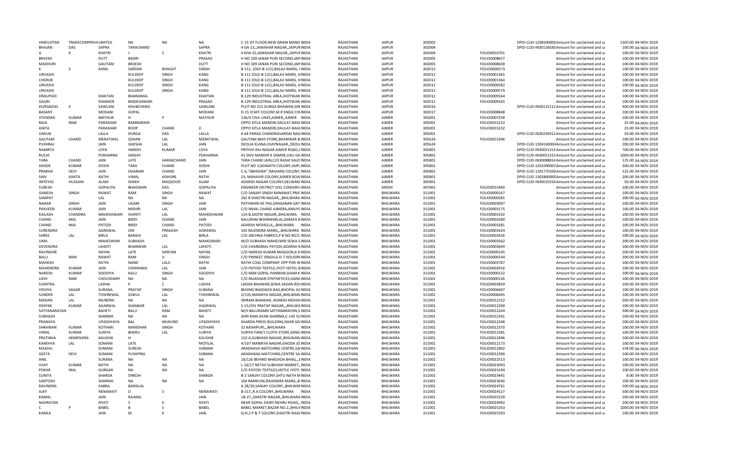| HINDUSTAN | TRADECOMPRIVA LIMITED | NA | NA | NA | C-15 IST FLOOR,NEW GRAIN MAND INDIA | RAJASTHAN | JAIPUR | 302003 | | DPID-CLID-1206500000 Amount for unclaimed and u | 1305.00 | 04-NOV-2019 |
|---|---|---|---|---|---|---|---|---|---|---|---|---|
| BHAJAN | DAS | SAPRA | TARACHAND | | SAPRA | 4 GA-13,,JAWAHAR NAGAR,,JAIPUR INDIA | RAJASTHAN | JAIPUR | 302004 | | DPID-CLID-IN30116030 Amount for unclaimed and u | 100.00 | 04-NOV-2019 |
| A | K | KHATRI | J | C | KHATRI | 4 KHA 32,JAWAHAR NAGAR,,JAIPUR INDIA | RAJASTHAN | JAIPUR | 302004 | FOLIO0016701 | Amount for unclaimed and u | 100.00 | 04-NOV-2019 |
| BRIJESH | | DUTT | BADRI | | PRASAD | H NO 109 JANAK PURI SECOND,JAIP INDIA | RAJASTHAN | JAIPUR | 302005 | FOLIO0008657 | Amount for unclaimed and u | 100.00 | 04-NOV-2019 |
| MADHURI | | GAUTAM | BRIJESH | | DUTT | H NO 109 JANAK PURI SECOND,JAIP INDIA | RAJASTHAN | JAIPUR | 302005 | FOLIO0008658 | Amount for unclaimed and u | 100.00 | 04-NOV-2019 |
| K | S | KANG | SARDAR | BHAGAT | SINGH | B-111, (OLD-B-121),BALAJI MARG, H INDIA | RAJASTHAN | JAIPUR | 302012 | FOLIO0000573 | Amount for unclaimed and u | 100.00 | 04-NOV-2019 |
| URVASHI | | | KULDEEP | SINGH | KANG | B-111 (OLD-B-121),BALAJI MARG, H INDIA | RAJASTHAN | JAIPUR | 302012 | FOLIO0001365 | Amount for unclaimed and u | 100.00 | 04-NOV-2019 |
| CHERUB | | | KULDEEP | SINGH | KANG | B-111 (OLD-B-121),BALAJI MARG, H INDIA | RAJASTHAN | JAIPUR | 302012 | FOLIO0001360 | Amount for unclaimed and u | 100.00 | 04-NOV-2019 |
| URVASHI | | | KULDEEP | SINGH | KANG | B-111 (OLD-B-121),BALAJI MARG, H INDIA | RAJASTHAN | JAIPUR | 302012 | FOLIO0000582 | Amount for unclaimed and u | 100.00 | 04-NOV-2019 |
| URVASHI | | | KULDEEP | SINGH | KANG | B-111 (OLD-B-121),BALAJI MARG, H INDIA | RAJASTHAN | JAIPUR | 302012 | FOLIO0000579 | Amount for unclaimed and u | 100.00 | 04-NOV-2019 |
| DRAUPADI | | KHAITAN | BHANAMAL | | KHAITAN | B-129 INDUSTRIAL AREA,JHOTWAR INDIA | RAJASTHAN | JAIPUR | 302012 | FOLIO0009164 | Amount for unclaimed and u | 100.00 | 04-NOV-2019 |
| GAURI | | SHANKER | BINDESHWARI | | PRASAD | B-129 INDUSTRIAL AREA,JHOTWAR INDIA | RAJASTHAN | JAIPUR | 302012 | FOLIO0009165 | Amount for unclaimed and u | 100.00 | 04-NOV-2019 |
| DURGADAS | K | SAWLANI | KHUBCHAND | | SAWLANI | PLOT NO 215 DURGA BHAWAN,SIN INDIA | RAJASTHAN | JAIPUR | 302016 | | DPID-CLID-IN30115112 Amount for unclaimed and u | 400.00 | 04-NOV-2019 |
| BASANT | | MODANI | GOPAL | | MODANI | D-15 STAFF COLONY,M R ENGG COI INDIA | RAJASTHAN | JAIPUR | 302017 | FOLIO0008848 | Amount for unclaimed and u | 100.00 | 04-NOV-2019 |
| JITENDRA | KUMAR | MATHUR | H | P | MATHUR | 136/X CIVIL LINES,AJMER,,AJMER INDIA | RAJASTHAN | AJMER | 305001 | FOLIO0007258 | Amount for unclaimed and u | 100.00 | 04-NOV-2019 |
| RAJA | RAM | PARASHAR | RAMNARAIN | | | OPPO SITLA MANDIR,DAULAT BAGH INDIA | RAJASTHAN | AJMER | 305001 | FOLIO0015222 | Amount for unclaimed and u | 25.00 | 04-NOV-2019 |
| ANITA | | PARASHAR | ROOP | CHAND | JI | OPPO SITLA MANDIR,DAULAT-BAGH INDIA | RAJASTHAN | AJMER | 305001 | FOLIO0015232 | Amount for unclaimed and u | 25.00 | 04-NOV-2019 |
| VARUN | | LALLA | DURGA | DAS | LALLA | A 64 PARAG CHANDRAVARDAI NAG INDIA | RAJASTHAN | AJMER | 305001 | | DPID-CLID-IN30226912 Amount for unclaimed and u | 50.00 | 04-NOV-2019 |
| GAUTAM | CHAND | MERATWAL | SOHAN | LAL | MERATWAL | GAUTAM BAHI STORE,BHANWAR B INDIA | RAJASTHAN | AJMER | 305624 | FOLIO0015306 | Amount for unclaimed and u | 100.00 | 04-NOV-2019 |
| PUKHRAJ | | JAIN | GHESHA | LAL | JAIN | DEOLIA KLANA,VIJAYNAGAR,,DEOLI INDIA | RAJASTHAN | AJMER | 305624 | | DPID-CLID-1304140004 Amount for unclaimed and u | 200.00 | 04-NOV-2019 |
| NAMRTA | | LOYA | HARISH | KUMAR | LOYA | PRITHVI RAJ NAGAR AJMER ROAD,( INDIA | RAJASTHAN | AJMER | 305801 | | DPID-CLID-IN30051313 Amount for unclaimed and u | 700.00 | 04-NOV-2019 |
| RUCHI | | POKHARNA | SANJAY | | POKHARNA | 41 SHIV MANDIR K SAMNE,VALI GA INDIA | RAJASTHAN | AJMER | 305801 | | DPID-CLID-IN30051313 Amount for unclaimed and u | 1000.00 | 04-NOV-2019 |
| TARA | CHAND | JAIN | LATE | HARAKCHAND | JAIN | TARA CHAND JAIN,C/O RASHI SALES INDIA | RAJASTHAN | AJMER | 305801 | | DPID-CLID-IN30088814 Amount for unclaimed and u | 125.00 | 04-NOV-2019 |
| ASHOK | KUMAR | DOSHI | TARA | CHAND | DOSHI | PLOT NO 3,ADINATH COLONY,JAIPU INDIA | RAJASTHAN | AJMER | 305801 | | DPID-CLID-1201090001 Amount for unclaimed and u | 300.00 | 04-NOV-2019 |
| PRABHA | DEVI | JAIN | DHARAM | CHAND | JAIN | C-6,"ABHISHEK",RAJHANS COLONY, INDIA | RAJASTHAN | AJMER | 305801 | | DPID-CLID-1201770100 Amount for unclaimed and u | 125.00 | 04-NOV-2019 |
| SHIV | KANTA | RATHI | VIMAL | KISHORE | RATHI | 23, MAHAVIR COLONY,AJMER ROAD INDIA | RAJASTHAN | AJMER | 305801 | | DPID-CLID-1302860000 Amount for unclaimed and u | 200.00 | 04-NOV-2019 |
| IMTEYAZ | HUSSAIN | ALAM | SHEKH | MAQSOOD | ALAM | ADARSH NAGAR COLONY,DELWAR/ INDIA | RAJASTHAN | AJMER | 305901 | | DPID-CLID-IN30015910 Amount for unclaimed and u | 50.00 | 04-NOV-2019 |
| SURESH | | GOPALIYA | BHAGWAN | DAS | GOPALIYA | ENGINEER DISTRICT SOIL CONSERV/ INDIA | RAJASTHAN | SIROHI | 307001 | FOLIO0015400 | Amount for unclaimed and u | 100.00 | 04-NOV-2019 |
| GANESH | SINGH | RAWAT | RAM | SINGH | RAWAT | C/O SANJAY SINGH RANAWAT,PRA INDIA | RAJASTHAN | BHILWARA | 311001 | FOLIO0000167 | Amount for unclaimed and u | 100.00 | 04-NOV-2019 |
| SAMPAT | | LAL | NA | NA | NA | 262 B SHASTRI NAGAR,,,BHILWARA INDIA | RAJASTHAN | BHILWARA | 311001 | FOLIO0000265 | Amount for unclaimed and u | 200.00 | 04-NOV-2019 |
| NAHAR | SINGH | JAIN | UGAM | SINGH | JAIN | PATHWARI KE PAS,SANGANAR GAT INDIA | RAJASTHAN | BHILWARA | 311001 | FOLIO0003097 | Amount for unclaimed and u | 100.00 | 04-NOV-2019 |
| PRAVEEN | KUMAR | JAIN | MISHRI | LAL | JAIN | C/O NIHAL CHAND AJMERA,AMLIYC INDIA | RAJASTHAN | BHILWARA | 311001 | FOLIO0003175 | Amount for unclaimed and u | 100.00 | 04-NOV-2019 |
| KAILASH | CHANDRA | MAHESHWARI | SHANTI | LAL | MAHESHWARI | 114-B,SASTRI NAGAR,,BHILWARA INDIA | RAJASTHAN | BHILWARA | 311001 | FOLIO0003192 | Amount for unclaimed and u | 100.00 | 04-NOV-2019 |
| CHAND | MAL | JAIN | BIRDI | CHAND | JAIN | KALURAM BHANWARLAL,SARAFA B INDIA | RAJASTHAN | BHILWARA | 311001 | FOLIO0003280 | Amount for unclaimed and u | 100.00 | 04-NOV-2019 |
| CHAND | MAL | PATODI | BIRDI | CHAND | PATODI | ADARSH MOHELLA,,,BHILWARA INDIA | RAJASTHAN | BHILWARA | 311001 | FOLIO0003281 | Amount for unclaimed and u | 100.00 | 04-NOV-2019 |
| SURENDRA | | AGRAWAL | OM | PRAKASH | AGRAWAL | 103 RAJENDRA MARG,,,BHILWARA INDIA | RAJASTHAN | BHILWARA | 311001 | FOLIO0003424 | Amount for unclaimed and u | 100.00 | 04-NOV-2019 |
| SHREE | LAL | BIRLA | BANSHI | LAL | BIRLA | C/O ARCHNA FABRICS,P B NO RICO INDIA | RAJASTHAN | BHILWARA | 311001 | FOLIO0003426 | Amount for unclaimed and u | 100.00 | 04-NOV-2019 |
| UMA | | MAHESWARI | SUBHASH | | MAHESWARI | W/O SUBHASH MAHESWRI SEWA S INDIA | RAJASTHAN | BHILWARA | 311001 | FOLIO0003562 | Amount for unclaimed and u | 200.00 | 04-NOV-2019 |
| DEVENDRA | | LAHOTI | BHANWAR | LAL | LAHOTI | C/O CHANDMAL PATODI,ADARSH N INDIA | RAJASTHAN | BHILWARA | 311001 | FOLIO0003649 | Amount for unclaimed and u | 100.00 | 04-NOV-2019 |
| RAVINDAR | | NAYAK | LATE | SANTAN | NAYAK | C/O NARESH KUMAR MAGGON,6-D INDIA | RAJASTHAN | BHILWARA | 311001 | FOLIO0000145 | Amount for unclaimed and u | 200.00 | 04-NOV-2019 |
| BALU | RAM | RAWAT | RAM | JI | SINGH | C/O PWNEET SINGH,6-D-7 HOUSIN( INDIA | RAJASTHAN | BHILWARA | 311001 | FOLIO0000144 | Amount for unclaimed and u | 200.00 | 04-NOV-2019 |
| MAHESH | | RATHI | NAND | LALJI | RATHI | RATHI COAL COMPANY OPP PHD W INDIA | RAJASTHAN | BHILWARA | 311001 | FOLIO0003787 | Amount for unclaimed and u | 100.00 | 04-NOV-2019 |
| MAHENDRA | KUMAR | JAIN | CHHIRANGI | LAL | JAIN | C/O PATODI TEXTILE,JYOTI HOTEL B INDIA | RAJASTHAN | BHILWARA | 311001 | FOLIO0002916 | Amount for unclaimed and u | 100.00 | 04-NOV-2019 |
| NARESH | KUMAR | SISODIYA | KALU | SINGH | SISODIYA | C/O RAM GOPAL PANWAR,SHAM K INDIA | RAJASTHAN | BHILWARA | 311001 | FOLIO0000132 | Amount for unclaimed and u | 100.00 | 04-NOV-2019 |
| LIKHI | RAM | CHOUDHARY | NA | NA | NA | C/O RAJASHAN SYNTHETICES,GAN( INDIA | RAJASTHAN | BHILWARA | 311001 | FOLIO0000126 | Amount for unclaimed and u | 100.00 | 04-NOV-2019 |
| SUMITRA | | LADHA | P | C | LADHA | LADHA BHAWAN,SEWA SADAN RO/ INDIA | RAJASTHAN | BHILWARA | 311001 | FOLIO0003859 | Amount for unclaimed and u | 100.00 | 04-NOV-2019 |
| VIDHYA | SAGAR | SURANA | PRATAP | SINGH | SURANA | BEHIND BHADADA BAG,BHOPAL G/ INDIA | RAJASTHAN | BHILWARA | 311001 | FOLIO0006407 | Amount for unclaimed and u | 100.00 | 04-NOV-2019 |
| SUNDER | LAL | TOSHNIWAL | GOKUL | LAL | TOSHNIWAL | 2/135,MANIKYA NAGAR,,BHILWAR/ INDIA | RAJASTHAN | BHILWARA | 311001 | FOLIO0006445 | Amount for unclaimed and u | 100.00 | 04-NOV-2019 |
| MADAN | LAL | MUNDRA | NA | NA | NA | SRIRAM BHAWAN, ADARSH MOHAI INDIA | RAJASTHAN | BHILWARA | 311001 | FOLIO0012152 | Amount for unclaimed and u | 200.00 | 04-NOV-2019 |
| DEEPAK | KUMAR | AGARWAL | SHANKAR | LAL | AGARWAL | S-15/291 PRATAP NAGAR,,,BHILWA INDIA | RAJASTHAN | BHILWARA | 311001 | FOLIO0012200 | Amount for unclaimed and u | 100.00 | 04-NOV-2019 |
| SATYANARAYAN | | BAHETI | BALU | RAM | BAHETI | M/S BALURAMN SATYANARAYAN,S INDIA | RAJASTHAN | BHILWARA | 311001 | FOLIO0012244 | Amount for unclaimed and u | 300.00 | 04-NOV-2019 |
| SUBHASH | | SHARMA | NA | NA | NA | SHRI RAM JIVAN SHARMA,C-145 SU INDIA | RAJASTHAN | BHILWARA | 311001 | FOLIO0012341 | Amount for unclaimed and u | 100.00 | 04-NOV-2019 |
| PRANAYA | | UPADHYAYA | BAL | MUKUND | UPADHYAYA | SHARDA PRESS BUILDING,NEAR AZ/ INDIA | RAJASTHAN | BHILWARA | 311001 | FOLIO0012348 | Amount for unclaimed and u | 200.00 | 04-NOV-2019 |
| SHRAWAN | KUMAR | KOTHARI | MANOHAR | SINGH | KOTHARI | 32 KASHIPURI,,,BHILWARA INDIA | RAJASTHAN | BHILWARA | 311001 | FOLIO0012370 | Amount for unclaimed and u | 100.00 | 04-NOV-2019 |
| VIMAL | KUMAR | SURIYA | BHERU | LAL | SURIYA | SURIYA FANCY CLOTH STORE,SANG. INDIA | RAJASTHAN | BHILWARA | 311001 | FOLIO0012381 | Amount for unclaimed and u | 100.00 | 04-NOV-2019 |
| PRATIBHA | HEMENDRA | KAUSHIK | H | | KAUSHIK | 152-A,SUBHASH NAGAR,,BHILWAR/ INDIA | RAJASTHAN | BHILWARA | 311001 | FOLIO0012496 | Amount for unclaimed and u | 100.00 | 04-NOV-2019 |
| KANEHYA | LAL | SOMANI | LATE | | MOTILAL | 4/107 MANIKYA NAGAR,GHODA JO INDIA | RAJASTHAN | BHILWARA | 311001 | FOLIO0012173 | Amount for unclaimed and u | 100.00 | 04-NOV-2019 |
| MADHU | | SOMANI | SURESH | | SOMANI | ARADHAVA MATCHING CENTRE,SA INDIA | RAJASTHAN | BHILWARA | 311001 | FOLIO0012402 | Amount for unclaimed and u | 158.00 | 04-NOV-2019 |
| GEETA | DEVI | SOMANI | PUSHPRAJ | | SOMANI | ARADHANA MATCHING,CENTRE SA INDIA | RAJASTHAN | BHILWARA | 311001 | FOLIO0012390 | Amount for unclaimed and u | 100.00 | 04-NOV-2019 |
| ANIL | | SURANA | NA | NA | NA | 16/126 BEHIND BHADADA BHAG,,,E INDIA | RAJASTHAN | BHILWARA | 311001 | FOLIO0022513 | Amount for unclaimed and u | 100.00 | 04-NOV-2019 |
| VIJAY | KUMAR | RATHI | NA | NA | NA | L-16/17 NETAJI SUBHASH MARKET,, INDIA | RAJASTHAN | BHILWARA | 311001 | FOLIO0023093 | Amount for unclaimed and u | 100.00 | 04-NOV-2019 |
| POKAR | MAL | GURGAR | NA | NA | NA | C/O PATODI TEXTILES,HOTLE JYOTI INDIA | RAJASTHAN | BHILWARA | 311001 | FOLIO0023194 | Amount for unclaimed and u | 100.00 | 04-NOV-2019 |
| SUNITA | | SHARDA | DINESH | | SHARDA | B-2 SANJAY COLONY,SHTU NATH M INDIA | RAJASTHAN | BHILWARA | 311001 | FOLIO0023441 | Amount for unclaimed and u | 8.00 | 04-NOV-2019 |
| SANTOSH | | SHARMA | NA | NA | NA | 104 RAMKUNJ,RAJENDRA MARG,,B INDIA | RAJASTHAN | BHILWARA | 311001 | FOLIO0023640 | Amount for unclaimed and u | 100.00 | 04-NOV-2019 |
| RAVINDRA | | KABRA | BANSILAL | | | A 28/29,SANJAY COLONY,,BHILWAR INDIA | RAJASTHAN | BHILWARA | 311001 | FOLIO0024761 | Amount for unclaimed and u | 100.00 | 04-NOV-2019 |
| AJAY | | NENAWATI | D | S | NENAWATI | B-317,,R.K.COLONY,,BHILWARA INDIA | RAJASTHAN | BHILWARA | 311001 | FOLIO0024527 | Amount for unclaimed and u | 500.00 | 04-NOV-2019 |
| KAMAL | | JAIN | RAJMAL | | JAIN | 1B-27,,SHASTRI NAGAR,,BHILWARA INDIA | RAJASTHAN | BHILWARA | 311001 | FOLIO0025239 | Amount for unclaimed and u | 200.00 | 04-NOV-2019 |
| NAVRATAN | | NYATI | S | K | NYATI | NEAR GOPAL DAIRY,NEHRU ROAD,, INDIA | RAJASTHAN | BHILWARA | 311001 | FOLIO0024992 | Amount for unclaimed and u | 200.00 | 04-NOV-2019 |
| C | P | BABEL | B | S | BABEL | BABEL MARKET,BAZAR NO.2,,BHILV INDIA | RAJASTHAN | BHILWARA | 311001 | FOLIO0025263 | Amount for unclaimed and u | 1000.00 | 04-NOV-2019 |
| KAMLA | | JAIN | M | K | JAIN | Q.N.2 P & T COLONY,SHASTRI NAG/ INDIA | RAJASTHAN | BHILWARA | 311001 | FOLIO0025393 | Amount for unclaimed and u | 100.00 | 04-NOV-2019 |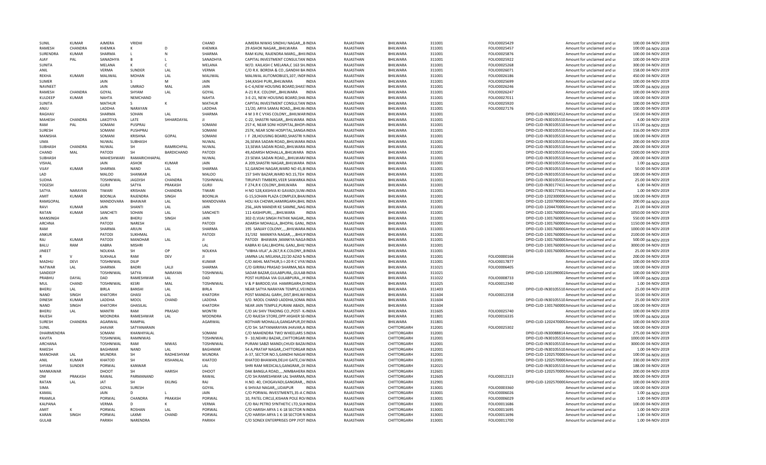| SUNIL | KUMAR | AJMERA | VRIDHI | | CHAND | AJMERA NIWAS SINDHU NAGAR,,,B INDIA | RAJASTHAN | BHILWARA | 311001 | FOLIO0025429 | Amount for unclaimed and ur | 100.00 04-NOV-2019 |
|---|---|---|---|---|---|---|---|---|---|---|---|---|
| RAMESH | CHANDRA | KHEMKA | K | D | KHEMKA | 29 ASHOK NAGAR,,,BHILWARA INDIA | RAJASTHAN | BHILWARA | 311001 | FOLIO0025457 | Amount for unclaimed and ur | 100.00 04-NOV-2019 |
| SURENDRA | KUMAR | SHARMA | L | N | SHARMA | RAM KUNJ, RAJENDRA MARG,,,BHII INDIA | RAJASTHAN | BHILWARA | 311001 | FOLIO0025876 | Amount for unclaimed and ur | 100.00 04-NOV-2019 |
| AJAY | PAL | SANADHYA | B | L | SANADHYA | CAPITAL INVESTMENT CONSULTAN INDIA | RAJASTHAN | BHILWARA | 311001 | FOLIO0025922 | Amount for unclaimed and ur | 100.00 04-NOV-2019 |
| SUNITA | | MELANA | K | C | MELANA | W/O. KAILASH C MELANA,C 163 SH. INDIA | RAJASTHAN | BHILWARA | 311001 | FOLIO0025268 | Amount for unclaimed and ur | 300.00 04-NOV-2019 |
| ANIL | | VERMA | SUNDER | LAL | VERMA | C/O R.K. BORDIA & CO.,GANDHI BA INDIA | RAJASTHAN | BHILWARA | 311001 | FOLIO0026071 | Amount for unclaimed and ur | 158.00 04-NOV-2019 |
| REKHA | KUMARI | MALIWAL | MOHAN | LAL | MALIWAL | MALIWAL AUTOMOBILES,107, INDI INDIA | RAJASTHAN | BHILWARA | 311001 | FOLIO0026186 | Amount for unclaimed and ur | 450.00 04-NOV-2019 |
| SUMER | | JAIN | S | M | JAIN | 144,KASHI PURI,,BHILWARA INDIA | RAJASTHAN | BHILWARA | 311001 | FOLIO0025699 | Amount for unclaimed and ur | 100.00 04-NOV-2019 |
| NAVNEET | | JAIN | UMRAO | MAL | JAIN | 6-C-6,NEW HOUSING BOARD,SHAS1 INDIA | RAJASTHAN | BHILWARA | 311001 | FOLIO0026246 | Amount for unclaimed and ur | 100.00 04-NOV-2019 |
| RAMESH | CHANDRA | GOYAL | SHYAM | LAL | GOYAL | A-21 R.K. COLONY,,,BHILWARA INDIA | RAJASTHAN | BHILWARA | 311001 | FOLIO0026247 | Amount for unclaimed and ur | 100.00 04-NOV-2019 |
| KULDEEP | KUMAR | NAHTA | NEMCHAND | | NAHTA | 3-E-21, NEW HOUSING BOARD,SHA INDIA | RAJASTHAN | BHILWARA | 311001 | FOLIO0027011 | Amount for unclaimed and ur | 100.00 04-NOV-2019 |
| SUNITA | | MATHUR | S | K | MATHUR | CAPITAL INVESTMENT CONSULTAN INDIA | RAJASTHAN | BHILWARA | 311001 | FOLIO0025920 | Amount for unclaimed and ur | 100.00 04-NOV-2019 |
| ANJU | | LADDHA | NARAYAN | | LADDHA | 11/20, ARYA SAMAJ ROAD,,,BHILW. INDIA | RAJASTHAN | BHILWARA | 311001 | FOLIO0027176 | Amount for unclaimed and ur | 100.00 04-NOV-2019 |
| RAGHAV | | SHARMA | SOHAN | LAL | SHARMA | 4 M 3 R C VYAS COLONY,,,BHILWAR INDIA | RAJASTHAN | BHILWARA | 311001 | DPID-CLID-IN30021412 | Amount for unclaimed and ur | 150.00 04-NOV-2019 |
| MAHESH | CHANDRA | LAKOTIYA | LATE | SHHARDAYAL | JI | C-22, SHASTRI NAGAR,,,BHILWARA INDIA | RAJASTHAN | BHILWARA | 311001 | DPID-CLID-IN30105510 | Amount for unclaimed and ur | 4.00 04-NOV-2019 |
| RAM | PAL | SOMANI | PUSPRAJ | | SOMANI | 257-K, NEAR SONI HOSPITAL,BHOP. INDIA | RAJASTHAN | BHILWARA | 311001 | DPID-CLID-IN30105510 | Amount for unclaimed and ur | 115.00 04-NOV-2019 |
| SURESH | | SOMANI | PUSHPRAJ | | SOMANI | 257K, NEAR SONI HOSPITAL,SANGA INDIA | RAJASTHAN | BHILWARA | 311001 | DPID-CLID-IN30105510 | Amount for unclaimed and ur | 316.00 04-NOV-2019 |
| MANISHA | | SOMANI | KRISHNA | GOPAL | SOMANI | I F 28,HOUSING BOARD,SHASTRI N INDIA | RAJASTHAN | BHILWARA | 311001 | DPID-CLID-IN30105510 | Amount for unclaimed and ur | 100.00 04-NOV-2019 |
| UMA | | NUWAL | SUBHASH | | NUWAL | 26,SEWA SADAN ROAD,,BHILWARA INDIA | RAJASTHAN | BHILWARA | 311001 | DPID-CLID-IN30105510 | Amount for unclaimed and ur | 200.00 04-NOV-2019 |
| SUBHASH | CHANDRA | NUWAL | SH | RAMRICHPAL | NUWAL | 13,SEWA SADAN ROAD,,BHILWARA INDIA | RAJASTHAN | BHILWARA | 311001 | DPID-CLID-IN30105510 | Amount for unclaimed and ur | 200.00 04-NOV-2019 |
| CHAND | MAL | PATODI | SH | BARDICHAND | PATODI | 49,ADARSH MOHALLA,,BHILWARA INDIA | RAJASTHAN | BHILWARA | 311001 | DPID-CLID-IN30105510 | Amount for unclaimed and ur | 1500.00 04-NOV-2019 |
| SUBHASH | | MAHESHWARI | RAMARICHHAPAL | | NUWAL | 23 SEWA SADAN ROAD,,,BHILWAR/ INDIA | RAJASTHAN | BHILWARA | 311001 | DPID-CLID-IN30105510 | Amount for unclaimed and ur | 200.00 04-NOV-2019 |
| VISHAL | | JAIN | ASHOK | KUMAR | JAIN | A 209,SHASTRI NAGAR,,BHILWARA INDIA | RAJASTHAN | BHILWARA | 311001 | DPID-CLID-IN30105510 | Amount for unclaimed and ur | 1.00 04-NOV-2019 |
| VIJAY | KUMAR | SHARMA | NAND | LAL | SHARMA | 52,GANDHI NAGAR,WARD NO 45,B INDIA | RAJASTHAN | BHILWARA | 311001 | DPID-CLID-IN30105510 | Amount for unclaimed and ur | 50.00 04-NOV-2019 |
| LAD | | MALOO | SHANKAR | LAL | MALOO | 157 SHIV BAZAR,WARD NO.15,TEH INDIA | RAJASTHAN | BHILWARA | 311001 | DPID-CLID-IN30105510 | Amount for unclaimed and ur | 100.00 04-NOV-2019 |
| SUDHA | | TOSHNIWAL | JAGDISH | CHANDRA | TOSHNIWAL | TIRUPATI TIMBERS,VEER SAWARKA INDIA | RAJASTHAN | BHILWARA | 311001 | DPID-CLID-IN30105510 | Amount for unclaimed and ur | 25.00 04-NOV-2019 |
| YOGESH | | GURJI | SATYA | PRAKASH | GURJI | F 274,R K COLONY,,BHILWARA INDIA | RAJASTHAN | BHILWARA | 311001 | DPID-CLID-IN30177411 | Amount for unclaimed and ur | 6.00 04-NOV-2019 |
| SATYA | NARAYAN | TIWARI | KRISHAN | CHANDRA | TIWARI | H NO 528,KASHVA KI GAVADI,SUW. INDIA | RAJASTHAN | BHILWARA | 311001 | DPID-CLID-IN30177416 | Amount for unclaimed and ur | 1.00 04-NOV-2019 |
| AMIT | KUMAR | BOONLIA | RAJENDRA | SINGH | BOONLIA | G-15,SOHAN PLAZA COMPLEX,BHAI INDIA | RAJASTHAN | BHILWARA | 311001 | DPID-CLID-1202300000 | Amount for unclaimed and ur | 100.00 04-NOV-2019 |
| RAMGOPAL | | MANDOVARA | BHAWAR | LAL | MANDOVARA | HOLI KA CHOWK,HAMIRGARH,BHIL INDIA | RAJASTHAN | BHILWARA | 311001 | DPID-CLID-1203790000 | Amount for unclaimed and ur | 200.00 04-NOV-2019 |
| RAVI | KUMAR | JAIN | SHANTI | LAL | JAIN | 256,,JAIN MANDIR KE SAMNE,,NAG INDIA | RAJASTHAN | BHILWARA | 311001 | DPID-CLID-1204470000 | Amount for unclaimed and ur | 21.00 04-NOV-2019 |
| RATAN | KUMAR | SANCHETI | SOHAN | LAL | SANCHETI | 111-KASHIPURI,,,,,BHILWARA INDIA | RAJASTHAN | BHILWARA | 311001 | DPID-CLID-1301760000 | Amount for unclaimed and ur | 1050.00 04-NOV-2019 |
| MANSINGH | | JAIN | BHERU | SINGH | JAIN | 302-D,VIJAI SINGH PATHIK NAGAR,, INDIA | RAJASTHAN | BHILWARA | 311001 | DPID-CLID-1301760000 | Amount for unclaimed and ur | 550.00 04-NOV-2019 |
| ARCHNA | | PATODI | NARESH | | PATODI | ADARSH MOHALLA,,BHOPAL GANJ, INDIA | RAJASTHAN | BHILWARA | 311001 | DPID-CLID-1301760000 | Amount for unclaimed and ur | 1150.00 04-NOV-2019 |
| RAM | | SHARMA | ARJUN | LAL | SHARMA | 195 SANJAY COLONY,,,,,BHILWARA INDIA | RAJASTHAN | BHILWARA | 311001 | DPID-CLID-1301760000 | Amount for unclaimed and ur | 1000.00 04-NOV-2019 |
| ANKUR | | PATODI | SUKHMAL | | PATODI | 31/192 MANIKYA NAGAR,,,,BHILV INDIA | RAJASTHAN | BHILWARA | 311001 | DPID-CLID-1301760000 | Amount for unclaimed and ur | 2100.00 04-NOV-2019 |
| RAJ | KUMAR | PATODI | MANOHAR | LAL | JI | PATODI BHAWAN ,MANKYA NAGA INDIA | RAJASTHAN | BHILWARA | 311001 | DPID-CLID-1301760000 | Amount for unclaimed and ur | 500.00 04-NOV-2019 |
| BALU | RAM | KABRA | MISHRI | | LAL | KABRA KI GALI,BHOPAL GANJ,,BHIL INDIA | RAJASTHAN | BHILWARA | 311001 | DPID-CLID-1301760000 | Amount for unclaimed and ur | 3000.00 04-NOV-2019 |
| JINEET | | NOLKHA | SH | OP | NOLKHA | "VIBHA-VILA",A-267,R.K.COLONY,,B INDIA | RAJASTHAN | BHILWARA | 311001 | DPID-CLID-1301760000 | Amount for unclaimed and ur | 25.00 04-NOV-2019 |
| R | V | SUKHALA | RAM | DEV | JI | JAMNA LAL MELANA,22/20 AZAD N INDIA | RAJASTHAN | BHILWARA | 311001 | FOLIO0000166 | Amount for unclaimed and ur | 200.00 04-NOV-2019 |
| MADHU | DEVI | TOSHNIWAL | DILIP | | KUMAR | C/O AKHIL MATHUR,5-I-20 R C VYA! INDIA | RAJASTHAN | BHILWARA | 311001 | FOLIO0017877 | Amount for unclaimed and ur | 100.00 04-NOV-2019 |
| NATWAR | LAL | SHARMA | BADRI | LALJI | SHARMA | C/O GIRIRAJ PRASAD SHARMA,NEA INDIA | RAJASTHAN | BHILWARA | 311021 | FOLIO0006405 | Amount for unclaimed and ur | 100.00 04-NOV-2019 |
| SANDEEP | | TOSHNIWAL | SATYA | NARAYAN | TOSHNIWAL | SADAR BAZAR,GULABPURA,,GULAB INDIA | RAJASTHAN | BHILWARA | 311021 | DPID-CLID-1201090002 | Amount for unclaimed and ur | 100.00 04-NOV-2019 |
| PRABHU | DAYAL | DAD | RAMESHWAR | LAL | DAD | POST HURDAA VIA GULABPURA,,,H INDIA | RAJASTHAN | BHILWARA | 311022 | FOLIO0008733 | Amount for unclaimed and ur | 100.00 04-NOV-2019 |
| MUL | CHAND | TOSHNIWAL | KESRI | MAL | TOSHNIWAL | V & P BARDOD,VIA HAMIRGARH,DI INDIA | RAJASTHAN | BHILWARA | 311025 | FOLIO0012340 | Amount for unclaimed and ur | 1.00 04-NOV-2019 |
| BHERU | LAL | BIRLA | BANSHI | LAL | BIRLA | NEAR SATYA NARAYAN TEMPLE,VE INDIA | RAJASTHAN | BHILWARA | 311403 | | DPID-CLID-IN30105510 Amount for unclaimed and ur | 25.00 04-NOV-2019 |
| NAND | SINGH | KHATORH | GHASI | LAL | KHATORH | POST MANDAL GARH,,DIST,BHILW/ INDIA | RAJASTHAN | BHILWARA | 311604 | FOLIO0012358 | Amount for unclaimed and ur | 10.00 04-NOV-2019 |
| DINESH | KUMAR | LADDHA | MOOL | CHAND | LADDHA | S/O. MOOL CHAND LADDHA,SOMA INDIA | RAJASTHAN | BHILWARA | 311604 | DPID-CLID-IN30105510 | Amount for unclaimed and ur | 25.00 04-NOV-2019 |
| NAND | SINGH | KHATORH | GHASILAL | | KHATORH | NEAR JAIN TEMPLE,PURANI ABADI, INDIA | RAJASTHAN | BHILWARA | 311604 | DPID-CLID-1301760000 | Amount for unclaimed and ur | 100.00 04-NOV-2019 |
| BHERU | LAL | MANTRI | RAM | PRASAD | MONTRI | C/O JAI SHIV TRADING CO.,POST- K INDIA | RAJASTHAN | BHILWARA | 311605 | FOLIO0025740 | Amount for unclaimed and ur | 100.00 04-NOV-2019 |
| RAJESH | | MOONDRA | RAMESHWAR | LAL | MOONDRA | C/O RAJESH STORE,OPP.HIGHER SE INDIA | RAJASTHAN | BHILWARA | 311801 | FOLIO0016335 | Amount for unclaimed and ur | 100.00 04-NOV-2019 |
| SURESH | CHANDRA | AGARWAL | RAMPAL | | AGARWAL | KOTHARI MOHALLA,GANGAPUR,DI INDIA | RAJASTHAN | BHILWARA | 311801 | DPID-CLID-1202470000 | Amount for unclaimed and ur | 100.00 04-NOV-2019 |
| SUNIL | | JHAVAR | SATYANARAIN | | | C/O SH. SATYANARAYAN JHAVAR,A INDIA | RAJASTHAN | CHITTORGARH | 312001 | FOLIO0025302 | Amount for unclaimed and ur | 500.00 04-NOV-2019 |
| DHARMENDRA | | SOMANI | KHANHIYALAL | | SOMANI | C/O MAHENDRA TWO WHEELARS S INDIA | RAJASTHAN | CHITTORGARH | 312001 | DPID-CLID-IN30088814 | Amount for unclaimed and ur | 275.00 04-NOV-2019 |
| KAVITA | | TOSHNIWAL | RAMNIWAS | | TOSHNIWAL | 9 - 10,NEHRU BAZAR,,CHITTORGARI INDIA | RAJASTHAN | CHITTORGARH | 312001 | DPID-CLID-IN30105510 | Amount for unclaimed and ur | 1000.00 04-NOV-2019 |
| ARCHANA | | TOSHNIWAL | RAM | NIWAS | TOSHNIWAL | PURANI SABZI MANDI,CHUDI BAZAI INDIA | RAJASTHAN | CHITTORGARH | 312001 | DPID-CLID-IN30105510 | Amount for unclaimed and ur | 3000.00 04-NOV-2019 |
| RAKESH | | BAGHMAR | NAND | LAL | BAGHMAR | 54 A,PRATAP NAGAR,,CHITTORGAR INDIA | RAJASTHAN | CHITTORGARH | 312001 | DPID-CLID-IN30105510 | Amount for unclaimed and ur | 1.00 04-NOV-2019 |
| MANOHAR | LAL | MUNDRA | SH | RADHESHYAM | MUNDRA | A-37, SECTOR NO.5,GANDHI NAGAI INDIA | RAJASTHAN | CHITTORGARH | 312001 | DPID-CLID-1202570000 | Amount for unclaimed and ur | 100.00 04-NOV-2019 |
| ANIL | KUMAR | KHATOD | SH | KISHANLAL | KHATOD | KHATOD BHAWAN,DELHI GATE,CH/ INDIA | RAJASTHAN | CHITTORGARH | 312001 | DPID-CLID-1202570000 | Amount for unclaimed and ur | 330.00 04-NOV-2019 |
| SHYAM | SUNDER | PORWAL | KANWAR | | LAL | SHRI RAM MEDICALS,GANGRAR,,DI INDIA | RAJASTHAN | CHITTORGARH | 312021 | DPID-CLID-IN30105510 | Amount for unclaimed and ur | 188.00 04-NOV-2019 |
| MANKAWAR | | DHOOT | SH | HARISH | DHOOT | DAK BANGLA ROAD,,,,,NIMBAHERA INDIA | RAJASTHAN | CHITTORGARH | 312601 | DPID-CLID-1202570000 | Amount for unclaimed and ur | 200.00 04-NOV-2019 |
| OM | PRAKASH | RAWAL | PARMANAND | | RAWAL | C/O SH.RAMESHWAR LAL SHARMA, INDIA | RAJASTHAN | CHITTORGARH | 312605 | FOLIO0012123 | Amount for unclaimed and ur | 300.00 04-NOV-2019 |
| RATAN | LAL | JAT | SH | EKLING | RAJ | H.NO. 40, CHOGAVADI,GANGRAR,, INDIA | RAJASTHAN | CHITTORGARH | 312901 | DPID-CLID-1202570000 | Amount for unclaimed and ur | 100.00 04-NOV-2019 |
| SIMA | | GOYAL | SURESH | | GOYAL | 6 SHIVAJI NAGAR,,,UDAIPUR INDIA | RAJASTHAN | CHITTORGARH | 313001 | FOLIO0003360 | Amount for unclaimed and ur | 100.00 04-NOV-2019 |
| KAMAL | | JAIN | D | L | JAIN | C/O PORWAL INVESTMENTS,35-A C INDIA | RAJASTHAN | CHITTORGARH | 313001 | FOLIO0006026 | Amount for unclaimed and ur | 1.00 04-NOV-2019 |
| PRAMILA | | PORWAL | CHANDRA | PRAKASH | PORWAL | 10, PATEL CIRCLE,KISHAN POLE RO/ INDIA | RAJASTHAN | CHITTORGARH | 313001 | FOLIO0006029 | Amount for unclaimed and ur | 1.00 04-NOV-2019 |
| KALPANA | | VERMA | D | K | VERMA | C/O RAJ PETRO SYNTHETIC LTD,SUI INDIA | RAJASTHAN | CHITTORGARH | 313001 | FOLIO0011686 | Amount for unclaimed and ur | 100.00 04-NOV-2019 |
| AMIT | K | PORWAL | ROSHAN | LAL | PORWAL | C/O HARISH ARYA 1 K-18 SECTOR N INDIA | RAJASTHAN | CHITTORGARH | 313001 | FOLIO0011695 | Amount for unclaimed and ur | 1.00 04-NOV-2019 |
| KARAN | SINGH | PORWAL | LAXMI | CHAND | PORWAL | C/O HARISH ARYA 1 K-18 SECTOR N INDIA | RAJASTHAN | CHITTORGARH | 313001 | FOLIO0011696 | Amount for unclaimed and ur | 1.00 04-NOV-2019 |
| GULAB | | PARIKH | NARENDRA | | PARIKH | C/O SONEX ENTERPRISES OPP JYOT INDIA | RAJASTHAN | CHITTORGARH | 313001 | FOLIO0011700 | Amount for unclaimed and ur | 1.00 04-NOV-2019 |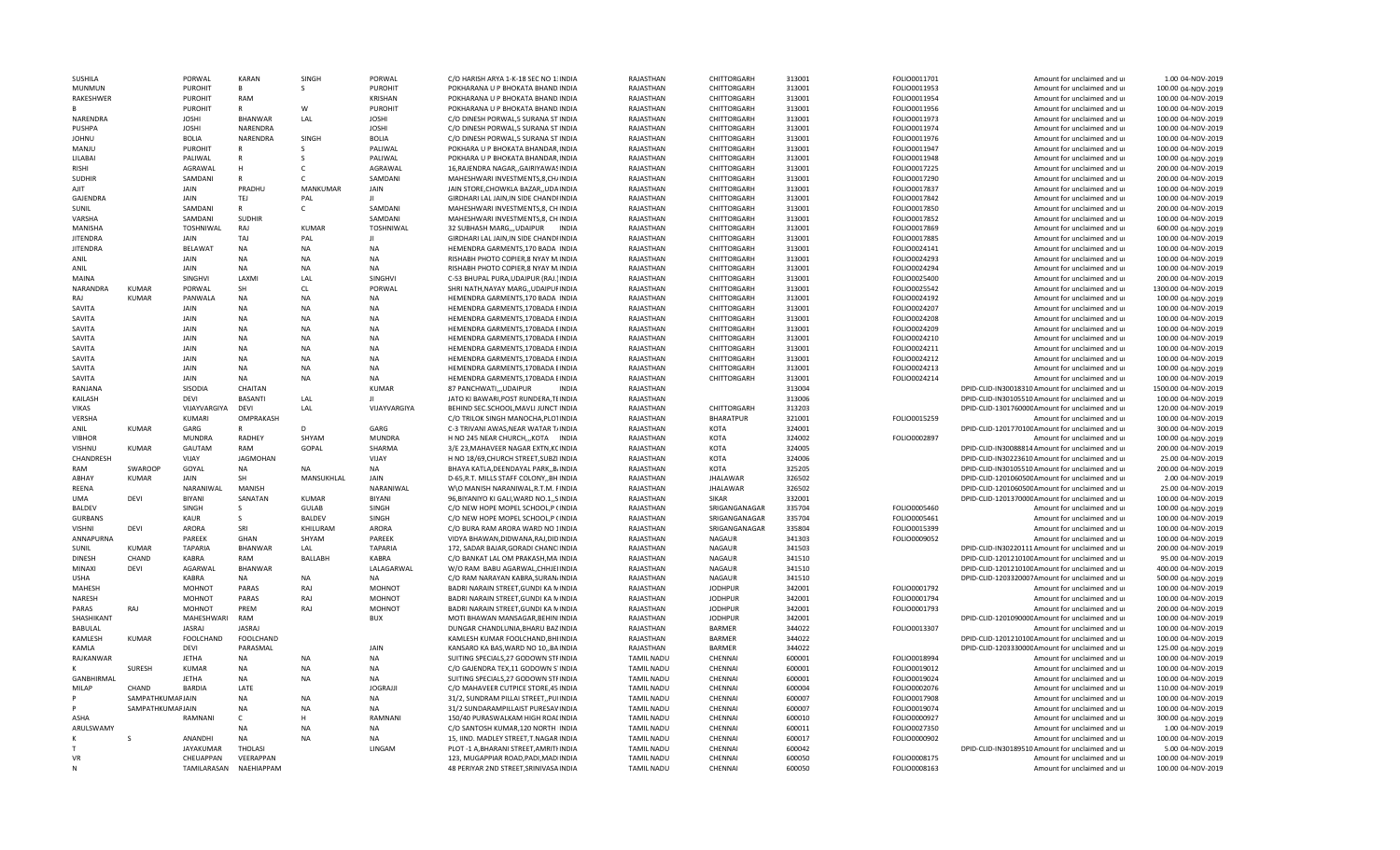| | | | | | | | | | | | | | | | |
|---|---|---|---|---|---|---|---|---|---|---|---|---|---|---|---|
| SUSHILA | | PORWAL | KARAN | SINGH | PORWAL | C/O HARISH ARYA 1-K-18 SEC NO 1: INDIA | RAJASTHAN | CHITTORGARH | 313001 | FOLIO0011701 | | Amount for unclaimed and u | 1.00 | 04-NOV-2019 |
| MUNMUN | | PUROHIT | B | S | PUROHIT | POKHARANA U P BHOKATA BHAND INDIA | RAJASTHAN | CHITTORGARH | 313001 | FOLIO0011953 | | Amount for unclaimed and u | 100.00 | 04-NOV-2019 |
| RAKESHWER | | PUROHIT | RAM | | KRISHAN | POKHARANA U P BHOKATA BHAND INDIA | RAJASTHAN | CHITTORGARH | 313001 | FOLIO0011954 | | Amount for unclaimed and u | 100.00 | 04-NOV-2019 |
| B | | PUROHIT | R | W | PUROHIT | POKHARANA U P BHOKATA BHAND INDIA | RAJASTHAN | CHITTORGARH | 313001 | FOLIO0011956 | | Amount for unclaimed and u | 100.00 | 04-NOV-2019 |
| NARENDRA | | JOSHI | BHANWAR | LAL | JOSHI | C/O DINESH PORWAL,5 SURANA ST INDIA | RAJASTHAN | CHITTORGARH | 313001 | FOLIO0011973 | | Amount for unclaimed and u | 100.00 | 04-NOV-2019 |
| PUSHPA | | JOSHI | NARENDRA | | JOSHI | C/O DINESH PORWAL,5 SURANA ST INDIA | RAJASTHAN | CHITTORGARH | 313001 | FOLIO0011974 | | Amount for unclaimed and u | 100.00 | 04-NOV-2019 |
| JOHNU | | BOLIA | NARENDRA | SINGH | BOLIA | C/O DINESH PORWAL,5 SURANA ST INDIA | RAJASTHAN | CHITTORGARH | 313001 | FOLIO0011976 | | Amount for unclaimed and u | 100.00 | 04-NOV-2019 |
| MANJU | | PUROHIT | R | S | PALIWAL | POKHARA U P BHOKATA BHANDAR, INDIA | RAJASTHAN | CHITTORGARH | 313001 | FOLIO0011947 | | Amount for unclaimed and u | 100.00 | 04-NOV-2019 |
| LILABAI | | PALIWAL | R | S | PALIWAL | POKHARA U P BHOKATA BHANDAR, INDIA | RAJASTHAN | CHITTORGARH | 313001 | FOLIO0011948 | | Amount for unclaimed and u | 100.00 | 04-NOV-2019 |
| RISHI | | AGRAWAL | H | C | AGRAWAL | 16,RAJENDRA NAGAR,,GAIRIYAWAS INDIA | RAJASTHAN | CHITTORGARH | 313001 | FOLIO0017225 | | Amount for unclaimed and u | 200.00 | 04-NOV-2019 |
| SUDHIR | | SAMDANI | R | C | SAMDANI | MAHESHWARI INVESTMENTS,8,CH/ INDIA | RAJASTHAN | CHITTORGARH | 313001 | FOLIO0017290 | | Amount for unclaimed and u | 200.00 | 04-NOV-2019 |
| AJIT | | JAIN | PRADHU | MANKUMAR | JAIN | JAIN STORE,CHOWKLA BAZAR,,UDA INDIA | RAJASTHAN | CHITTORGARH | 313001 | FOLIO0017837 | | Amount for unclaimed and u | 100.00 | 04-NOV-2019 |
| GAJENDRA | | JAIN | TEJ | PAL | JI | GIRDHARI LAL JAIN,IN SIDE CHANDI INDIA | RAJASTHAN | CHITTORGARH | 313001 | FOLIO0017842 | | Amount for unclaimed and u | 100.00 | 04-NOV-2019 |
| SUNIL | | SAMDANI | R | C | SAMDANI | MAHESHWARI INVESTMENTS,8, CH INDIA | RAJASTHAN | CHITTORGARH | 313001 | FOLIO0017850 | | Amount for unclaimed and u | 200.00 | 04-NOV-2019 |
| VARSHA | | SAMDANI | SUDHIR | | SAMDANI | MAHESHWARI INVESTMENTS,8, CH INDIA | RAJASTHAN | CHITTORGARH | 313001 | FOLIO0017852 | | Amount for unclaimed and u | 100.00 | 04-NOV-2019 |
| MANISHA | | TOSHNIWAL | RAJ | KUMAR | TOSHNIWAL | 32 SUBHASH MARG,,,UDAIPUR INDIA | RAJASTHAN | CHITTORGARH | 313001 | FOLIO0017869 | | Amount for unclaimed and u | 600.00 | 04-NOV-2019 |
| JITENDRA | | JAIN | TAJ | PAL | JI | GIRDHARI LAL JAIN,IN SIDE CHANDI INDIA | RAJASTHAN | CHITTORGARH | 313001 | FOLIO0017885 | | Amount for unclaimed and u | 100.00 | 04-NOV-2019 |
| JITENDRA | | BELAWAT | NA | NA | NA | HEMENDRA GARMENTS,170 BADA INDIA | RAJASTHAN | CHITTORGARH | 313001 | FOLIO0024141 | | Amount for unclaimed and u | 100.00 | 04-NOV-2019 |
| ANIL | | JAIN | NA | NA | NA | RISHABH PHOTO COPIER,8 NYAY M. INDIA | RAJASTHAN | CHITTORGARH | 313001 | FOLIO0024293 | | Amount for unclaimed and u | 100.00 | 04-NOV-2019 |
| ANIL | | JAIN | NA | NA | NA | RISHABH PHOTO COPIER,8 NYAY M. INDIA | RAJASTHAN | CHITTORGARH | 313001 | FOLIO0024294 | | Amount for unclaimed and u | 100.00 | 04-NOV-2019 |
| MAINA | | SINGHVI | LAXMI | LAL | SINGHVI | C-53 BHUPAL PURA,UDAIPUR (RAJ.) INDIA | RAJASTHAN | CHITTORGARH | 313001 | FOLIO0025400 | | Amount for unclaimed and u | 200.00 | 04-NOV-2019 |
| NARANDRA | KUMAR | PORWAL | SH | CL | PORWAL | SHRI NATH,NAYAY MARG,,UDAIPUF INDIA | RAJASTHAN | CHITTORGARH | 313001 | FOLIO0025542 | | Amount for unclaimed and u | 1300.00 | 04-NOV-2019 |
| RAJ | KUMAR | PANWALA | NA | NA | NA | HEMENDRA GARMENTS,170 BADA INDIA | RAJASTHAN | CHITTORGARH | 313001 | FOLIO0024192 | | Amount for unclaimed and u | 100.00 | 04-NOV-2019 |
| SAVITA | | JAIN | NA | NA | NA | HEMENDRA GARMENTS,170BADA E INDIA | RAJASTHAN | CHITTORGARH | 313001 | FOLIO0024207 | | Amount for unclaimed and u | 100.00 | 04-NOV-2019 |
| SAVITA | | JAIN | NA | NA | NA | HEMENDRA GARMENTS,170BADA E INDIA | RAJASTHAN | CHITTORGARH | 313001 | FOLIO0024208 | | Amount for unclaimed and u | 100.00 | 04-NOV-2019 |
| SAVITA | | JAIN | NA | NA | NA | HEMENDRA GARMENTS,170BADA E INDIA | RAJASTHAN | CHITTORGARH | 313001 | FOLIO0024209 | | Amount for unclaimed and u | 100.00 | 04-NOV-2019 |
| SAVITA | | JAIN | NA | NA | NA | HEMENDRA GARMENTS,170BADA E INDIA | RAJASTHAN | CHITTORGARH | 313001 | FOLIO0024210 | | Amount for unclaimed and u | 100.00 | 04-NOV-2019 |
| SAVITA | | JAIN | NA | NA | NA | HEMENDRA GARMENTS,170BADA E INDIA | RAJASTHAN | CHITTORGARH | 313001 | FOLIO0024211 | | Amount for unclaimed and u | 100.00 | 04-NOV-2019 |
| SAVITA | | JAIN | NA | NA | NA | HEMENDRA GARMENTS,170BADA E INDIA | RAJASTHAN | CHITTORGARH | 313001 | FOLIO0024212 | | Amount for unclaimed and u | 100.00 | 04-NOV-2019 |
| SAVITA | | JAIN | NA | NA | NA | HEMENDRA GARMENTS,170BADA E INDIA | RAJASTHAN | CHITTORGARH | 313001 | FOLIO0024213 | | Amount for unclaimed and u | 100.00 | 04-NOV-2019 |
| SAVITA | | JAIN | NA | NA | NA | HEMENDRA GARMENTS,170BADA E INDIA | RAJASTHAN | CHITTORGARH | 313001 | FOLIO0024214 | | Amount for unclaimed and u | 100.00 | 04-NOV-2019 |
| RANJANA | | SISODIA | CHAITAN | | KUMAR | 87 PANCHWATI,,,UDAIPUR INDIA | RAJASTHAN | | 313004 | | DPID-CLID-IN30018310 | Amount for unclaimed and u | 1500.00 | 04-NOV-2019 |
| KAILASH | | DEVI | BASANTI | LAL | JI | JATO KI BAWARI,POST RUNDERA,TE INDIA | RAJASTHAN | | 313006 | | DPID-CLID-IN30105510 | Amount for unclaimed and u | 100.00 | 04-NOV-2019 |
| VIKAS | | VIJAYVARGIYA | DEVI | LAL | VIJAYVARGIYA | BEHIND SEC.SCHOOL,MAVLI JUNCT INDIA | RAJASTHAN | CHITTORGARH | 313203 | | DPID-CLID-1301760000 | Amount for unclaimed and u | 120.00 | 04-NOV-2019 |
| VERSHA | | KUMARI | OMPRAKASH | | | C/O TRILOK SINGH MANOCHA,PLOT INDIA | RAJASTHAN | BHARATPUR | 321001 | FOLIO0015259 | | Amount for unclaimed and u | 100.00 | 04-NOV-2019 |
| ANIL | KUMAR | GARG | R | D | GARG | C-3 TRIVANI AWAS,NEAR WATAR T/ INDIA | RAJASTHAN | KOTA | 324001 | | DPID-CLID-1201770100 | Amount for unclaimed and u | 300.00 | 04-NOV-2019 |
| VIBHOR | | MUNDRA | RADHEY | SHYAM | MUNDRA | H NO 245 NEAR CHURCH,,,KOTA INDIA | RAJASTHAN | KOTA | 324002 | FOLIO0002897 | | Amount for unclaimed and u | 100.00 | 04-NOV-2019 |
| VISHNU | KUMAR | GAUTAM | RAM | GOPAL | SHARMA | 3/E 23,MAHAVEER NAGAR EXTN,KC INDIA | RAJASTHAN | KOTA | 324005 | | DPID-CLID-IN30088814 | Amount for unclaimed and u | 200.00 | 04-NOV-2019 |
| CHANDRESH | | VIJAY | JAGMOHAN | | VIJAY | H NO 18/69,CHURCH STREET,SUBZI INDIA | RAJASTHAN | KOTA | 324006 | | DPID-CLID-IN30223610 | Amount for unclaimed and u | 25.00 | 04-NOV-2019 |
| RAM | SWAROOP | GOYAL | NA | NA | NA | BHAYA KATLA,DEENDAYAL PARK,,B. INDIA | RAJASTHAN | KOTA | 325205 | | DPID-CLID-IN30105510 | Amount for unclaimed and u | 200.00 | 04-NOV-2019 |
| ABHAY | KUMAR | JAIN | SH | MANSUKHLAL | JAIN | D-65,R.T. MILLS STAFF COLONY,,BH INDIA | RAJASTHAN | JHALAWAR | 326502 | | DPID-CLID-1201060500 | Amount for unclaimed and u | 2.00 | 04-NOV-2019 |
| REENA | | NARANIWAL | MANISH | | NARANIWAL | W\O MANISH NARANIWAL,R.T.M. F INDIA | RAJASTHAN | JHALAWAR | 326502 | | DPID-CLID-1201060500 | Amount for unclaimed and u | 25.00 | 04-NOV-2019 |
| UMA | DEVI | BIYANI | SANATAN | KUMAR | BIYANI | 96,BIYANIYO KI GALI,WARD NO.1,,S INDIA | RAJASTHAN | SIKAR | 332001 | | DPID-CLID-1201370000 | Amount for unclaimed and u | 100.00 | 04-NOV-2019 |
| BALDEV | | SINGH | S | GULAB | SINGH | C/O NEW HOPE MODEL SCHOOL,P ( INDIA | RAJASTHAN | SRIGANGANAGAR | 335704 | FOLIO0005460 | | Amount for unclaimed and u | 100.00 | 04-NOV-2019 |
| GURBANS | | KAUR | S | BALDEV | SINGH | C/O NEW HOPE MODEL SCHOOL,P ( INDIA | RAJASTHAN | SRIGANGANAGAR | 335704 | FOLIO0005461 | | Amount for unclaimed and u | 100.00 | 04-NOV-2019 |
| VISHNI | DEVI | ARORA | SRI | KHILURAM | ARORA | C/O BURA RAM ARORA WARD NO 1 INDIA | RAJASTHAN | SRIGANGANAGAR | 335804 | FOLIO0015399 | | Amount for unclaimed and u | 100.00 | 04-NOV-2019 |
| ANNAPURNA | | PAREEK | GHAN | SHYAM | PAREEK | VIDYA BHAWAN,DIDWANA,RAJ,DID INDIA | RAJASTHAN | NAGAUR | 341303 | FOLIO0009052 | | Amount for unclaimed and u | 100.00 | 04-NOV-2019 |
| SUNIL | KUMAR | TAPARIA | BHANWAR | LAL | TAPARIA | 172, SADAR BAJAR,GORADI CHANC INDIA | RAJASTHAN | NAGAUR | 341503 | | DPID-CLID-IN30220111 | Amount for unclaimed and u | 200.00 | 04-NOV-2019 |
| DINESH | CHAND | KABRA | RAM | BALLABH | KABRA | C/O BANKAT LAL OM PRAKASH,MA INDIA | RAJASTHAN | NAGAUR | 341510 | | DPID-CLID-1201210100 | Amount for unclaimed and u | 95.00 | 04-NOV-2019 |
| MINAXI | DEVI | AGARWAL | BHANWAR | | LALAGARWAL | W/O RAM BABU AGARWAL,CHHJE INDIA | RAJASTHAN | NAGAUR | 341510 | | DPID-CLID-1201210100 | Amount for unclaimed and u | 400.00 | 04-NOV-2019 |
| USHA | | KABRA | NA | NA | NA | C/O RAM NARAYAN KABRA,SURAN/ INDIA | RAJASTHAN | NAGAUR | 341510 | | DPID-CLID-1203320007 | Amount for unclaimed and u | 500.00 | 04-NOV-2019 |
| MAHESH | | MOHNOT | PARAS | RAJ | MOHNOT | BADRI NARAIN STREET,GUNDI KA N INDIA | RAJASTHAN | JODHPUR | 342001 | FOLIO0001792 | | Amount for unclaimed and u | 100.00 | 04-NOV-2019 |
| NARESH | | MOHNOT | PARAS | RAJ | MOHNOT | BADRI NARAIN STREET,GUNDI KA N INDIA | RAJASTHAN | JODHPUR | 342001 | FOLIO0001794 | | Amount for unclaimed and u | 100.00 | 04-NOV-2019 |
| PARAS | RAJ | MOHNOT | PREM | RAJ | MOHNOT | BADRI NARAIN STREET,GUNDI KA N INDIA | RAJASTHAN | JODHPUR | 342001 | FOLIO0001793 | | Amount for unclaimed and u | 200.00 | 04-NOV-2019 |
| SHASHIKANT | | MAHESHWARI | RAM | | BUX | MOTI BHAWAN MANSAGAR,BEHIN INDIA | RAJASTHAN | JODHPUR | 342001 | | DPID-CLID-1201090000 | Amount for unclaimed and u | 100.00 | 04-NOV-2019 |
| BABULAL | | JASRAJ | JASRAJ | | | DUNGAR CHANDLUNIA,BHARU BAZ INDIA | RAJASTHAN | BARMER | 344022 | FOLIO0013307 | | Amount for unclaimed and u | 100.00 | 04-NOV-2019 |
| KAMLESH | KUMAR | FOOLCHAND | FOOLCHAND | | | KAMLESH KUMAR FOOLCHAND,BH INDIA | RAJASTHAN | BARMER | 344022 | | DPID-CLID-1201210100 | Amount for unclaimed and u | 100.00 | 04-NOV-2019 |
| KAMLA | | DEVI | PARASMAL | | JAIN | KANSARO KA BAS,WARD NO 10,,BA INDIA | RAJASTHAN | BARMER | 344022 | | DPID-CLID-1203330000 | Amount for unclaimed and u | 125.00 | 04-NOV-2019 |
| RAJKANWAR | | JETHA | NA | NA | NA | SUITING SPECIALS,27 GODOWN STI INDIA | TAMIL NADU | CHENNAI | 600001 | FOLIO0018994 | | Amount for unclaimed and u | 100.00 | 04-NOV-2019 |
| K | SURESH | KUMAR | NA | NA | NA | C/O GAJENDRA TEX,11 GODOWN S INDIA | TAMIL NADU | CHENNAI | 600001 | FOLIO0019012 | | Amount for unclaimed and u | 100.00 | 04-NOV-2019 |
| GANBHIRMAL | | JETHA | NA | NA | NA | SUITING SPECIALS,27 GODOWN STI INDIA | TAMIL NADU | CHENNAI | 600001 | FOLIO0019024 | | Amount for unclaimed and u | 100.00 | 04-NOV-2019 |
| MILAP | CHAND | BARDIA | LATE | | JOGRAJJI | C/O MAHAVEER CUTPICE STORE,45 INDIA | TAMIL NADU | CHENNAI | 600004 | FOLIO0002076 | | Amount for unclaimed and u | 110.00 | 04-NOV-2019 |
| P | SAMPATHKUMAR | JAIN | NA | NA | NA | 31/2, SUNDRAM PILLAI STREET,,PU INDIA | TAMIL NADU | CHENNAI | 600007 | FOLIO0017908 | | Amount for unclaimed and u | 100.00 | 04-NOV-2019 |
| P | SAMPATHKUMAR | JAIN | NA | NA | NA | 31/2 SUNDARAMPILLAIST PURESAV INDIA | TAMIL NADU | CHENNAI | 600007 | FOLIO0019074 | | Amount for unclaimed and u | 100.00 | 04-NOV-2019 |
| ASHA | | RAMNANI | C | H | RAMNANI | 150/40 PURASWALKAM HIGH ROAI INDIA | TAMIL NADU | CHENNAI | 600010 | FOLIO0000927 | | Amount for unclaimed and u | 300.00 | 04-NOV-2019 |
| ARULSWAMY | | | NA | NA | NA | C/O SANTOSH KUMAR,120 NORTH INDIA | TAMIL NADU | CHENNAI | 600011 | FOLIO0027350 | | Amount for unclaimed and u | 1.00 | 04-NOV-2019 |
| K | S | ANANDHI | NA | NA | NA | 15, IIND. MADLEY STREET,T.NAGAR INDIA | TAMIL NADU | CHENNAI | 600017 | FOLIO0000902 | | Amount for unclaimed and u | 100.00 | 04-NOV-2019 |
| T | | JAYAKUMAR | THOLASI | | LINGAM | PLOT -1 A,BHARANI STREET,AMRITI INDIA | TAMIL NADU | CHENNAI | 600042 | | DPID-CLID-IN30189510 | Amount for unclaimed and u | 5.00 | 04-NOV-2019 |
| VR | | CHEUAPPAN | VEERAPPAN | | | 123, MUGAPPIAR ROAD,PADI,MADI INDIA | TAMIL NADU | CHENNAI | 600050 | FOLIO0008175 | | Amount for unclaimed and u | 100.00 | 04-NOV-2019 |
| N | | TAMILARASAN | NAEHIAPPAM | | | 48 PERIYAR 2ND STREET,SRINIVASA INDIA | TAMIL NADU | CHENNAI | 600050 | FOLIO0008163 | | Amount for unclaimed and u | 100.00 | 04-NOV-2019 |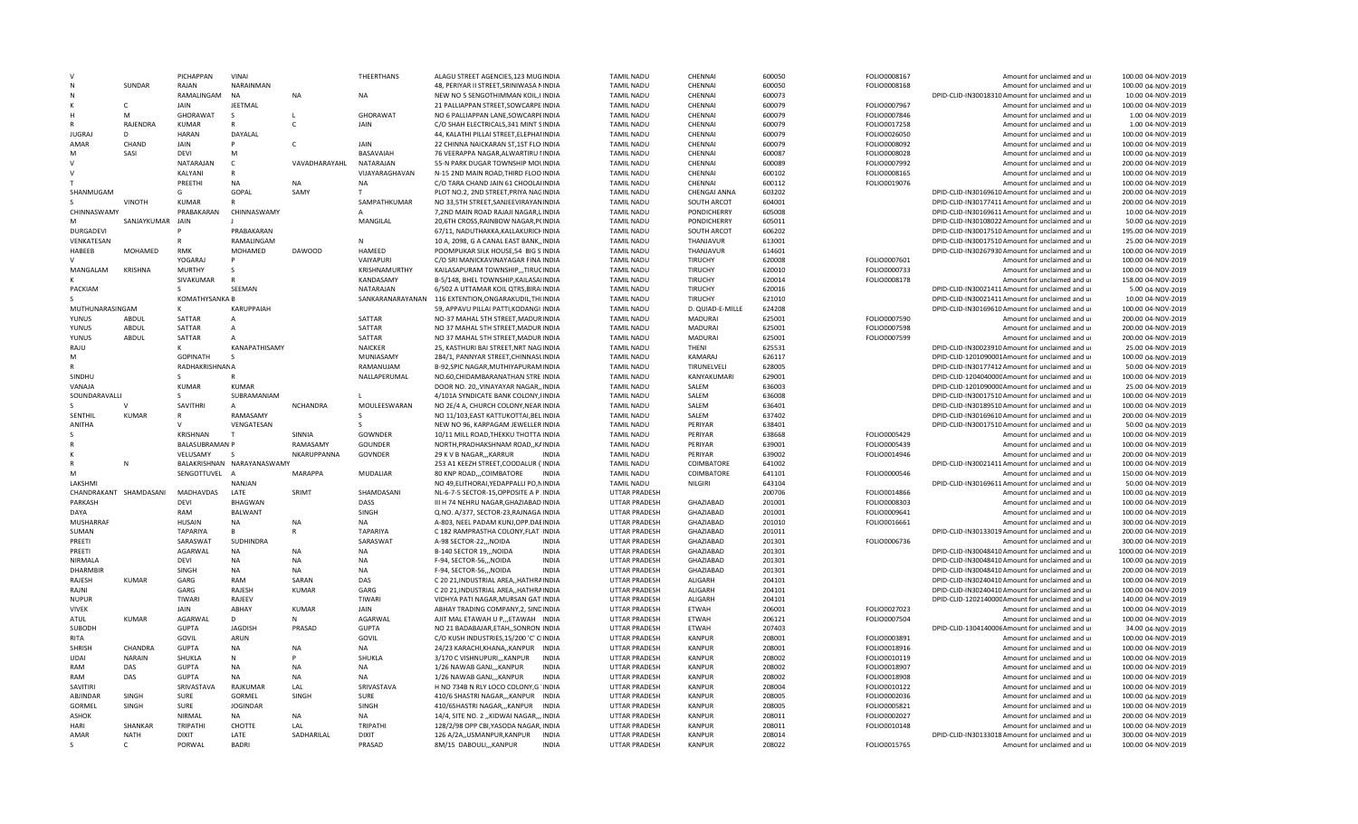| | | | | | | | | | | | | | | |
|---|---|---|---|---|---|---|---|---|---|---|---|---|---|---|
| V | | PICHAPPAN | VINAI | | THEERTHANS | ALAGU STREET AGENCIES,123 MUG INDIA | TAMIL NADU | CHENNAI | 600050 | FOLIO0008167 | | Amount for unclaimed and ui | 100.00 | 04-NOV-2019 |
| N | SUNDAR | RAJAN | NARAINMAN | | | 48, PERIYAR II STREET,SRINIWASA NINDIA | TAMIL NADU | CHENNAI | 600050 | FOLIO0008168 | | Amount for unclaimed and ui | 100.00 | 04-NOV-2019 |
| N | | RAMALINGAM | NA | NA | NA | NEW NO 5 SENGOTHIMMAN KOIL,I INDIA | TAMIL NADU | CHENNAI | 600073 | | DPID-CLID-IN30018310 | Amount for unclaimed and ui | 10.00 | 04-NOV-2019 |
| K | C | JAIN | JEETMAL | | | 21 PALLIAPPAN STREET,SOWCARPE INDIA | TAMIL NADU | CHENNAI | 600079 | FOLIO0007967 | | Amount for unclaimed and ui | 100.00 | 04-NOV-2019 |
| H | M | GHORAWAT | S | L | GHORAWAT | NO 6 PALLIAPPAN LANE,SOWCARPEINDIA | TAMIL NADU | CHENNAI | 600079 | FOLIO0007846 | | Amount for unclaimed and ui | 1.00 | 04-NOV-2019 |
| R | RAJENDRA | KUMAR | R | C | JAIN | C/O SHAH ELECTRICALS,341 MINT SINDIA | TAMIL NADU | CHENNAI | 600079 | FOLIO0017258 | | Amount for unclaimed and ui | 1.00 | 04-NOV-2019 |
| JUGRAJ | D | HARAN | DAYALAL | | | 44, KALATHI PILLAI STREET,ELEPHAIINDIA | TAMIL NADU | CHENNAI | 600079 | FOLIO0026050 | | Amount for unclaimed and ui | 100.00 | 04-NOV-2019 |
| AMAR | CHAND | JAIN | P | C | JAIN | 22 CHINNA NAICKARAN ST,1ST FLO INDIA | TAMIL NADU | CHENNAI | 600079 | FOLIO0008092 | | Amount for unclaimed and ui | 100.00 | 04-NOV-2019 |
| M | SASI | DEVI | M | | BASAVAIAH | 76 VEERAPPA NAGAR,ALWARTIRU I INDIA | TAMIL NADU | CHENNAI | 600087 | FOLIO0008028 | | Amount for unclaimed and ui | 100.00 | 04-NOV-2019 |
| V | | NATARAJAN | C | VAVADHARAYAHL | NATARAJAN | 55-N PARK DUGAR TOWNSHIP MOGINDIA | TAMIL NADU | CHENNAI | 600089 | FOLIO0007992 | | Amount for unclaimed and ui | 200.00 | 04-NOV-2019 |
| V | | KALYANI | R | | VIJAYARAGHAVAN | N-15 2ND MAIN ROAD,THIRD FLOO INDIA | TAMIL NADU | CHENNAI | 600102 | FOLIO0008165 | | Amount for unclaimed and ui | 100.00 | 04-NOV-2019 |
| T | | PREETHI | NA | NA | NA | C/O TARA CHAND JAIN 61 CHOOLAI INDIA | TAMIL NADU | CHENNAI | 600112 | FOLIO0019076 | | Amount for unclaimed and ui | 100.00 | 04-NOV-2019 |
| SHANMUGAM | | G | GOPAL | SAMY | T | PLOT NO.2, 2ND STREET,PRIYA NAGINDIA | TAMIL NADU | CHENGAI ANNA | 603202 | | DPID-CLID-IN30169610 | Amount for unclaimed and ui | 200.00 | 04-NOV-2019 |
| S | VINOTH | KUMAR | R | | SAMPATHKUMAR | NO 33,5TH STREET,SANJEEVIRAYAN INDIA | TAMIL NADU | SOUTH ARCOT | 604001 | | DPID-CLID-IN30177411 | Amount for unclaimed and ui | 200.00 | 04-NOV-2019 |
| CHINNASWAMY | | PRABAKARAN | CHINNASWAMY | | A | 7,2ND MAIN ROAD RAJAJI NAGAR,L INDIA | TAMIL NADU | PONDICHERRY | 605008 | | DPID-CLID-IN30169611 | Amount for unclaimed and ui | 10.00 | 04-NOV-2019 |
| M | SANJAYKUMAR | JAIN | J | | MANGILAL | 20,6TH CROSS,RAINBOW NAGAR,PCINDIA | TAMIL NADU | PONDICHERRY | 605011 | | DPID-CLID-IN30108022 | Amount for unclaimed and ui | 50.00 | 04-NOV-2019 |
| DURGADEVI | | P | PRABAKARAN | | | 67/11, NADUTHAKKA,KALLAKURICHINDIA | TAMIL NADU | SOUTH ARCOT | 606202 | | DPID-CLID-IN30017510 | Amount for unclaimed and ui | 195.00 | 04-NOV-2019 |
| VENKATESAN | | R | RAMALINGAM | | N | 10 A, 2098, G A CANAL EAST BANK,, INDIA | TAMIL NADU | THANJAVUR | 613001 | | DPID-CLID-IN30017510 | Amount for unclaimed and ui | 25.00 | 04-NOV-2019 |
| HABEEB | MOHAMED | RMK | MOHAMED | DAWOOD | HAMEED | POOMPUKAR SILK HOUSE,54 BIG S INDIA | TAMIL NADU | THANJAVUR | 614601 | | DPID-CLID-IN30267930 | Amount for unclaimed and ui | 100.00 | 04-NOV-2019 |
| V | | YOGARAJ | P | | VAIYAPURI | C/O SRI MANICKAVINAYAGAR FINA INDIA | TAMIL NADU | TIRUCHY | 620008 | FOLIO0007601 | | Amount for unclaimed and ui | 100.00 | 04-NOV-2019 |
| MANGALAM | KRISHNA | MURTHY | S | | KRISHNAMURTHY | KAILASAPURAM TOWNSHIP,,,TIRUCINDIA | TAMIL NADU | TIRUCHY | 620010 | FOLIO0000733 | | Amount for unclaimed and ui | 100.00 | 04-NOV-2019 |
| K | | SIVAKUMAR | R | | KANDASAMY | B-5/148, BHEL TOWNSHIP,KAILASAIINDIA | TAMIL NADU | TIRUCHY | 620014 | FOLIO0008178 | | Amount for unclaimed and ui | 158.00 | 04-NOV-2019 |
| PACKIAM | | S | SEEMAN | | NATARAJAN | 6/502 A UTTAMAR KOIL QTRS,BIRAIINDIA | TAMIL NADU | TIRUCHY | 620016 | | DPID-CLID-IN30021411 | Amount for unclaimed and ui | 5.00 | 04-NOV-2019 |
| S | | KOMATHYSANKA B | | | SANKARANARAYANAN | 116 EXTENTION,ONGARAKUDIL,THIINDIA | TAMIL NADU | TIRUCHY | 621010 | | DPID-CLID-IN30021411 | Amount for unclaimed and ui | 10.00 | 04-NOV-2019 |
| MUTHUNARASINGAM | | K | KARUPPAIAH | | | 59, APPAVU PILLAI PATTI,KODANGI INDIA | TAMIL NADU | D. QUIAD-E-MILLE | 624208 | | DPID-CLID-IN30169610 | Amount for unclaimed and ui | 100.00 | 04-NOV-2019 |
| YUNUS | ABDUL | SATTAR | A | | SATTAR | NO-37 MAHAL 5TH STREET,MADUR INDIA | TAMIL NADU | MADURAI | 625001 | FOLIO0007590 | | Amount for unclaimed and ui | 200.00 | 04-NOV-2019 |
| YUNUS | ABDUL | SATTAR | A | | SATTAR | NO 37 MAHAL 5TH STREET,MADUR INDIA | TAMIL NADU | MADURAI | 625001 | FOLIO0007598 | | Amount for unclaimed and ui | 200.00 | 04-NOV-2019 |
| YUNUS | ABDUL | SATTAR | A | | SATTAR | NO 37 MAHAL 5TH STREET,MADUR INDIA | TAMIL NADU | MADURAI | 625001 | FOLIO0007599 | | Amount for unclaimed and ui | 200.00 | 04-NOV-2019 |
| RAJU | | K | KANAPATHISAMY | | NAICKER | 25, KASTHURI BAI STREET,NRT NAG INDIA | TAMIL NADU | THENI | 625531 | | DPID-CLID-IN30023910 | Amount for unclaimed and ui | 25.00 | 04-NOV-2019 |
| M | | GOPINATH | S | | MUNIASAMY | 284/1, PANNYAR STREET,CHINNASI INDIA | TAMIL NADU | KAMARAJ | 626117 | | DPID-CLID-1201090001 | Amount for unclaimed and ui | 100.00 | 04-NOV-2019 |
| R | | RADHAKRISHNANA | | | RAMANUJAM | B-92,SPIC NAGAR,MUTHIYAPURAM INDIA | TAMIL NADU | TIRUNELVELI | 628005 | | DPID-CLID-IN30177412 | Amount for unclaimed and ui | 50.00 | 04-NOV-2019 |
| SINDHU | | S | R | | NALLAPERUMAL | NO.60,CHIDAMBARANATHAN STRE INDIA | TAMIL NADU | KANYAKUMARI | 629001 | | DPID-CLID-1204040000 | Amount for unclaimed and ui | 100.00 | 04-NOV-2019 |
| VANAJA | | KUMAR | KUMAR | | | DOOR NO. 20,,VINAYAYAR NAGAR,, INDIA | TAMIL NADU | SALEM | 636003 | | DPID-CLID-1201090000 | Amount for unclaimed and ui | 25.00 | 04-NOV-2019 |
| SOUNDARAVALLI | | S | SUBRAMANIAM | | L | 4/101A SYNDICATE BANK COLONY,I INDIA | TAMIL NADU | SALEM | 636008 | | DPID-CLID-IN30017510 | Amount for unclaimed and ui | 100.00 | 04-NOV-2019 |
| S | V | SAVITHRI | A | NCHANDRA | MOULEESWARAN | NO 2E/4 A, CHURCH COLONY,NEAR INDIA | TAMIL NADU | SALEM | 636401 | | DPID-CLID-IN30189510 | Amount for unclaimed and ui | 100.00 | 04-NOV-2019 |
| SENTHIL | KUMAR | R | RAMASAMY | | S | NO 11/103,EAST KATTUKOTTAI,BEL INDIA | TAMIL NADU | SALEM | 637402 | | DPID-CLID-IN30169610 | Amount for unclaimed and ui | 200.00 | 04-NOV-2019 |
| ANITHA | | V | VENGATESAN | | S | NEW NO 96, KARPAGAM JEWELLER INDIA | TAMIL NADU | PERIYAR | 638401 | | DPID-CLID-IN30017510 | Amount for unclaimed and ui | 50.00 | 04-NOV-2019 |
| S | | KRISHNAN | T | SINNIA | GOWNDER | 10/11 MILL ROAD,THEKKU THOTTA INDIA | TAMIL NADU | PERIYAR | 638668 | FOLIO0005429 | | Amount for unclaimed and ui | 100.00 | 04-NOV-2019 |
| R | | BALASUBRAMAN P | | RAMASAMY | GOUNDER | NORTH,PRADHAKSHNAM ROAD,,KAINDIA | TAMIL NADU | PERIYAR | 639001 | FOLIO0005439 | | Amount for unclaimed and ui | 100.00 | 04-NOV-2019 |
| K | | VELUSAMY | S | NKARUPPANNA | GOVNDER | 29 K V B NAGAR,,,KARRUR INDIA | TAMIL NADU | PERIYAR | 639002 | FOLIO0014946 | | Amount for unclaimed and ui | 200.00 | 04-NOV-2019 |
| R | N | BALAKRISHNAN | NARAYANASWAMY | | | 253 A1 KEEZH STREET,COODALUR ( INDIA | TAMIL NADU | COIMBATORE | 641002 | | DPID-CLID-IN30021411 | Amount for unclaimed and ui | 100.00 | 04-NOV-2019 |
| M | | SENGOTTUVEL | A | MARAPPA | MUDALIAR | 80 KNP ROAD,,,COIMBATORE INDIA | TAMIL NADU | COIMBATORE | 641101 | FOLIO0000546 | | Amount for unclaimed and ui | 150.00 | 04-NOV-2019 |
| LAKSHMI | | | NANJAN | | | NO 49,ELITHORAI,YEDAPPALLI PO,N INDIA | TAMIL NADU | NILGIRI | 643104 | | DPID-CLID-IN30169611 | Amount for unclaimed and ui | 50.00 | 04-NOV-2019 |
| CHANDRAKANT | SHAMDASANI | MADHAVDAS | LATE | SRIMT | SHAMDASANI | NL-6-7-5 SECTOR-15,OPPOSITE A P INDIA | UTTAR PRADESH | | 200706 | FOLIO0014866 | | Amount for unclaimed and ui | 100.00 | 04-NOV-2019 |
| PARKASH | | DEVI | BHAGWAN | | DASS | III H 74 NEHRU NAGAR,GHAZIABAD INDIA | UTTAR PRADESH | GHAZIABAD | 201001 | FOLIO0008303 | | Amount for unclaimed and ui | 100.00 | 04-NOV-2019 |
| DAYA | | RAM | BALWANT | | SINGH | Q.NO. A/377, SECTOR-23,RAJNAGA INDIA | UTTAR PRADESH | GHAZIABAD | 201001 | FOLIO0009641 | | Amount for unclaimed and ui | 100.00 | 04-NOV-2019 |
| MUSHARRAF | | HUSAIN | NA | NA | NA | A-803, NEEL PADAM KUNJ,OPP.DAE INDIA | UTTAR PRADESH | GHAZIABAD | 201010 | FOLIO0016661 | | Amount for unclaimed and ui | 300.00 | 04-NOV-2019 |
| SUMAN | | TAPARIYA | B | R | TAPARIYA | C 182 RAMPRASTHA COLONY,FLAT INDIA | UTTAR PRADESH | GHAZIABAD | 201011 | | DPID-CLID-IN30133019 | Amount for unclaimed and ui | 200.00 | 04-NOV-2019 |
| PREETI | | SARASWAT | SUDHINDRA | | SARASWAT | A-98 SECTOR-22,,,NOIDA INDIA | UTTAR PRADESH | GHAZIABAD | 201301 | FOLIO0006736 | | Amount for unclaimed and ui | 300.00 | 04-NOV-2019 |
| PREETI | | AGARWAL | NA | NA | NA | B-140 SECTOR 19,,,NOIDA INDIA | UTTAR PRADESH | GHAZIABAD | 201301 | | DPID-CLID-IN30048410 | Amount for unclaimed and ui | 1000.00 | 04-NOV-2019 |
| NIRMALA | | DEVI | NA | NA | NA | F-94, SECTOR-56,,,NOIDA INDIA | UTTAR PRADESH | GHAZIABAD | 201301 | | DPID-CLID-IN30048410 | Amount for unclaimed and ui | 100.00 | 04-NOV-2019 |
| DHARMBIR | | SINGH | NA | NA | NA | F-94, SECTOR-56,,,NOIDA INDIA | UTTAR PRADESH | GHAZIABAD | 201301 | | DPID-CLID-IN30048410 | Amount for unclaimed and ui | 200.00 | 04-NOV-2019 |
| RAJESH | KUMAR | GARG | RAM | SARAN | DAS | C 20 21,INDUSTRIAL AREA,,HATHRAINDIA | UTTAR PRADESH | ALIGARH | 204101 | | DPID-CLID-IN30240410 | Amount for unclaimed and ui | 100.00 | 04-NOV-2019 |
| RAJNI | | GARG | RAJESH | KUMAR | GARG | C 20 21,INDUSTRIAL AREA,,HATHRAINDIA | UTTAR PRADESH | ALIGARH | 204101 | | DPID-CLID-IN30240410 | Amount for unclaimed and ui | 100.00 | 04-NOV-2019 |
| NUPUR | | TIWARI | RAJEEV | | TIWARI | VIDHYA PATI NAGAR,MURSAN GAT INDIA | UTTAR PRADESH | ALIGARH | 204101 | | DPID-CLID-1202140000 | Amount for unclaimed and ui | 140.00 | 04-NOV-2019 |
| VIVEK | | JAIN | ABHAY | KUMAR | JAIN | ABHAY TRADING COMPANY,2, SINDINDIA | UTTAR PRADESH | ETWAH | 206001 | FOLIO0027023 | | Amount for unclaimed and ui | 100.00 | 04-NOV-2019 |
| ATUL | KUMAR | AGARWAL | D | N | AGARWAL | AJIT MAL ETAWAH U P,,,ETAWAH INDIA | UTTAR PRADESH | ETWAH | 206121 | FOLIO0007504 | | Amount for unclaimed and ui | 100.00 | 04-NOV-2019 |
| SUBODH | | GUPTA | JAGDISH | PRASAD | GUPTA | NO 21 BADABAJAR,ETAH,,SONRON INDIA | UTTAR PRADESH | ETWAH | 207403 | | DPID-CLID-1304140006 | Amount for unclaimed and ui | 34.00 | 04-NOV-2019 |
| RITA | | GOVIL | ARUN | | GOVIL | C/O KUSH INDUSTRIES,15/200 'C' C INDIA | UTTAR PRADESH | KANPUR | 208001 | FOLIO0003891 | | Amount for unclaimed and ui | 100.00 | 04-NOV-2019 |
| SHRISH | CHANDRA | GUPTA | NA | NA | NA | 24/23 KARACHI,KHANA,,KANPUR INDIA | UTTAR PRADESH | KANPUR | 208001 | FOLIO0018916 | | Amount for unclaimed and ui | 100.00 | 04-NOV-2019 |
| UDAI | NARAIN | SHUKLA | N | P | SHUKLA | 3/170 C VISHNUPURI,,,KANPUR INDIA | UTTAR PRADESH | KANPUR | 208002 | FOLIO0010119 | | Amount for unclaimed and ui | 100.00 | 04-NOV-2019 |
| RAM | DAS | GUPTA | NA | NA | NA | 1/26 NAWAB GANJ,,,KANPUR INDIA | UTTAR PRADESH | KANPUR | 208002 | FOLIO0018907 | | Amount for unclaimed and ui | 100.00 | 04-NOV-2019 |
| RAM | DAS | GUPTA | NA | NA | NA | 1/26 NAWAB GANJ,,,KANPUR INDIA | UTTAR PRADESH | KANPUR | 208002 | FOLIO0018908 | | Amount for unclaimed and ui | 100.00 | 04-NOV-2019 |
| SAVITIRI | | SRIVASTAVA | RAJKUMAR | LAL | SRIVASTAVA | H NO 734B N RLY LOCO COLONY,G INDIA | UTTAR PRADESH | KANPUR | 208004 | FOLIO0010122 | | Amount for unclaimed and ui | 100.00 | 04-NOV-2019 |
| ABJINDAR | SINGH | SURE | GORMEL | SINGH | SURE | 410/6 SHASTRI NAGAR,,,KANPUR INDIA | UTTAR PRADESH | KANPUR | 208005 | FOLIO0002036 | | Amount for unclaimed and ui | 100.00 | 04-NOV-2019 |
| GORMEL | SINGH | SURE | JOGINDAR | | SINGH | 410/6SHASTRI NAGAR,,,KANPUR INDIA | UTTAR PRADESH | KANPUR | 208005 | FOLIO0005821 | | Amount for unclaimed and ui | 100.00 | 04-NOV-2019 |
| ASHOK | | NIRMAL | NA | NA | NA | 14/4, SITE NO. 2 ,,KIDWAI NAGAR,,, INDIA | UTTAR PRADESH | KANPUR | 208011 | FOLIO0002027 | | Amount for unclaimed and ui | 200.00 | 04-NOV-2019 |
| HARI | SHANKAR | TRIPATHI | CHOTTE | LAL | TRIPATHI | 128/2/98 OPP CBI,YASODA NAGAR, INDIA | UTTAR PRADESH | KANPUR | 208011 | FOLIO0010148 | | Amount for unclaimed and ui | 100.00 | 04-NOV-2019 |
| AMAR | NATH | DIXIT | LATE | SADHARILAL | DIXIT | 126 A/2A,,USMANPUR,KANPUR INDIA | UTTAR PRADESH | KANPUR | 208014 | | DPID-CLID-IN30133018 | Amount for unclaimed and ui | 300.00 | 04-NOV-2019 |
| S | C | PORWAL | BADRI | | PRASAD | 8M/15 DABOULI,,,KANPUR INDIA | UTTAR PRADESH | KANPUR | 208022 | FOLIO0015765 | | Amount for unclaimed and ui | 100.00 | 04-NOV-2019 |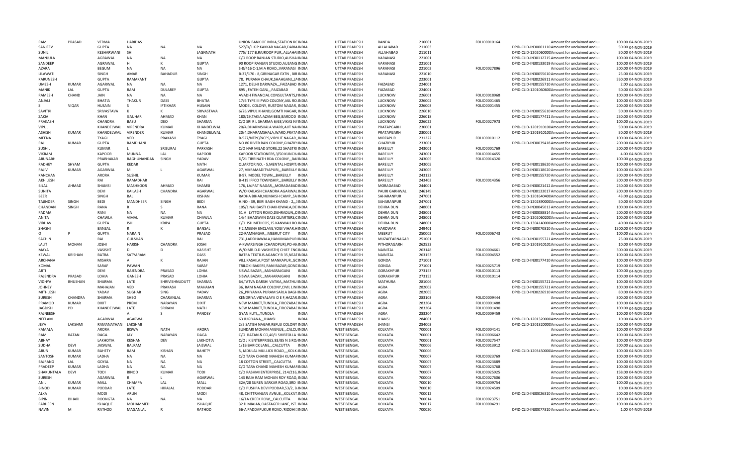| | | | | | | | | | | | | | | |
|---|---|---|---|---|---|---|---|---|---|---|---|---|---|---|
| RAM | PRASAD | VERMA | HARIDAS | | | UNION BANK OF INDIA,STATION RC INDIA | UTTAR PRADESH | BANDA | 210001 | FOLIO0010164 | | Amount for unclaimed and u | 100.00 | 04-NOV-2019 |
| SANJEEV | | GUPTA | NA | NA | NA | 527/D/1 K P KAKKAR NAGAR,DARIA INDIA | UTTAR PRADESH | ALLAHABAD | 211003 | | DPID-CLID-IN30001110 | Amount for unclaimed and u | 50.00 | 04-NOV-2019 |
| SUNIL | | KESHARWANI | SH | | JAGNNATH | 775/ 177 B,RAJROOP PUR,,ALLAHAI INDIA | UTTAR PRADESH | ALLAHABAD | 211011 | | DPID-CLID-1202060000 | Amount for unclaimed and u | 50.00 | 04-NOV-2019 |
| MANJULA | | AGRAWAL | NA | NA | NA | C/O ROOP RANJAN STUDIO,AUSHAI INDIA | UTTAR PRADESH | VARANASI | 221001 | | DPID-CLID-IN30112715 | Amount for unclaimed and u | 100.00 | 04-NOV-2019 |
| SANDEEP | | AGRAWAL | H | K | GUPTA | 90 ROOP RANJAN STUDIO,AUSANG INDIA | UTTAR PRADESH | VARANASI | 221001 | | DPID-CLID-IN30133019 | Amount for unclaimed and u | 100.00 | 04-NOV-2019 |
| AZARA | | BEGUM | NA | NA | NA | S-8/416 C-1,M A ROAD,,VARANASI INDIA | UTTAR PRADESH | VARANASI | 221002 | FOLIO0027896 | | Amount for unclaimed and u | 200.00 | 04-NOV-2019 |
| LILAWATI | | SINGH | AMAR | BAHADUR | SINGH | B-37/170 - 8,GIRINAGAR EXTN , BIR INDIA | UTTAR PRADESH | VARANASI | 221010 | | DPID-CLID-IN30055610 | Amount for unclaimed and u | 25.00 | 04-NOV-2019 |
| KARUNESH | | GUPTA | RAMAKANT | | GUPTA | 78, PURANA CHAUK,SHAHGANJ,,JA INDIA | UTTAR PRADESH | | 223001 | | DPID-CLID-IN30226911 | Amount for unclaimed and u | 550.00 | 04-NOV-2019 |
| UMESH | KUMAR | AGARWAL | NA | NA | NA | 1271, DELHI DARWAZA,,,FAIZABAD INDIA | UTTAR PRADESH | FAIZABAD | 224001 | | DPID-CLID-IN30155710 | Amount for unclaimed and u | 2.00 | 04-NOV-2019 |
| MANIK | LAL | GUPTA | RAM | DULAREY | GUPTA | 895 , FATEH GANJ,,,FAIZABAD INDIA | UTTAR PRADESH | FAIZABAD | 224001 | | DPID-CLID-1201060600 | Amount for unclaimed and u | 50.00 | 04-NOV-2019 |
| RAMESH | CHAND | JAIN | NA | NA | NA | AVADH FINANCIAL CONSULTANTS,I INDIA | UTTAR PRADESH | LUCKNOW | 226001 | FOLIO0018968 | | Amount for unclaimed and u | 100.00 | 04-NOV-2019 |
| ANJALI | | BHATIA | THAKUR | DASS | BHATIA | 17/6 TYPE III PWD COLONY,JAIL RO INDIA | UTTAR PRADESH | LUCKNOW | 226002 | FOLIO0001465 | | Amount for unclaimed and u | 100.00 | 04-NOV-2019 |
| S | VIQAR | HUSAIN | S | IFTIKHAR | HUSAIN | MODEL COLONY, RUSTOM NAGAR, INDIA | UTTAR PRADESH | LUCKNOW | 226003 | FOLIO0001455 | | Amount for unclaimed and u | 200.00 | 04-NOV-2019 |
| SAVITRI | | SRIVASTAVA | K | K | SRIVASTAVA | 6/26,VIPUL KHAND,GOMTI NAGAR, INDIA | UTTAR PRADESH | LUCKNOW | 226010 | | DPID-CLID-IN30055610 | Amount for unclaimed and u | 50.00 | 04-NOV-2019 |
| ZAKIA | | KHAN | GAUHAR | AHMAD | KHAN | 180/19,TAKIA AZAM BEG,BAROOD INDIA | UTTAR PRADESH | LUCKNOW | 226018 | | DPID-CLID-IN30177411 | Amount for unclaimed and u | 250.00 | 04-NOV-2019 |
| PRAKASH | | CHANDRA | BASU | DEO | SHARMA | C/O SRI R L SHARMA 6/63,VIKAS NA INDIA | UTTAR PRADESH | LUCKNOW | 226022 | FOLIO0027973 | | Amount for unclaimed and u | 100.00 | 04-NOV-2019 |
| VIPUL | | KHANDELWAL | VIRENDRA | KUMAR | KHANDELWAL | 20/4,DHARMSHALA WARD,AJIT NA INDIA | UTTAR PRADESH | PRATAPGARH | 230001 | | DPID-CLID-1201910100 | Amount for unclaimed and u | 50.00 | 04-NOV-2019 |
| ASHISH | KUMAR | KHANDELWAL | VIRENDER | KUMAR | KHANDELWAL | 20/4,DHARAMSHALA,WARD,PRATA INDIA | UTTAR PRADESH | PRATAPGARH | 230001 | | DPID-CLID-1201910100 | Amount for unclaimed and u | 50.00 | 04-NOV-2019 |
| MEENA | | TYAGI | VED | PRAKASH | TYAGI | B-527/NTPC/NCPS,VIDYUT NAGAR,,INDIA | UTTAR PRADESH | MIRZAPUR | 231222 | FOLIO0010112 | | Amount for unclaimed and u | 100.00 | 04-NOV-2019 |
| RAJ | KUMAR | GUPTA | RAMDHANI | | GUPTA | NO 86 RIVER BAN COLONY,GHAZIPI INDIA | UTTAR PRADESH | GHAZIPUR | 233001 | | DPID-CLID-IN30039418 | Amount for unclaimed and u | 200.00 | 04-NOV-2019 |
| SUSHIL | | KUMAR | L | SRISURAJ | PARKASH | C/O HAR MILAD STORE,22 SHASTRI INDIA | UTTAR PRADESH | BAREILLY | 243001 | FOLIO0001769 | | Amount for unclaimed and u | 200.00 | 04-NOV-2019 |
| VIKRAM | | KAPOOR | MUNNA | LAL | KAPOOR | KAPOOR STATIONERS,3/50 KUNCH/ INDIA | UTTAR PRADESH | BAREILLY | 243001 | FOLIO0014455 | | Amount for unclaimed and u | 4.00 | 04-NOV-2019 |
| ARUNABH | | PRABHAKAR | RAGHUNANDAN | SINGH | YADAV | D/21 TIBRINATH BDA COLONY,,,BAI INDIA | UTTAR PRADESH | BAREILLY | 243005 | FOLIO0014320 | | Amount for unclaimed and u | 100.00 | 04-NOV-2019 |
| RADHEY | SHYAM | GUPTA | KEDAR | | NATH | QUARTOR NO. - 5,MENTAL HOSPIT/ INDIA | UTTAR PRADESH | BAREILLY | 243005 | | DPID-CLID-IN30118620 | Amount for unclaimed and u | 100.00 | 04-NOV-2019 |
| RAJIV | KUMAR | AGARWAL | M | L | AGARWAL | 27, VIKRAMADITYAPURI,,,BAREILLY INDIA | UTTAR PRADESH | BAREILLY | 243005 | | DPID-CLID-IN30118620 | Amount for unclaimed and u | 100.00 | 04-NOV-2019 |
| KANCHAN | | ARORA | SUSHIL | | KUMAR | B-97, MODEL TOWN,,,BAREILLY INDIA | UTTAR PRADESH | BAREILLY | 243122 | | DPID-CLID-IN30155720 | Amount for unclaimed and u | 300.00 | 04-NOV-2019 |
| AKHILESH | | RAI | RAMADHAR | | RAI | B-419 IFFCO TOWNSHIP,,,BAREILLY INDIA | UTTAR PRADESH | BAREILLY | 243403 | FOLIO0014356 | | Amount for unclaimed and u | 200.00 | 04-NOV-2019 |
| BILAL | AHMAD | SHAMSI | MASHKOOR | AHMAD | SHAMSI | 176, LAJPAT NAGAR,,,MORADABAD INDIA | UTTAR PRADESH | MORADABAD | 244001 | | DPID-CLID-IN30021412 | Amount for unclaimed and u | 250.00 | 04-NOV-2019 |
| SUNITA | | DEVI | KAILASH | CHANDRA | AGARWAL | W/O KAILASH CHANDRA AGARWAL INDIA | UTTAR PRADESH | PAURI GARHWAL | 246149 | | DPID-CLID-IN30133017 | Amount for unclaimed and u | 200.00 | 04-NOV-2019 |
| BEER | | SINGH | BAL | | KISHAN | RADHA BIHAR,NUMAISH CAMP,,SA INDIA | UTTAR PRADESH | SAHARANPUR | 247001 | | DPID-CLID-1201640400 | Amount for unclaimed and u | 43.00 | 04-NOV-2019 |
| TAJINDER | SINGH | BEDI | MANDHEER | SINGH | BEDI | H.NO - 39, BERI BAGH KHAND - 2,,,! INDIA | UTTAR PRADESH | SAHARANPUR | 247001 | | DPID-CLID-1202890000 | Amount for unclaimed and u | 50.00 | 04-NOV-2019 |
| CHANDAN | SINGH | RANA | R | S | RANA | 105/1 NAI BASTI CHAKHOWALA,DE INDIA | UTTAR PRADESH | DEHRA DUN | 248001 | | DPID-CLID-IN30045013 | Amount for unclaimed and u | 100.00 | 04-NOV-2019 |
| PADMA | | RANI | NA | NA | NA | 51 A LYTTON ROAD,DEHRADUN,,D INDIA | UTTAR PRADESH | DEHRA DUN | 248001 | | DPID-CLID-IN30088814 | Amount for unclaimed and u | 200.00 | 04-NOV-2019 |
| ANITA | | CHAWLA | VIMAL | KUMAR | CHAWLA | 14/4 BHAGWAN DASS QUARTERS,C INDIA | UTTAR PRADESH | DEHRA DUN | 248001 | | DPID-CLID-1202060200 | Amount for unclaimed and u | 100.00 | 04-NOV-2019 |
| VIBHAV | | GUPTA | ISH | KRIPA | GUPTA | C/O ISH MEDICOS,15 KANWALI RO INDIA | UTTAR PRADESH | DEHRA DUN | 248001 | | DPID-CLID-1304140000 | Amount for unclaimed and u | 40.00 | 04-NOV-2019 |
| SHASHI | | BANSAL | R | K | BANSAL | F 2,MEENA ENCLAVE,YOGI VIHAR,H INDIA | UTTAR PRADESH | HARDWAR | 249401 | | DPID-CLID-IN30070810 | Amount for unclaimed and u | 1500.00 | 04-NOV-2019 |
| O | P | GUPTA | NARAIN | | PRASAD | 22-RAMNAGAR,,,MEERUT CITY INDIA | UTTAR PRADESH | MEERUT | 250002 | FOLIO0006743 | | Amount for unclaimed and u | 100.00 | 04-NOV-2019 |
| SACHIN | | RAI | GULSHAN | | RAI | 731,LADDHAWALA,HANUMANPURI INDIA | UTTAR PRADESH | MUZAFFARNAGAR | 251001 | | DPID-CLID-IN30155721 | Amount for unclaimed and u | 25.00 | 04-NOV-2019 |
| LALIT | MOHAN | JOSHI | HARISH | CHANDRA | JOSHI | V-KWARSINGH (CHANDPUR),PO-A INDIA | UTTAR PRADESH | PITHORAGARH | 262523 | | DPID-CLID-1201910101 | Amount for unclaimed and u | 10.00 | 04-NOV-2019 |
| MAYA | | VASISHT | D | D | VASISHT | W/O MR.D.D.VASHISTHI CHIEF ENG INDIA | UTTAR PRADESH | NAINITAL | 263148 | FOLIO0004661 | | Amount for unclaimed and u | 300.00 | 04-NOV-2019 |
| KEWAL | KRISHAN | BATRA | SATYARAM | | DASS | BATRA TEXTILIS AGANCY B 35,NEAT INDIA | UTTAR PRADESH | NAINITAL | 263153 | FOLIO0004552 | | Amount for unclaimed and u | 100.00 | 04-NOV-2019 |
| ARCHANA | | MISHRA | A | K | RAJAN | VILL KASAILA,POST MANKAPUR,,GC INDIA | UTTAR PRADESH | GONDA | 271001 | | DPID-CLID-IN30177410 | Amount for unclaimed and u | 100.00 | 04-NOV-2019 |
| KOMAL | | SARAF | PAWAN | | SARAF | TRILOKI BAKERS,RANI BAZAR,GONE INDIA | UTTAR PRADESH | GONDA | 271001 | FOLIO0025719 | | Amount for unclaimed and u | 100.00 | 04-NOV-2019 |
| ARTI | | DEVI | RAJENDRA | PRASAD | LOHIA | SISWA BAZAR,,,MAHARAJGANJ INDIA | UTTAR PRADESH | GORAKHPUR | 273153 | FOLIO0010113 | | Amount for unclaimed and u | 100.00 | 04-NOV-2019 |
| RAJENDRA | PRASAD | LOHIA | GANESH | PRASAD | LOHIA | SISWA BAZAR,,,MAHARAJGANJ INDIA | UTTAR PRADESH | GORAKHPUR | 273153 | FOLIO0010114 | | Amount for unclaimed and u | 100.00 | 04-NOV-2019 |
| VIDHYA | BHUSHAN | SHARMA | LATE | SHRIVISHNUDUTT | SHARMA | 64,TATVA DARSHI VATIKA,,MATHUI INDIA | UTTAR PRADESH | MATHURA | 281006 | | DPID-CLID-IN30155721 | Amount for unclaimed and u | 100.00 | 04-NOV-2019 |
| JOHNEY | | MAHAJAN | VED | PRAKASH | MAHAJAN | 36, RAM NAGAR COLONY,CIVIL LINE INDIA | UTTAR PRADESH | AGRA | 282002 | | DPID-CLID-IN30155721 | Amount for unclaimed and u | 100.00 | 04-NOV-2019 |
| MITHLESH | | YADAV | SUGHAR | SING | YADAV | 26,,PRIYANKA PURAM SARLA BAGH INDIA | UTTAR PRADESH | AGRA | 282005 | | DPID-CLID-IN30226910 | Amount for unclaimed and u | 80.00 | 04-NOV-2019 |
| SURESH | CHANDRA | SHARMA | SHEO | CHARANLAL | SHARMA | KENDRIYA VIDYALAYA O E F,HAZAR INDIA | UTTAR PRADESH | AGRA | 283103 | FOLIO0009444 | | Amount for unclaimed and u | 300.00 | 04-NOV-2019 |
| PRAMOD | KUMAR | DIXIT | PREM | NARAYAN | DIXIT | NEW MARKET,TUNDLA,,FIROZABAL INDIA | UTTAR PRADESH | AGRA | 283204 | FOLIO0001488 | | Amount for unclaimed and u | 100.00 | 04-NOV-2019 |
| JAGDISH | PD | KHANDELWAL | LATE | SRIRAM | NATH | NEW MARKET,TUNDLA,,FIROZABAL INDIA | UTTAR PRADESH | AGRA | 283204 | FOLIO0001490 | | Amount for unclaimed and u | 100.00 | 04-NOV-2019 |
| RAJNEESH | | | A | S | PANDEY | GYAN KUTI,,,TUNDLA INDIA | UTTAR PRADESH | AGRA | 283204 | FOLIO0009459 | | Amount for unclaimed and u | 100.00 | 04-NOV-2019 |
| NEELAM | | AGARWAL | AGARWAL | | | 63 JUGIYANA,,,JHANSI INDIA | UTTAR PRADESH | JHANSI | 284001 | | DPID-CLID-1201320000 | Amount for unclaimed and u | 10.00 | 04-NOV-2019 |
| JEYA | LAKSHMI | RAMANATHAN | LAKSHMI | | | 2/5 SATISH NAGAR,REFUJI COLONY INDIA | UTTAR PRADESH | JHANSI | 284003 | | DPID-CLID-1201320000 | Amount for unclaimed and u | 200.00 | 04-NOV-2019 |
| KAMALA | | ARORA | BISWA | NATH | ARORA | SUNDARI MOHAN AVENUE,,,CALCU INDIA | WEST BENGAL | KOLKATA | 700001 | FOLIO0004141 | | Amount for unclaimed and u | 100.00 | 04-NOV-2019 |
| RAM | RATAN | DAGA | JAY | NARAYAN | DAGA | C/O RATAN & CO,40/1 SHIBTOLLA : INDIA | WEST BENGAL | KOLKATA | 700001 | FOLIO0006642 | | Amount for unclaimed and u | 100.00 | 04-NOV-2019 |
| ABHAY | | LAKHOTIA | KESHAN | DEV | LAKHOTIA | C/O J K ENTERPRISES,83/85 N S RO/ INDIA | WEST BENGAL | KOLKATA | 700001 | FOLIO0027547 | | Amount for unclaimed and u | 100.00 | 04-NOV-2019 |
| SUDHA | DEVI | JAISWAL | BALRAM | | JAISWAL | 1/1B BARICK LANE,,,CALCUTTA INDIA | WEST BENGAL | KOLKATA | 700006 | FOLIO0013912 | | Amount for unclaimed and u | 200.00 | 04-NOV-2019 |
| ARUN | KUMAR | BAHETY | RAM | KISHAN | BAHETY | 5, JADULAL MULLICK ROAD,,,,KOLK/ INDIA | WEST BENGAL | KOLKATA | 700006 | | DPID-CLID-1203450000 | Amount for unclaimed and u | 100.00 | 04-NOV-2019 |
| SANTOSH | KUMAR | LADHA | NA | NA | NA | C/O TARA CHAND MAHESH KUMAR INDIA | WEST BENGAL | KOLKATA | 700007 | FOLIO0023769 | | Amount for unclaimed and u | 100.00 | 04-NOV-2019 |
| BAJRANG | LAL | GOYAL | NA | NA | NA | 18 COTTON STREET,,,CALCUTTA INDIA | WEST BENGAL | KOLKATA | 700007 | FOLIO0023689 | | Amount for unclaimed and u | 100.00 | 04-NOV-2019 |
| PRADEEP | KUMAR | LADHA | NA | NA | NA | C/O TARA CHAND MAHESH KUMAR INDIA | WEST BENGAL | KOLKATA | 700007 | FOLIO0023768 | | Amount for unclaimed and u | 100.00 | 04-NOV-2019 |
| SHAKUNTALA | DEVI | TODI | BINOD | KUMAR | TODI | C/O RASHMI ENTERPRISE, 214/216, INDIA | WEST BENGAL | KOLKATA | 700007 | FOLIO0025925 | | Amount for unclaimed and u | 158.00 | 04-NOV-2019 |
| SURESH | | AGARWAL | R | L | AGARWAL | 143 RAJA RAM MOHAN ROY ROAD, INDIA | WEST BENGAL | KOLKATA | 700008 | FOLIO0027606 | | Amount for unclaimed and u | 100.00 | 04-NOV-2019 |
| ANIL | KUMAR | MALL | CHAMPA | LAL | MALL | 32A/2B SUREN SARKAR ROAD,3RD INDIA | WEST BENGAL | KOLKATA | 700010 | FOLIO0009754 | | Amount for unclaimed and u | 100.00 | 04-NOV-2019 |
| BINOD | KUMAR | PODDAR | LATE | HIRALAL | PODDAR | C/O PUSHPA DEVI PODDAR,53/2, B. INDIA | WEST BENGAL | KOLKATA | 700010 | FOLIO0024509 | | Amount for unclaimed and u | 10.00 | 04-NOV-2019 |
| ALKA | | MODI | ARUN | | MODI | 48, CHITTRANJAN AVNUE,,,KOLKAT. INDIA | WEST BENGAL | KOLKATA | 700012 | | DPID-CLID-IN30026310 | Amount for unclaimed and u | 200.00 | 04-NOV-2019 |
| BIPIN | BIHARI | ROONGTA | NA | NA | NA | 16/1A CREEK ROW,,,CALCUTTA INDIA | WEST BENGAL | KOLKATA | 700014 | FOLIO0023751 | | Amount for unclaimed and u | 100.00 | 04-NOV-2019 |
| FARHEEN | | ISHAQUE | MOHAMMED | | ISHAQUE | 32 D MIAJAN,OASTAGER LANE, IST. INDIA | WEST BENGAL | KOLKATA | 700017 | FOLIO0004291 | | Amount for unclaimed and u | 100.00 | 04-NOV-2019 |
| NAVIN | M | RATHOD | MAGANLAL | R | RATHOD | 56-A PADDAPUKUR ROAD,'RIDDHI : INDIA | WEST BENGAL | KOLKATA | 700020 | | DPID-CLID-IN30077310 | Amount for unclaimed and u | 1.00 | 04-NOV-2019 |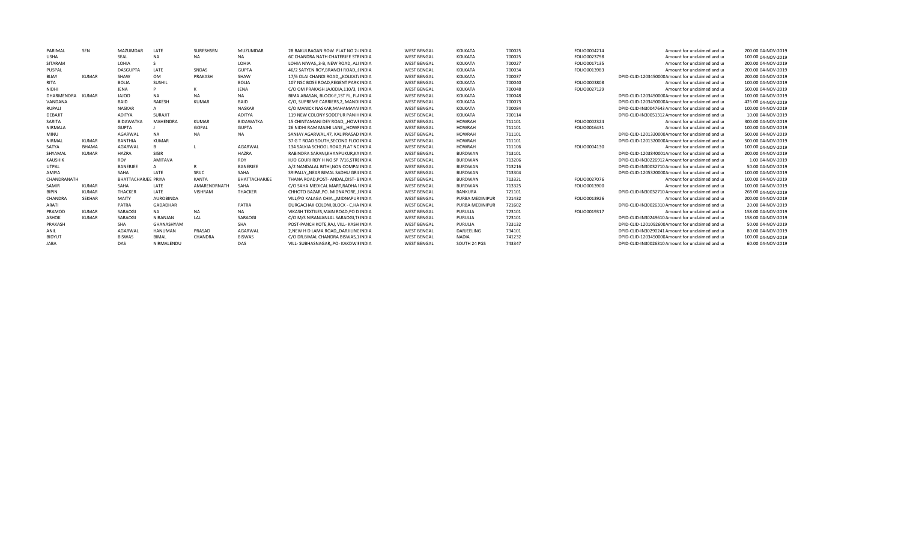| | | | | | | | | | | | | | | | |
|---|---|---|---|---|---|---|---|---|---|---|---|---|---|---|---|
| PARIMAL | SEN | MAZUMDAR | LATE | SURESHSEN | MUZUMDAR | 28 BAKULBAGAN ROW FLAT NO 2-I INDIA | WEST BENGAL | KOLKATA | 700025 | FOLIO0004214 | | Amount for unclaimed and u | 200.00 | 04-NOV-2019 |
| USHA | | SEAL | NA | NA | NA | 6C CHANDRA NATH CHATERJEE STR INDIA | WEST BENGAL | KOLKATA | 700025 | FOLIO0023798 | | Amount for unclaimed and u | 100.00 | 04-NOV-2019 |
| SITARAM | | LOHIA | S | | LOHIA | LOHIA NIWAS,,3-B, NEW ROAD, ALI INDIA | WEST BENGAL | KOLKATA | 700027 | FOLIO0017135 | | Amount for unclaimed and u | 200.00 | 04-NOV-2019 |
| PUSPAL | | DASGUPTA | LATE | SNDAS | GUPTA | 46/2 SATYEN ROY,BRANCH ROAD,,( INDIA | WEST BENGAL | KOLKATA | 700034 | FOLIO0013983 | | Amount for unclaimed and u | 200.00 | 04-NOV-2019 |
| BIJAY | KUMAR | SHAW | OM | PRAKASH | SHAW | 17/6 OLAI CHANDI ROAD,,,KOLKATA INDIA | WEST BENGAL | KOLKATA | 700037 | | DPID-CLID-1203450000 | Amount for unclaimed and u | 200.00 | 04-NOV-2019 |
| RITA | | BOLIA | SUSHIL | | BOLIA | 107 NSC BOSE ROAD,REGENT PARK INDIA | WEST BENGAL | KOLKATA | 700040 | FOLIO0003808 | | Amount for unclaimed and u | 100.00 | 04-NOV-2019 |
| NIDHI | | JENA | P | K | JENA | C/O OM PRAKASH JAJODIA,110/3, I INDIA | WEST BENGAL | KOLKATA | 700048 | FOLIO0027129 | | Amount for unclaimed and u | 500.00 | 04-NOV-2019 |
| DHARMENDRA | KUMAR | JAJOO | NA | NA | NA | BIMA ABASAN, BLOCK-E,1ST FL, FLA INDIA | WEST BENGAL | KOLKATA | 700048 | | DPID-CLID-1203450000 | Amount for unclaimed and u | 100.00 | 04-NOV-2019 |
| VANDANA | | BAID | RAKESH | KUMAR | BAID | C/O, SUPREME CARRIERS,2, MANDI INDIA | WEST BENGAL | KOLKATA | 700073 | | DPID-CLID-1203450000 | Amount for unclaimed and u | 425.00 | 04-NOV-2019 |
| RUPALI | | NASKAR | A | | NASKAR | C/O MANICK NASKAR,MAHAMAYAI INDIA | WEST BENGAL | KOLKATA | 700084 | | DPID-CLID-IN30047643 | Amount for unclaimed and u | 100.00 | 04-NOV-2019 |
| DEBAJIT | | ADITYA | SURAJIT | | ADITYA | 119 NEW COLONY SODEPUR PANIH INDIA | WEST BENGAL | KOLKATA | 700114 | | DPID-CLID-IN30051312 | Amount for unclaimed and u | 10.00 | 04-NOV-2019 |
| SARITA | | BIDAWATKA | MAHENDRA | KUMAR | BIDAWATKA | 15 CHINTAMANI DEY ROAD,,,HOWF INDIA | WEST BENGAL | HOWRAH | 711101 | FOLIO0002324 | | Amount for unclaimed and u | 300.00 | 04-NOV-2019 |
| NIRMALA | | GUPTA | J | GOPAL | GUPTA | 26 NIDHI RAM MAJHI LANE,,,HOWF INDIA | WEST BENGAL | HOWRAH | 711101 | FOLIO0016431 | | Amount for unclaimed and u | 100.00 | 04-NOV-2019 |
| MINU | | AGARWAL | NA | NA | NA | SANJAY AGARWAL,47, KALIPRASAD INDIA | WEST BENGAL | HOWRAH | 711101 | | DPID-CLID-1201320000 | Amount for unclaimed and u | 500.00 | 04-NOV-2019 |
| NIRMAL | KUMAR | BANTHIA | KUMAR | | | 37 G T ROAD SOUTH,SECOND FLOO INDIA | WEST BENGAL | HOWRAH | 711101 | | DPID-CLID-1201320000 | Amount for unclaimed and u | 500.00 | 04-NOV-2019 |
| SATYA | BHAMA | AGARWAL | B | L | AGARWAL | 134 SALKIA SCHOOL ROAD,FLAT NC INDIA | WEST BENGAL | HOWRAH | 711106 | FOLIO0004130 | | Amount for unclaimed and u | 100.00 | 04-NOV-2019 |
| SHYAMAL | KUMAR | HAZRA | SISIR | | HAZRA | RABINDRA SARANI,KHANPUKUR,KA INDIA | WEST BENGAL | BURDWAN | 713101 | | DPID-CLID-1203840001 | Amount for unclaimed and u | 200.00 | 04-NOV-2019 |
| KAUSHIK | | ROY | AMITAVA | | ROY | H/O GOURI ROY H NO SP 7/16,STRE INDIA | WEST BENGAL | BURDWAN | 713206 | | DPID-CLID-IN30226912 | Amount for unclaimed and u | 1.00 | 04-NOV-2019 |
| UTPAL | | BANERJEE | A | R | BANERJEE | A/2 NANDALAL BITHI,NON COMPAI INDIA | WEST BENGAL | BURDWAN | 713216 | | DPID-CLID-IN30032710 | Amount for unclaimed and u | 50.00 | 04-NOV-2019 |
| AMIYA | | SAHA | LATE | SRIJC | SAHA | SRIPALLY,,NEAR BIMAL SADHU GRI INDIA | WEST BENGAL | BURDWAN | 713304 | | DPID-CLID-1205320000 | Amount for unclaimed and u | 100.00 | 04-NOV-2019 |
| CHANDRANATH | | BHATTACHARJEE | PRIYA | KANTA | BHATTACHARJEE | THANA ROAD,POST- ANDAL,DIST- B INDIA | WEST BENGAL | BURDWAN | 713321 | FOLIO0027076 | | Amount for unclaimed and u | 100.00 | 04-NOV-2019 |
| SAMIR | KUMAR | SAHA | LATE | AMARENDRNATH | SAHA | C/O SAHA MEDICAL MART,RADHA I INDIA | WEST BENGAL | BURDWAN | 713325 | FOLIO0013900 | | Amount for unclaimed and u | 100.00 | 04-NOV-2019 |
| BIPIN | KUMAR | THACKER | LATE | VISHRAM | THACKER | CHHOTO BAZAR,PO. MIDNAPORE,,( INDIA | WEST BENGAL | BANKURA | 721101 | | DPID-CLID-IN30032710 | Amount for unclaimed and u | 268.00 | 04-NOV-2019 |
| CHANDRA | SEKHAR | MAITY | AUROBINDA | | | VILL/PO KALAGA CHIA,,,MIDNAPUR INDIA | WEST BENGAL | PURBA MEDINIPUR | 721432 | FOLIO0013926 | | Amount for unclaimed and u | 200.00 | 04-NOV-2019 |
| ARATI | | PATRA | GADADHAR | | PATRA | DURGACHAK COLONI,BLOCK - C,HA INDIA | WEST BENGAL | PURBA MEDINIPUR | 721602 | | DPID-CLID-IN30026310 | Amount for unclaimed and u | 20.00 | 04-NOV-2019 |
| PRAMOD | KUMAR | SARAOGI | NA | NA | NA | VIKASH TEXTILES,MAIN ROAD,PO D INDIA | WEST BENGAL | PURULIA | 723101 | FOLIO0019317 | | Amount for unclaimed and u | 158.00 | 04-NOV-2019 |
| ASHOK | KUMAR | SARAOGI | NIRANJAN | LAL | SARAOGI | C/O M/S NIRANJANLAL SARAOGI,TI INDIA | WEST BENGAL | PURULIA | 723101 | | DPID-CLID-IN30249610 | Amount for unclaimed and u | 158.00 | 04-NOV-2019 |
| PRAKASH | | SHA | GHANASHYAM | | SHA | POST-PANCH KOTE,RAJ, VILL- KASH INDIA | WEST BENGAL | PURULIA | 723132 | | DPID-CLID-1201092600 | Amount for unclaimed and u | 50.00 | 04-NOV-2019 |
| ANIL | | AGARWAL | HANUMAN | PRASAD | AGARWAL | 2,NEW H D LAMA ROAD,,DARJILING INDIA | WEST BENGAL | DARJEELING | 734101 | | DPID-CLID-IN30290241 | Amount for unclaimed and u | 80.00 | 04-NOV-2019 |
| BIDYUT | | BISWAS | BIMAL | CHANDRA | BISWAS | C/O DR.BIMAL CHANDRA BISWAS,1 INDIA | WEST BENGAL | NADIA | 741232 | | DPID-CLID-1203450000 | Amount for unclaimed and u | 100.00 | 04-NOV-2019 |
| JABA | | DAS | NIRMALENDU | | DAS | VILL- SUBHASNAGAR,,PO- KAKDWIF INDIA | WEST BENGAL | SOUTH 24 PGS | 743347 | | DPID-CLID-IN30026310 | Amount for unclaimed and u | 60.00 | 04-NOV-2019 |